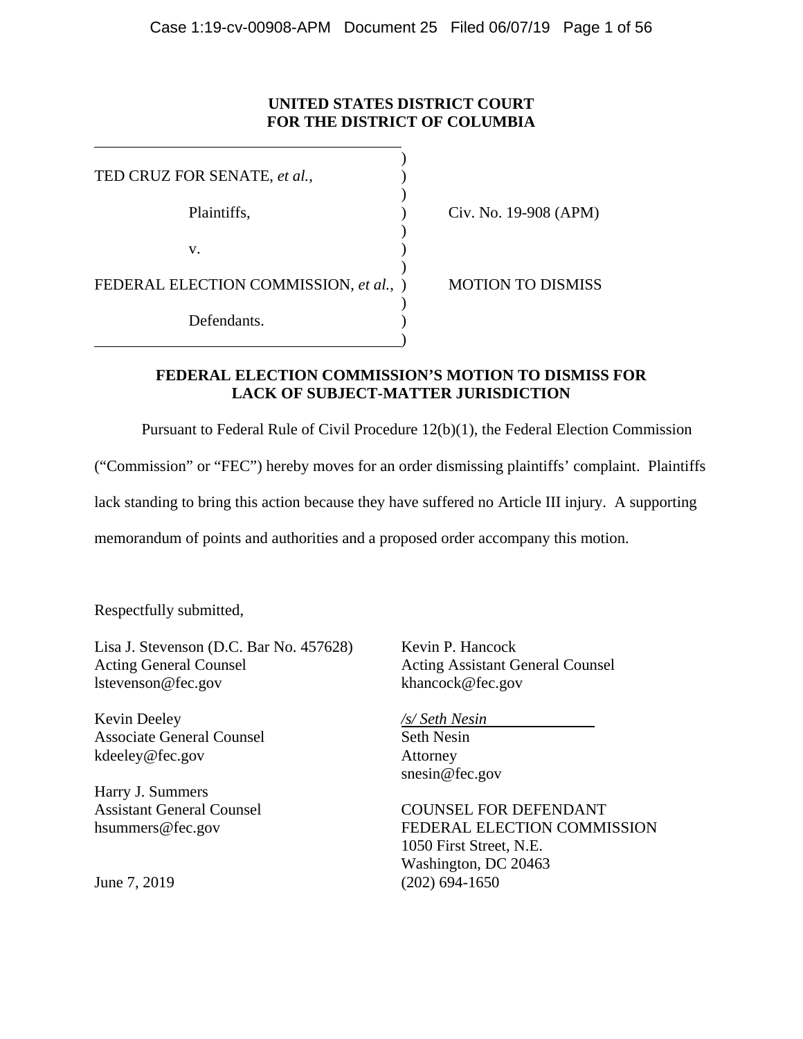**UNITED STATES DISTRICT COURT**
**FOR THE DISTRICT OF COLUMBIA**

| | | |
|---|---|---|
| TED CRUZ FOR SENATE, *et al.*, | ) | |
| Plaintiffs, | ) | Civ. No. 19-908 (APM) |
| v. | ) | |
| FEDERAL ELECTION COMMISSION, *et al.*, | ) | MOTION TO DISMISS |
| Defendants. | ) | |

**FEDERAL ELECTION COMMISSION'S MOTION TO DISMISS FOR LACK OF SUBJECT-MATTER JURISDICTION**

Pursuant to Federal Rule of Civil Procedure 12(b)(1), the Federal Election Commission ("Commission" or "FEC") hereby moves for an order dismissing plaintiffs' complaint. Plaintiffs lack standing to bring this action because they have suffered no Article III injury. A supporting memorandum of points and authorities and a proposed order accompany this motion.

Respectfully submitted,

Lisa J. Stevenson (D.C. Bar No. 457628)
Acting General Counsel
lstevenson@fec.gov

Kevin Deeley
Associate General Counsel
kdeeley@fec.gov

Harry J. Summers
Assistant General Counsel
hsummers@fec.gov

June 7, 2019

Kevin P. Hancock
Acting Assistant General Counsel
khancock@fec.gov

*/s/ Seth Nesin*
Seth Nesin
Attorney
snesin@fec.gov

COUNSEL FOR DEFENDANT
FEDERAL ELECTION COMMISSION
1050 First Street, N.E.
Washington, DC 20463
(202) 694-1650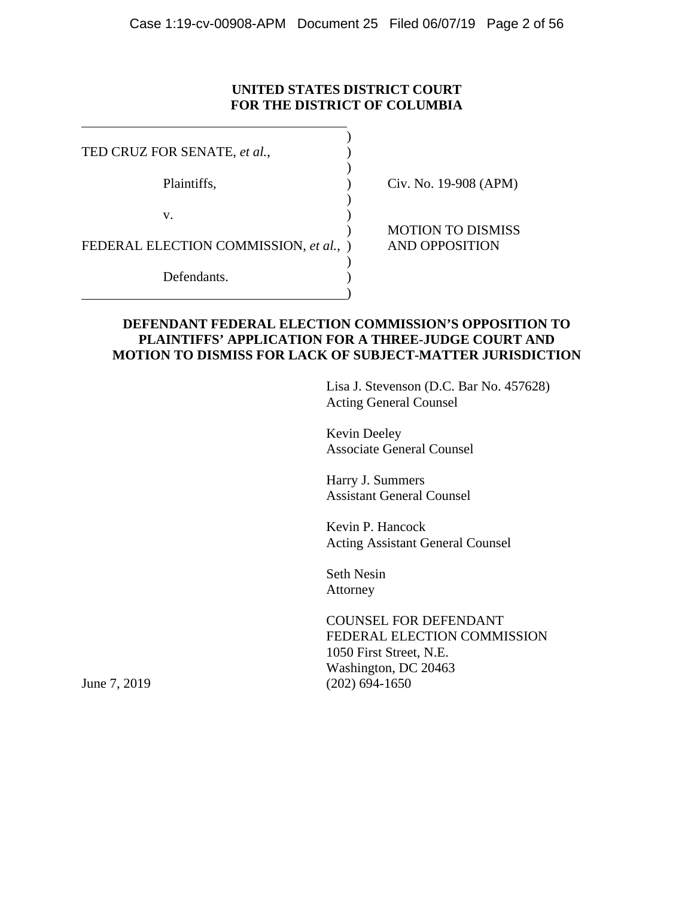**UNITED STATES DISTRICT COURT**
**FOR THE DISTRICT OF COLUMBIA**

| | | |
|---|---|---|
| TED CRUZ FOR SENATE, *et al.*, | ) | |
| Plaintiffs, | ) | Civ. No. 19-908 (APM) |
| v. | ) | |
| FEDERAL ELECTION COMMISSION, *et al.*, | ) | MOTION TO DISMISS AND OPPOSITION |
| Defendants. | ) | |

**DEFENDANT FEDERAL ELECTION COMMISSION'S OPPOSITION TO PLAINTIFFS' APPLICATION FOR A THREE-JUDGE COURT AND MOTION TO DISMISS FOR LACK OF SUBJECT-MATTER JURISDICTION**

Lisa J. Stevenson (D.C. Bar No. 457628)
Acting General Counsel

Kevin Deeley
Associate General Counsel

Harry J. Summers
Assistant General Counsel

Kevin P. Hancock
Acting Assistant General Counsel

Seth Nesin
Attorney

COUNSEL FOR DEFENDANT
FEDERAL ELECTION COMMISSION
1050 First Street, N.E.
Washington, DC 20463
(202) 694-1650

June 7, 2019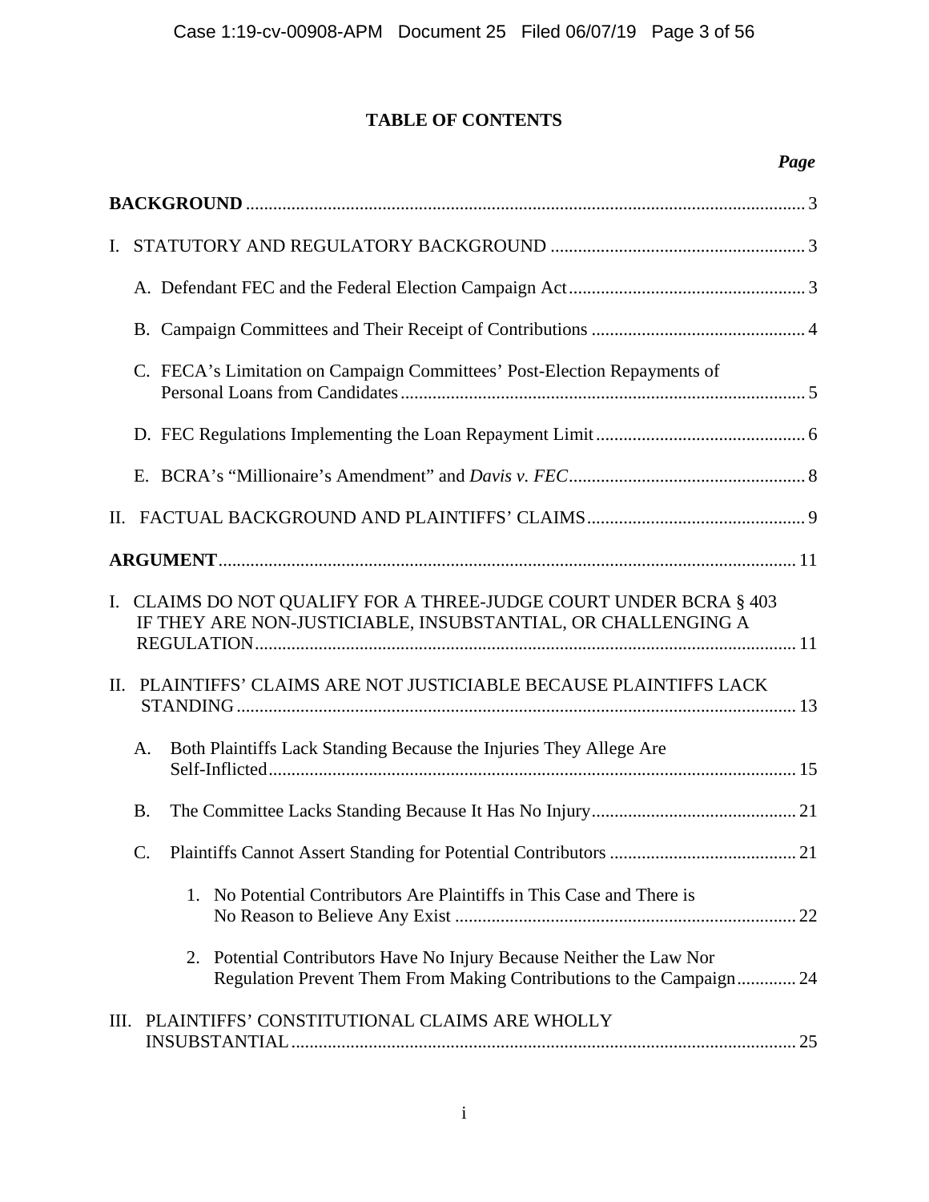## TABLE OF CONTENTS

*Page*

**BACKGROUND** .......... 3

I. STATUTORY AND REGULATORY BACKGROUND .......... 3

- A. Defendant FEC and the Federal Election Campaign Act .......... 3
- B. Campaign Committees and Their Receipt of Contributions .......... 4
- C. FECA's Limitation on Campaign Committees' Post-Election Repayments of Personal Loans from Candidates .......... 5
- D. FEC Regulations Implementing the Loan Repayment Limit .......... 6
- E. BCRA's "Millionaire's Amendment" and *Davis v. FEC* .......... 8

II. FACTUAL BACKGROUND AND PLAINTIFFS' CLAIMS .......... 9

**ARGUMENT** .......... 11

I. CLAIMS DO NOT QUALIFY FOR A THREE-JUDGE COURT UNDER BCRA § 403 IF THEY ARE NON-JUSTICIABLE, INSUBSTANTIAL, OR CHALLENGING A REGULATION .......... 11

II. PLAINTIFFS' CLAIMS ARE NOT JUSTICIABLE BECAUSE PLAINTIFFS LACK STANDING .......... 13

- A. Both Plaintiffs Lack Standing Because the Injuries They Allege Are Self-Inflicted .......... 15
- B. The Committee Lacks Standing Because It Has No Injury .......... 21
- C. Plaintiffs Cannot Assert Standing for Potential Contributors .......... 21
  1. No Potential Contributors Are Plaintiffs in This Case and There is No Reason to Believe Any Exist .......... 22
  2. Potential Contributors Have No Injury Because Neither the Law Nor Regulation Prevent Them From Making Contributions to the Campaign .......... 24

III. PLAINTIFFS' CONSTITUTIONAL CLAIMS ARE WHOLLY INSUBSTANTIAL .......... 25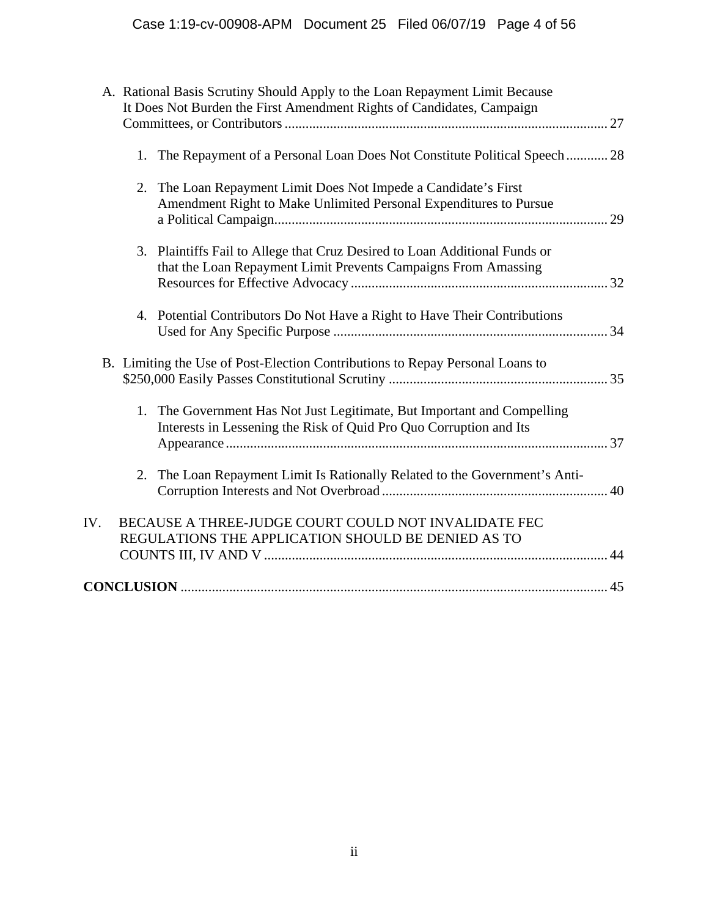A. Rational Basis Scrutiny Should Apply to the Loan Repayment Limit Because It Does Not Burden the First Amendment Rights of Candidates, Campaign Committees, or Contributors ........ 27

1. The Repayment of a Personal Loan Does Not Constitute Political Speech ........ 28

2. The Loan Repayment Limit Does Not Impede a Candidate's First Amendment Right to Make Unlimited Personal Expenditures to Pursue a Political Campaign ........ 29

3. Plaintiffs Fail to Allege that Cruz Desired to Loan Additional Funds or that the Loan Repayment Limit Prevents Campaigns From Amassing Resources for Effective Advocacy ........ 32

4. Potential Contributors Do Not Have a Right to Have Their Contributions Used for Any Specific Purpose ........ 34

B. Limiting the Use of Post-Election Contributions to Repay Personal Loans to $250,000 Easily Passes Constitutional Scrutiny ........ 35

1. The Government Has Not Just Legitimate, But Important and Compelling Interests in Lessening the Risk of Quid Pro Quo Corruption and Its Appearance ........ 37

2. The Loan Repayment Limit Is Rationally Related to the Government's Anti-Corruption Interests and Not Overbroad ........ 40

IV. BECAUSE A THREE-JUDGE COURT COULD NOT INVALIDATE FEC REGULATIONS THE APPLICATION SHOULD BE DENIED AS TO COUNTS III, IV AND V ........ 44

**CONCLUSION** ........ 45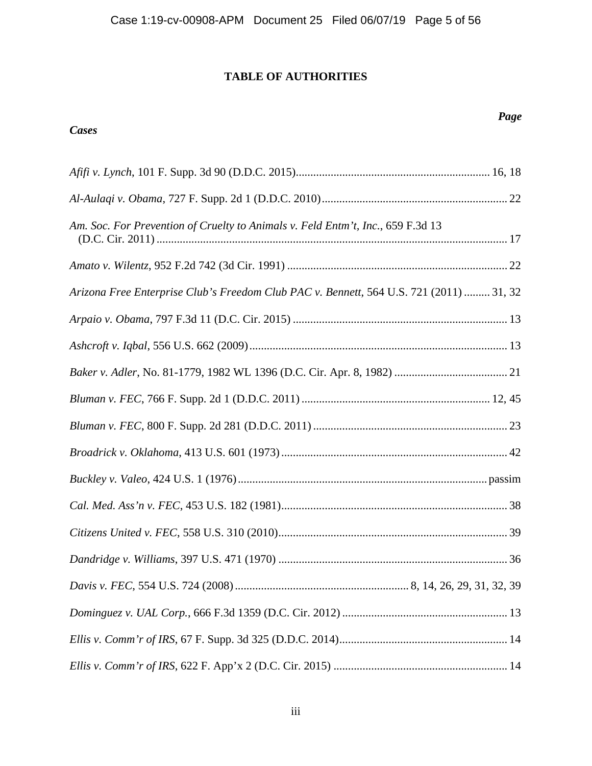# TABLE OF AUTHORITIES

***Cases*** — ***Page***

*Afifi v. Lynch*, 101 F. Supp. 3d 90 (D.D.C. 2015) .................................................................. 16, 18

*Al-Aulaqi v. Obama*, 727 F. Supp. 2d 1 (D.D.C. 2010) ................................................................ 22

*Am. Soc. For Prevention of Cruelty to Animals v. Feld Entm't, Inc.*, 659 F.3d 13 (D.C. Cir. 2011) ......................................................................................................................... 17

*Amato v. Wilentz*, 952 F.2d 742 (3d Cir. 1991) ............................................................................ 22

*Arizona Free Enterprise Club's Freedom Club PAC v. Bennett*, 564 U.S. 721 (2011) ......... 31, 32

*Arpaio v. Obama*, 797 F.3d 11 (D.C. Cir. 2015) .......................................................................... 13

*Ashcroft v. Iqbal*, 556 U.S. 662 (2009) ......................................................................................... 13

*Baker v. Adler*, No. 81-1779, 1982 WL 1396 (D.C. Cir. Apr. 8, 1982) ....................................... 21

*Bluman v. FEC*, 766 F. Supp. 2d 1 (D.D.C. 2011) ................................................................. 12, 45

*Bluman v. FEC*, 800 F. Supp. 2d 281 (D.D.C. 2011) ................................................................... 23

*Broadrick v. Oklahoma*, 413 U.S. 601 (1973) .............................................................................. 42

*Buckley v. Valeo*, 424 U.S. 1 (1976) ...................................................................................... passim

*Cal. Med. Ass'n v. FEC*, 453 U.S. 182 (1981) .............................................................................. 38

*Citizens United v. FEC*, 558 U.S. 310 (2010) ............................................................................... 39

*Dandridge v. Williams*, 397 U.S. 471 (1970) ............................................................................... 36

*Davis v. FEC*, 554 U.S. 724 (2008) ............................................................ 8, 14, 26, 29, 31, 32, 39

*Dominguez v. UAL Corp.*, 666 F.3d 1359 (D.C. Cir. 2012) ......................................................... 13

*Ellis v. Comm'r of IRS*, 67 F. Supp. 3d 325 (D.D.C. 2014) .......................................................... 14

*Ellis v. Comm'r of IRS*, 622 F. App'x 2 (D.C. Cir. 2015) ............................................................ 14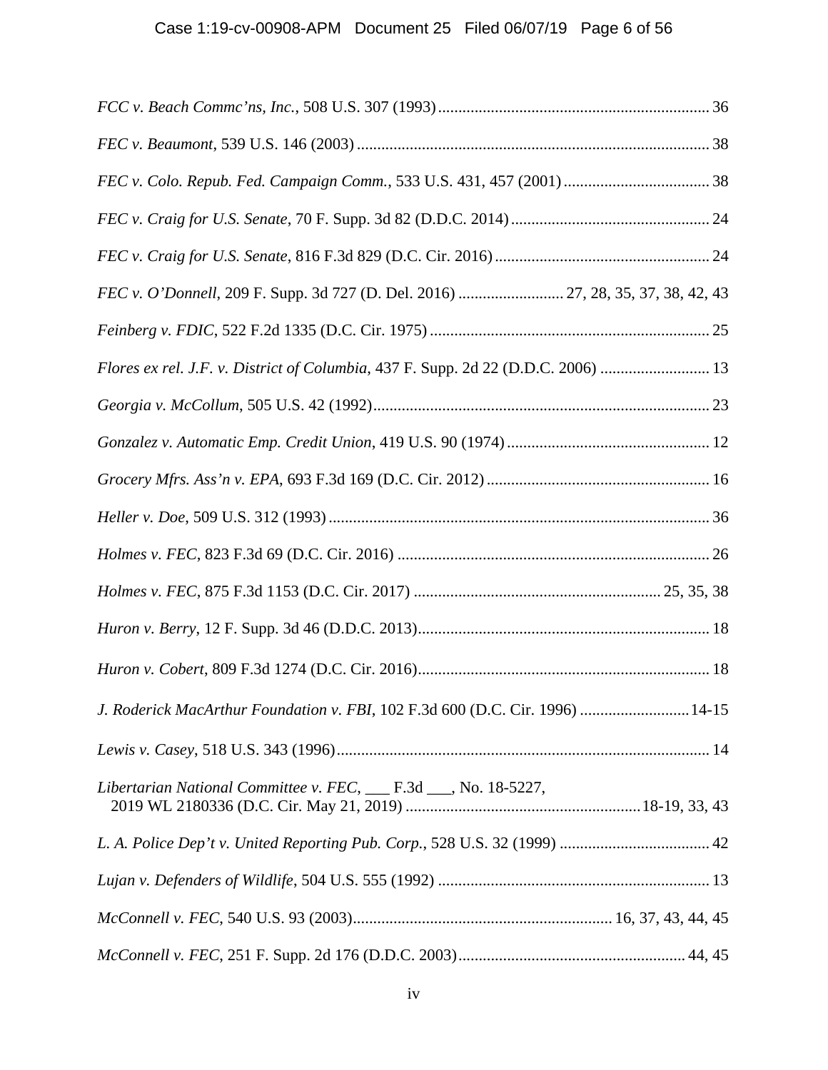*FCC v. Beach Commc'ns, Inc.*, 508 U.S. 307 (1993) .................................................................. 36

*FEC v. Beaumont*, 539 U.S. 146 (2003) ...................................................................................... 38

*FEC v. Colo. Repub. Fed. Campaign Comm.*, 533 U.S. 431, 457 (2001) .................................... 38

*FEC v. Craig for U.S. Senate*, 70 F. Supp. 3d 82 (D.D.C. 2014) ................................................. 24

*FEC v. Craig for U.S. Senate*, 816 F.3d 829 (D.C. Cir. 2016) ..................................................... 24

*FEC v. O'Donnell*, 209 F. Supp. 3d 727 (D. Del. 2016) .......................... 27, 28, 35, 37, 38, 42, 43

*Feinberg v. FDIC*, 522 F.2d 1335 (D.C. Cir. 1975) ..................................................................... 25

*Flores ex rel. J.F. v. District of Columbia*, 437 F. Supp. 2d 22 (D.D.C. 2006) ........................... 13

*Georgia v. McCollum*, 505 U.S. 42 (1992) ................................................................................... 23

*Gonzalez v. Automatic Emp. Credit Union*, 419 U.S. 90 (1974) .................................................. 12

*Grocery Mfrs. Ass'n v. EPA*, 693 F.3d 169 (D.C. Cir. 2012) ....................................................... 16

*Heller v. Doe*, 509 U.S. 312 (1993) ............................................................................................. 36

*Holmes v. FEC*, 823 F.3d 69 (D.C. Cir. 2016) ............................................................................ 26

*Holmes v. FEC*, 875 F.3d 1153 (D.C. Cir. 2017) ............................................................ 25, 35, 38

*Huron v. Berry*, 12 F. Supp. 3d 46 (D.D.C. 2013) ....................................................................... 18

*Huron v. Cobert*, 809 F.3d 1274 (D.C. Cir. 2016) ....................................................................... 18

*J. Roderick MacArthur Foundation v. FBI*, 102 F.3d 600 (D.C. Cir. 1996) ...........................14-15

*Lewis v. Casey*, 518 U.S. 343 (1996) ........................................................................................... 14

*Libertarian National Committee v. FEC*, ___ F.3d ___, No. 18-5227,
2019 WL 2180336 (D.C. Cir. May 21, 2019) .........................................................18-19, 33, 43

*L. A. Police Dep't v. United Reporting Pub. Corp.*, 528 U.S. 32 (1999) ..................................... 42

*Lujan v. Defenders of Wildlife*, 504 U.S. 555 (1992) .................................................................. 13

*McConnell v. FEC*, 540 U.S. 93 (2003) ............................................................... 16, 37, 43, 44, 45

*McConnell v. FEC*, 251 F. Supp. 2d 176 (D.D.C. 2003) ........................................................ 44, 45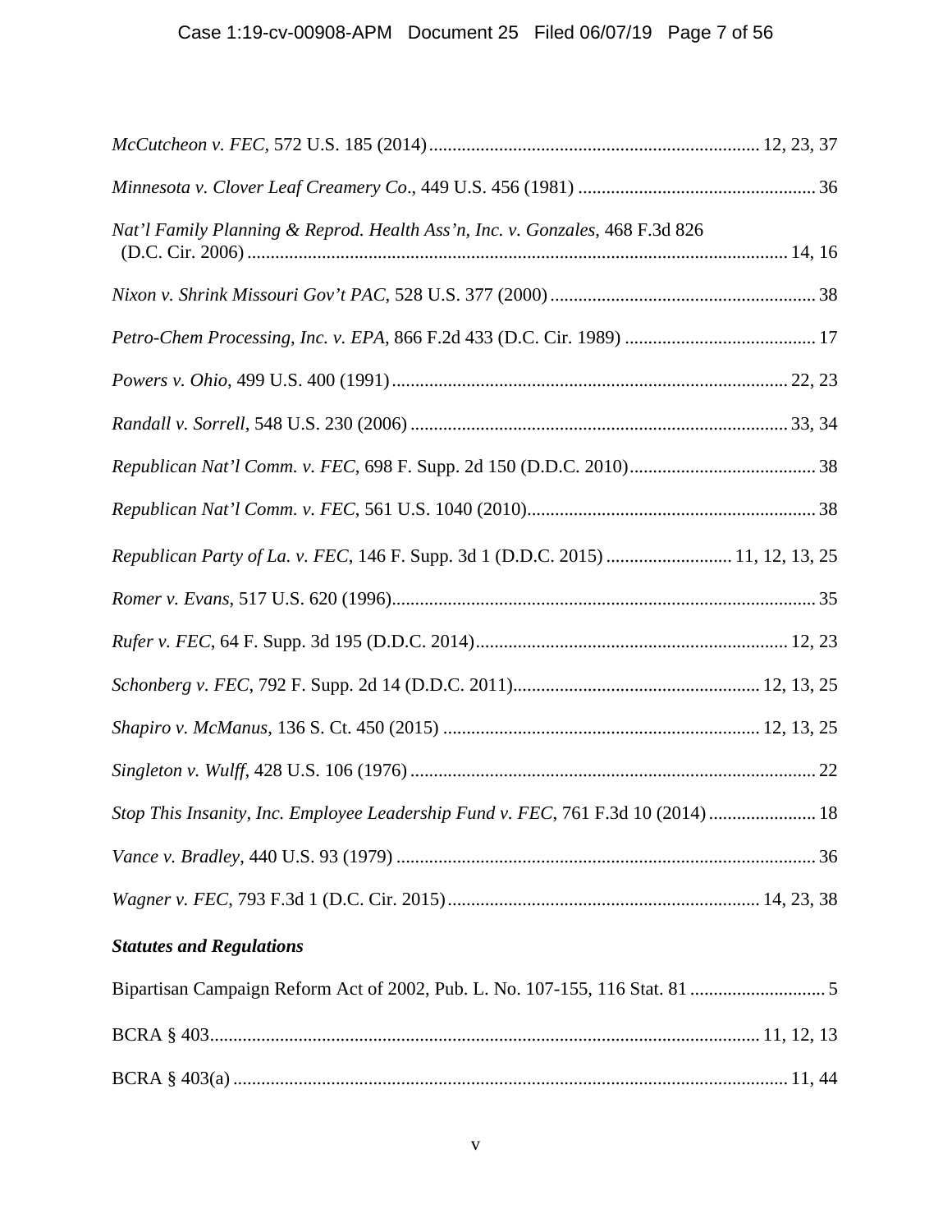*McCutcheon v. FEC*, 572 U.S. 185 (2014) ........................................................................ 12, 23, 37

*Minnesota v. Clover Leaf Creamery Co*., 449 U.S. 456 (1981) .................................................. 36

*Nat'l Family Planning & Reprod. Health Ass'n, Inc. v. Gonzales*, 468 F.3d 826 (D.C. Cir. 2006) .................................................................................................................. 14, 16

*Nixon v. Shrink Missouri Gov't PAC*, 528 U.S. 377 (2000) ......................................................... 38

*Petro-Chem Processing, Inc. v. EPA*, 866 F.2d 433 (D.C. Cir. 1989) ......................................... 17

*Powers v. Ohio*, 499 U.S. 400 (1991) .................................................................................... 22, 23

*Randall v. Sorrell*, 548 U.S. 230 (2006) ................................................................................ 33, 34

*Republican Nat'l Comm. v. FEC*, 698 F. Supp. 2d 150 (D.D.C. 2010) ........................................ 38

*Republican Nat'l Comm. v. FEC*, 561 U.S. 1040 (2010) ............................................................. 38

*Republican Party of La. v. FEC*, 146 F. Supp. 3d 1 (D.D.C. 2015) .......................... 11, 12, 13, 25

*Romer v. Evans*, 517 U.S. 620 (1996) .......................................................................................... 35

*Rufer v. FEC*, 64 F. Supp. 3d 195 (D.D.C. 2014) .................................................................. 12, 23

*Schonberg v. FEC*, 792 F. Supp. 2d 14 (D.D.C. 2011) ..................................................... 12, 13, 25

*Shapiro v. McManus*, 136 S. Ct. 450 (2015) ................................................................... 12, 13, 25

*Singleton v. Wulff*, 428 U.S. 106 (1976) ...................................................................................... 22

*Stop This Insanity, Inc. Employee Leadership Fund v. FEC*, 761 F.3d 10 (2014) ....................... 18

*Vance v. Bradley*, 440 U.S. 93 (1979) .......................................................................................... 36

*Wagner v. FEC*, 793 F.3d 1 (D.C. Cir. 2015) .................................................................. 14, 23, 38

***Statutes and Regulations***

Bipartisan Campaign Reform Act of 2002, Pub. L. No. 107-155, 116 Stat. 81 ............................. 5

BCRA § 403 ..................................................................................................................... 11, 12, 13

BCRA § 403(a) ..................................................................................................................... 11, 44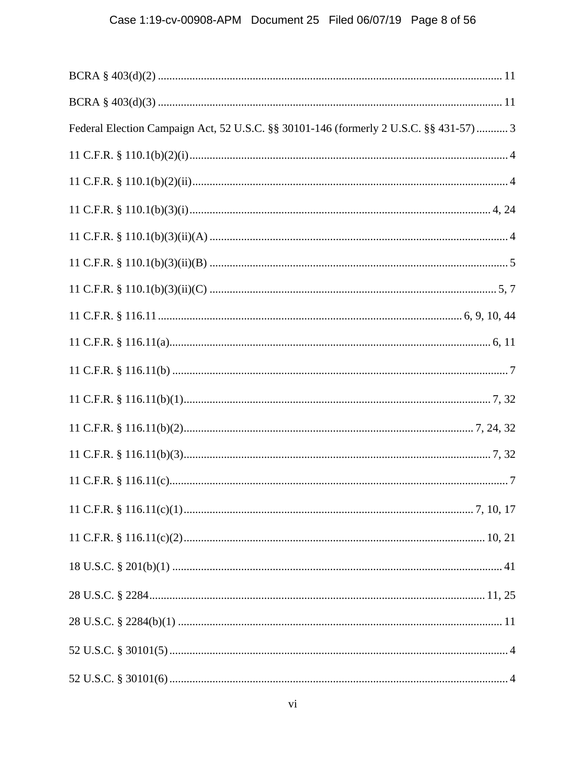BCRA § 403(d)(2) .......................................................................................................... 11

BCRA § 403(d)(3) .......................................................................................................... 11

Federal Election Campaign Act, 52 U.S.C. §§ 30101-146 (formerly 2 U.S.C. §§ 431-57) ........... 3

11 C.F.R. § 110.1(b)(2)(i) ...................................................................................................... 4

11 C.F.R. § 110.1(b)(2)(ii) ..................................................................................................... 4

11 C.F.R. § 110.1(b)(3)(i) ................................................................................................ 4, 24

11 C.F.R. § 110.1(b)(3)(ii)(A) ................................................................................................ 4

11 C.F.R. § 110.1(b)(3)(ii)(B) ................................................................................................ 5

11 C.F.R. § 110.1(b)(3)(ii)(C) ............................................................................................ 5, 7

11 C.F.R. § 116.11 ....................................................................................... 6, 9, 10, 44

11 C.F.R. § 116.11(a) ..................................................................................................... 6, 11

11 C.F.R. § 116.11(b) ........................................................................................................... 7

11 C.F.R. § 116.11(b)(1) ................................................................................................. 7, 32

11 C.F.R. § 116.11(b)(2) .............................................................................................. 7, 24, 32

11 C.F.R. § 116.11(b)(3) ................................................................................................. 7, 32

11 C.F.R. § 116.11(c) ........................................................................................................... 7

11 C.F.R. § 116.11(c)(1) .............................................................................................. 7, 10, 17

11 C.F.R. § 116.11(c)(2) ................................................................................................ 10, 21

18 U.S.C. § 201(b)(1) ......................................................................................................... 41

28 U.S.C. § 2284 .......................................................................................................... 11, 25

28 U.S.C. § 2284(b)(1) ....................................................................................................... 11

52 U.S.C. § 30101(5) ........................................................................................................... 4

52 U.S.C. § 30101(6) ........................................................................................................... 4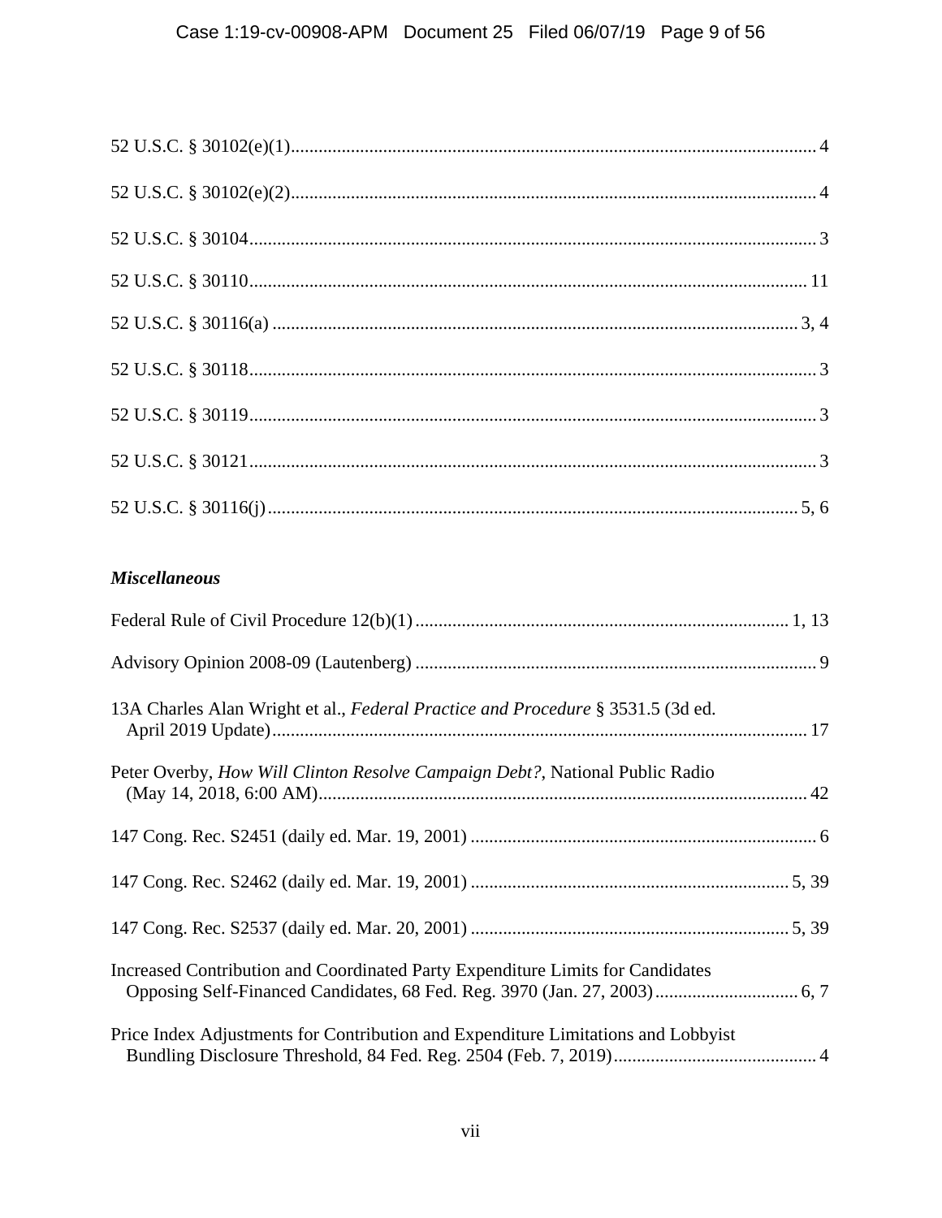52 U.S.C. § 30102(e)(1) .......... 4

52 U.S.C. § 30102(e)(2) .......... 4

52 U.S.C. § 30104 .......... 3

52 U.S.C. § 30110 .......... 11

52 U.S.C. § 30116(a) .......... 3, 4

52 U.S.C. § 30118 .......... 3

52 U.S.C. § 30119 .......... 3

52 U.S.C. § 30121 .......... 3

52 U.S.C. § 30116(j) .......... 5, 6

***Miscellaneous***

Federal Rule of Civil Procedure 12(b)(1) .......... 1, 13

Advisory Opinion 2008-09 (Lautenberg) .......... 9

13A Charles Alan Wright et al., *Federal Practice and Procedure* § 3531.5 (3d ed. April 2019 Update) .......... 17

Peter Overby, *How Will Clinton Resolve Campaign Debt?*, National Public Radio (May 14, 2018, 6:00 AM) .......... 42

147 Cong. Rec. S2451 (daily ed. Mar. 19, 2001) .......... 6

147 Cong. Rec. S2462 (daily ed. Mar. 19, 2001) .......... 5, 39

147 Cong. Rec. S2537 (daily ed. Mar. 20, 2001) .......... 5, 39

Increased Contribution and Coordinated Party Expenditure Limits for Candidates Opposing Self-Financed Candidates, 68 Fed. Reg. 3970 (Jan. 27, 2003) .......... 6, 7

Price Index Adjustments for Contribution and Expenditure Limitations and Lobbyist Bundling Disclosure Threshold, 84 Fed. Reg. 2504 (Feb. 7, 2019) .......... 4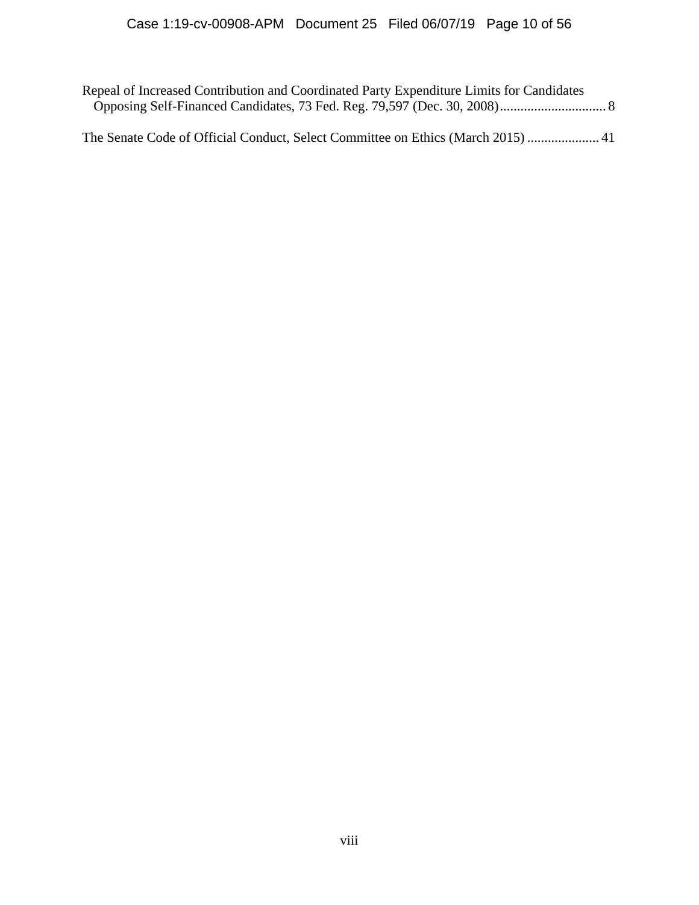Repeal of Increased Contribution and Coordinated Party Expenditure Limits for Candidates Opposing Self-Financed Candidates, 73 Fed. Reg. 79,597 (Dec. 30, 2008)............................... 8

The Senate Code of Official Conduct, Select Committee on Ethics (March 2015) ..................... 41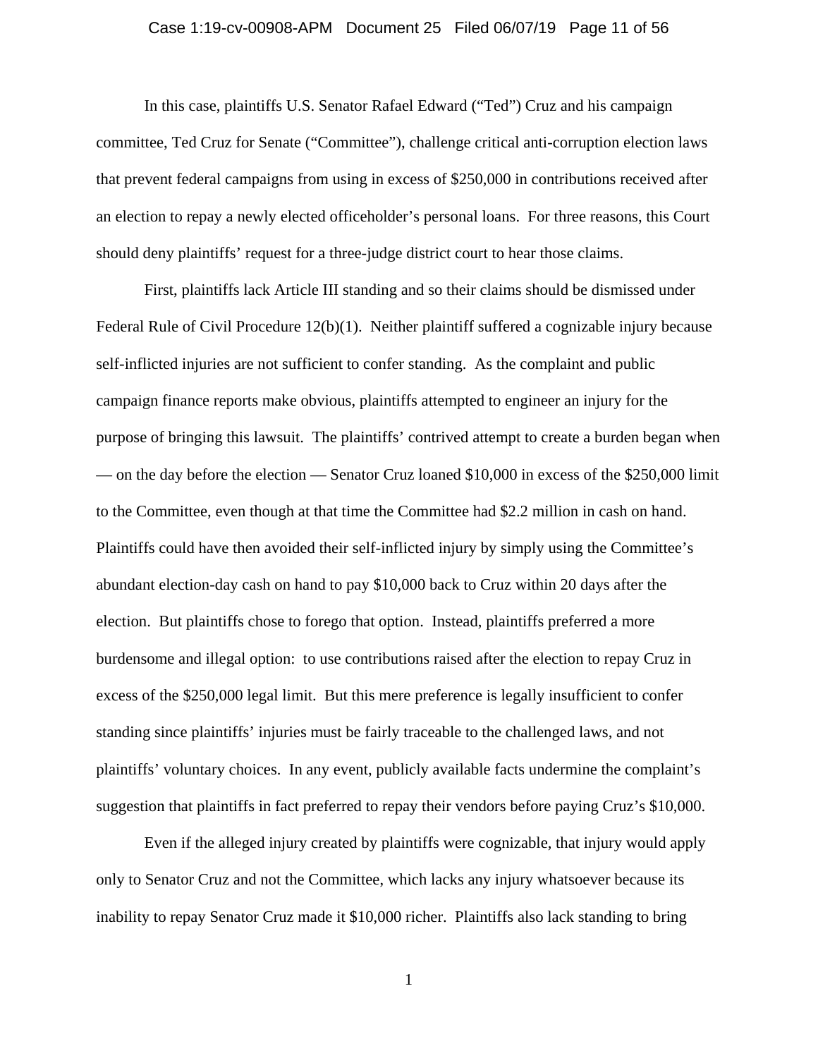In this case, plaintiffs U.S. Senator Rafael Edward ("Ted") Cruz and his campaign committee, Ted Cruz for Senate ("Committee"), challenge critical anti-corruption election laws that prevent federal campaigns from using in excess of $250,000 in contributions received after an election to repay a newly elected officeholder's personal loans. For three reasons, this Court should deny plaintiffs' request for a three-judge district court to hear those claims.

First, plaintiffs lack Article III standing and so their claims should be dismissed under Federal Rule of Civil Procedure 12(b)(1). Neither plaintiff suffered a cognizable injury because self-inflicted injuries are not sufficient to confer standing. As the complaint and public campaign finance reports make obvious, plaintiffs attempted to engineer an injury for the purpose of bringing this lawsuit. The plaintiffs' contrived attempt to create a burden began when — on the day before the election — Senator Cruz loaned $10,000 in excess of the $250,000 limit to the Committee, even though at that time the Committee had $2.2 million in cash on hand. Plaintiffs could have then avoided their self-inflicted injury by simply using the Committee's abundant election-day cash on hand to pay $10,000 back to Cruz within 20 days after the election. But plaintiffs chose to forego that option. Instead, plaintiffs preferred a more burdensome and illegal option: to use contributions raised after the election to repay Cruz in excess of the $250,000 legal limit. But this mere preference is legally insufficient to confer standing since plaintiffs' injuries must be fairly traceable to the challenged laws, and not plaintiffs' voluntary choices. In any event, publicly available facts undermine the complaint's suggestion that plaintiffs in fact preferred to repay their vendors before paying Cruz's $10,000.

Even if the alleged injury created by plaintiffs were cognizable, that injury would apply only to Senator Cruz and not the Committee, which lacks any injury whatsoever because its inability to repay Senator Cruz made it $10,000 richer. Plaintiffs also lack standing to bring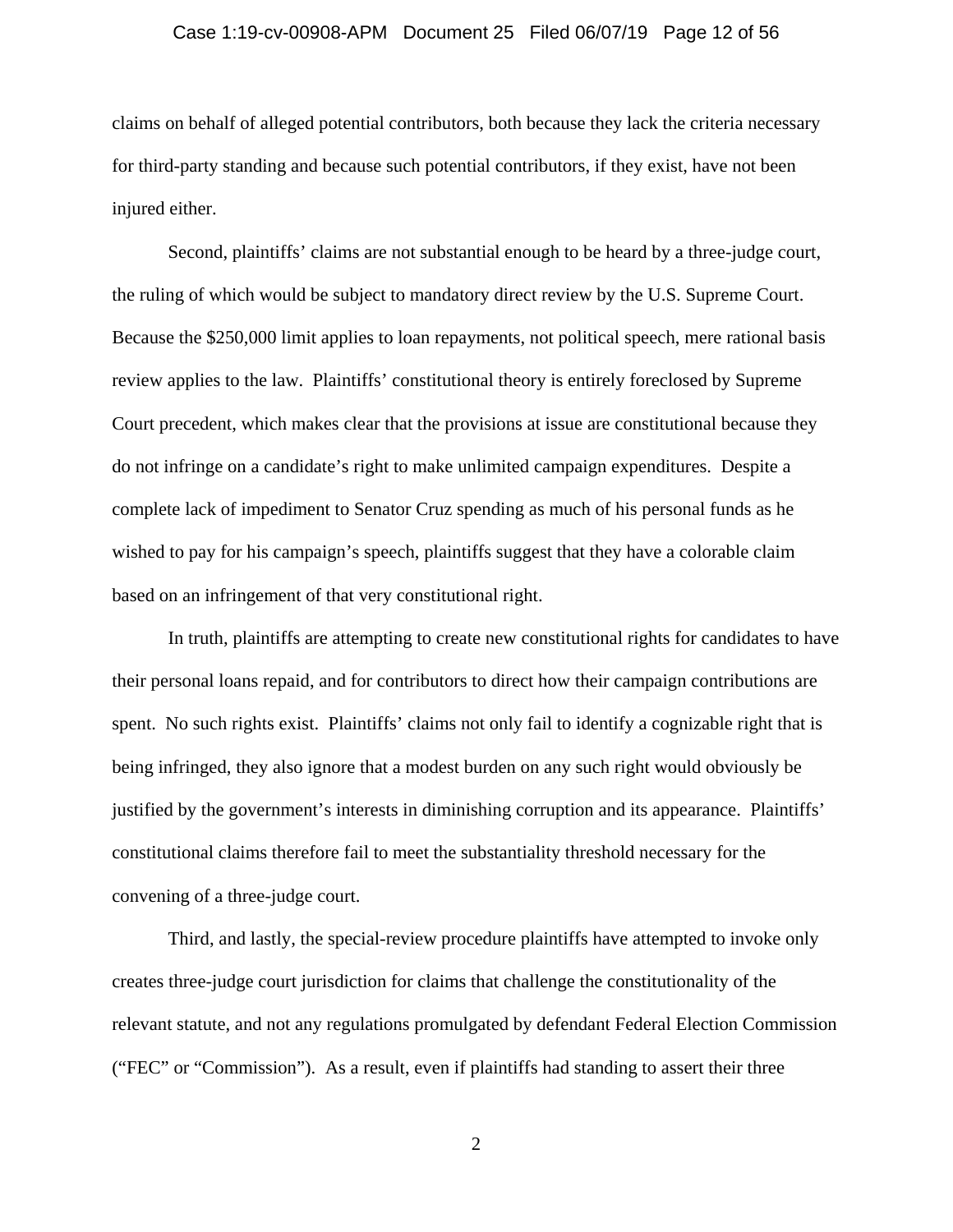claims on behalf of alleged potential contributors, both because they lack the criteria necessary for third-party standing and because such potential contributors, if they exist, have not been injured either.

Second, plaintiffs' claims are not substantial enough to be heard by a three-judge court, the ruling of which would be subject to mandatory direct review by the U.S. Supreme Court. Because the $250,000 limit applies to loan repayments, not political speech, mere rational basis review applies to the law. Plaintiffs' constitutional theory is entirely foreclosed by Supreme Court precedent, which makes clear that the provisions at issue are constitutional because they do not infringe on a candidate's right to make unlimited campaign expenditures. Despite a complete lack of impediment to Senator Cruz spending as much of his personal funds as he wished to pay for his campaign's speech, plaintiffs suggest that they have a colorable claim based on an infringement of that very constitutional right.

In truth, plaintiffs are attempting to create new constitutional rights for candidates to have their personal loans repaid, and for contributors to direct how their campaign contributions are spent. No such rights exist. Plaintiffs' claims not only fail to identify a cognizable right that is being infringed, they also ignore that a modest burden on any such right would obviously be justified by the government's interests in diminishing corruption and its appearance. Plaintiffs' constitutional claims therefore fail to meet the substantiality threshold necessary for the convening of a three-judge court.

Third, and lastly, the special-review procedure plaintiffs have attempted to invoke only creates three-judge court jurisdiction for claims that challenge the constitutionality of the relevant statute, and not any regulations promulgated by defendant Federal Election Commission ("FEC" or "Commission"). As a result, even if plaintiffs had standing to assert their three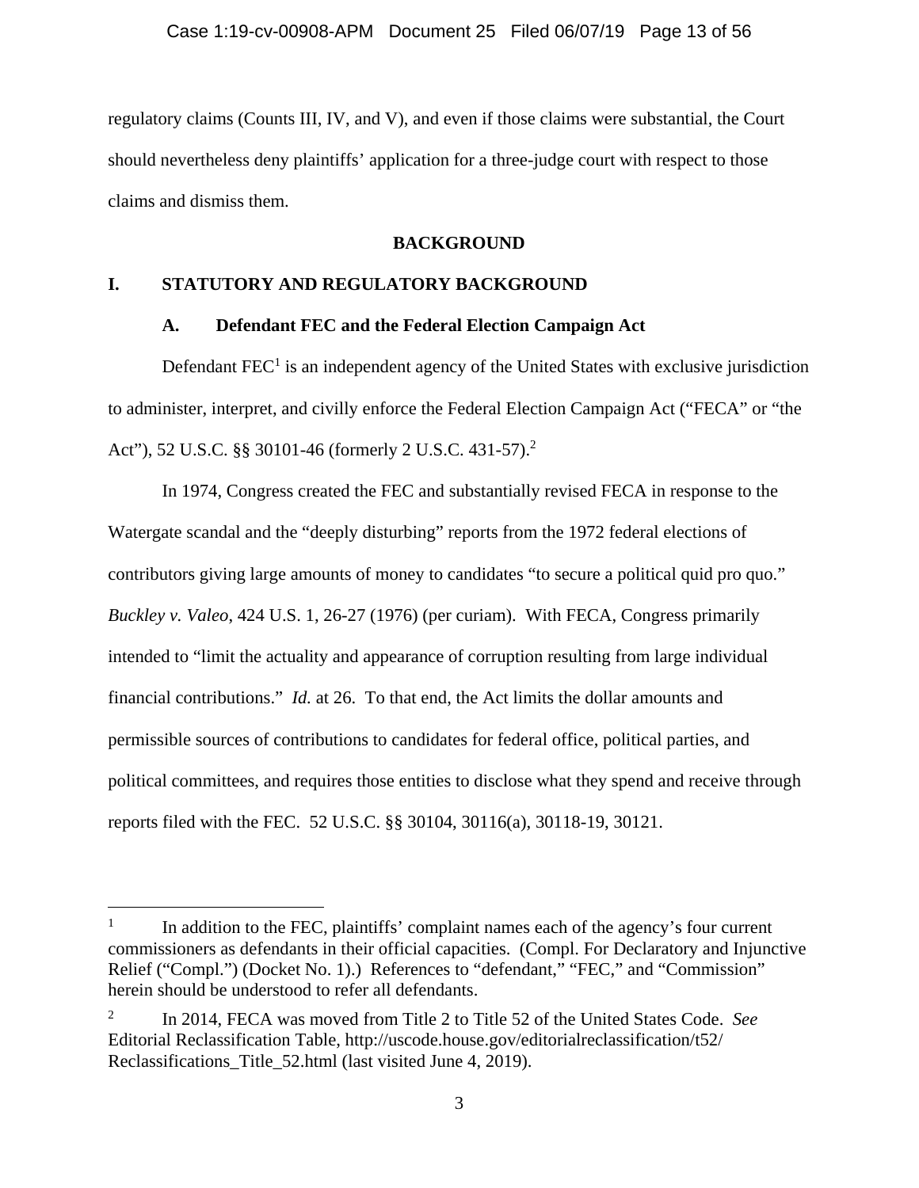regulatory claims (Counts III, IV, and V), and even if those claims were substantial, the Court should nevertheless deny plaintiffs' application for a three-judge court with respect to those claims and dismiss them.

## BACKGROUND

## I. STATUTORY AND REGULATORY BACKGROUND

### A. Defendant FEC and the Federal Election Campaign Act

Defendant FEC[1] is an independent agency of the United States with exclusive jurisdiction to administer, interpret, and civilly enforce the Federal Election Campaign Act ("FECA" or "the Act"), 52 U.S.C. §§ 30101-46 (formerly 2 U.S.C. 431-57).[2]

In 1974, Congress created the FEC and substantially revised FECA in response to the Watergate scandal and the "deeply disturbing" reports from the 1972 federal elections of contributors giving large amounts of money to candidates "to secure a political quid pro quo." *Buckley v. Valeo*, 424 U.S. 1, 26-27 (1976) (per curiam). With FECA, Congress primarily intended to "limit the actuality and appearance of corruption resulting from large individual financial contributions." *Id.* at 26. To that end, the Act limits the dollar amounts and permissible sources of contributions to candidates for federal office, political parties, and political committees, and requires those entities to disclose what they spend and receive through reports filed with the FEC. 52 U.S.C. §§ 30104, 30116(a), 30118-19, 30121.

---

[1] In addition to the FEC, plaintiffs' complaint names each of the agency's four current commissioners as defendants in their official capacities. (Compl. For Declaratory and Injunctive Relief ("Compl.") (Docket No. 1).) References to "defendant," "FEC," and "Commission" herein should be understood to refer all defendants.

[2] In 2014, FECA was moved from Title 2 to Title 52 of the United States Code. *See* Editorial Reclassification Table, http://uscode.house.gov/editorialreclassification/t52/Reclassifications_Title_52.html (last visited June 4, 2019).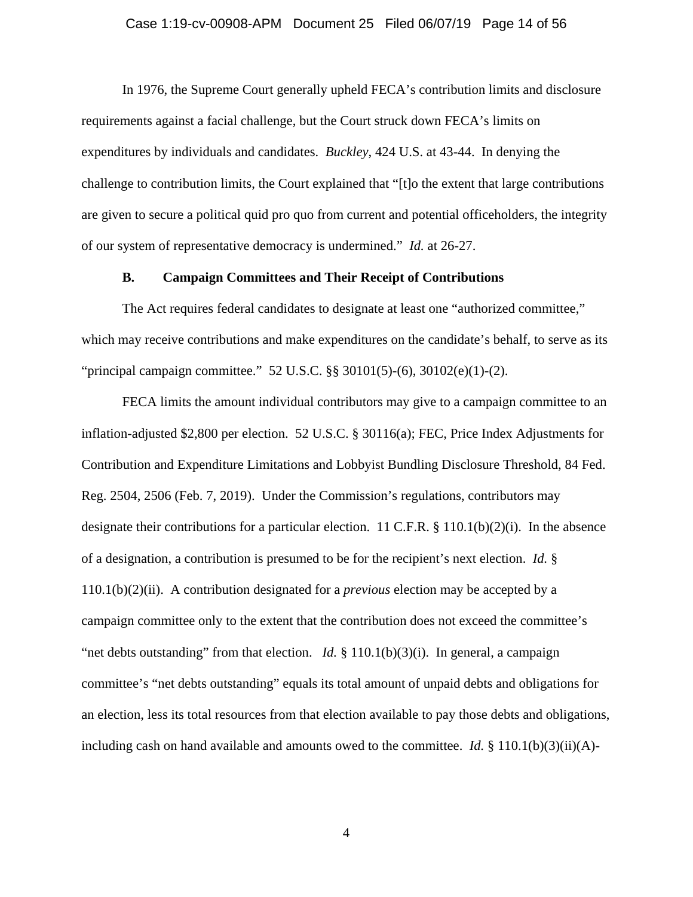In 1976, the Supreme Court generally upheld FECA's contribution limits and disclosure requirements against a facial challenge, but the Court struck down FECA's limits on expenditures by individuals and candidates. *Buckley*, 424 U.S. at 43-44. In denying the challenge to contribution limits, the Court explained that "[t]o the extent that large contributions are given to secure a political quid pro quo from current and potential officeholders, the integrity of our system of representative democracy is undermined." *Id.* at 26-27.

### B. Campaign Committees and Their Receipt of Contributions

The Act requires federal candidates to designate at least one "authorized committee," which may receive contributions and make expenditures on the candidate's behalf, to serve as its "principal campaign committee." 52 U.S.C. §§ 30101(5)-(6), 30102(e)(1)-(2).

FECA limits the amount individual contributors may give to a campaign committee to an inflation-adjusted $2,800 per election. 52 U.S.C. § 30116(a); FEC, Price Index Adjustments for Contribution and Expenditure Limitations and Lobbyist Bundling Disclosure Threshold, 84 Fed. Reg. 2504, 2506 (Feb. 7, 2019). Under the Commission's regulations, contributors may designate their contributions for a particular election. 11 C.F.R. § 110.1(b)(2)(i). In the absence of a designation, a contribution is presumed to be for the recipient's next election. *Id.* § 110.1(b)(2)(ii). A contribution designated for a *previous* election may be accepted by a campaign committee only to the extent that the contribution does not exceed the committee's "net debts outstanding" from that election. *Id.* § 110.1(b)(3)(i). In general, a campaign committee's "net debts outstanding" equals its total amount of unpaid debts and obligations for an election, less its total resources from that election available to pay those debts and obligations, including cash on hand available and amounts owed to the committee. *Id.* § 110.1(b)(3)(ii)(A)-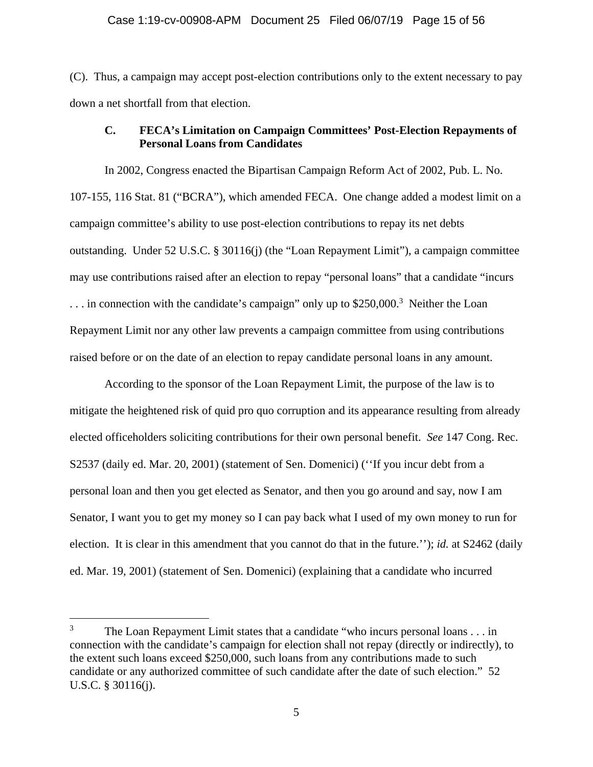(C). Thus, a campaign may accept post-election contributions only to the extent necessary to pay down a net shortfall from that election.

### C. FECA's Limitation on Campaign Committees' Post-Election Repayments of Personal Loans from Candidates

In 2002, Congress enacted the Bipartisan Campaign Reform Act of 2002, Pub. L. No. 107-155, 116 Stat. 81 ("BCRA"), which amended FECA. One change added a modest limit on a campaign committee's ability to use post-election contributions to repay its net debts outstanding. Under 52 U.S.C. § 30116(j) (the "Loan Repayment Limit"), a campaign committee may use contributions raised after an election to repay "personal loans" that a candidate "incurs . . . in connection with the candidate's campaign" only up to $250,000.[3] Neither the Loan Repayment Limit nor any other law prevents a campaign committee from using contributions raised before or on the date of an election to repay candidate personal loans in any amount.

According to the sponsor of the Loan Repayment Limit, the purpose of the law is to mitigate the heightened risk of quid pro quo corruption and its appearance resulting from already elected officeholders soliciting contributions for their own personal benefit. *See* 147 Cong. Rec. S2537 (daily ed. Mar. 20, 2001) (statement of Sen. Domenici) (''If you incur debt from a personal loan and then you get elected as Senator, and then you go around and say, now I am Senator, I want you to get my money so I can pay back what I used of my own money to run for election. It is clear in this amendment that you cannot do that in the future.''); *id.* at S2462 (daily ed. Mar. 19, 2001) (statement of Sen. Domenici) (explaining that a candidate who incurred

[3] The Loan Repayment Limit states that a candidate "who incurs personal loans . . . in connection with the candidate's campaign for election shall not repay (directly or indirectly), to the extent such loans exceed $250,000, such loans from any contributions made to such candidate or any authorized committee of such candidate after the date of such election." 52 U.S.C. § 30116(j).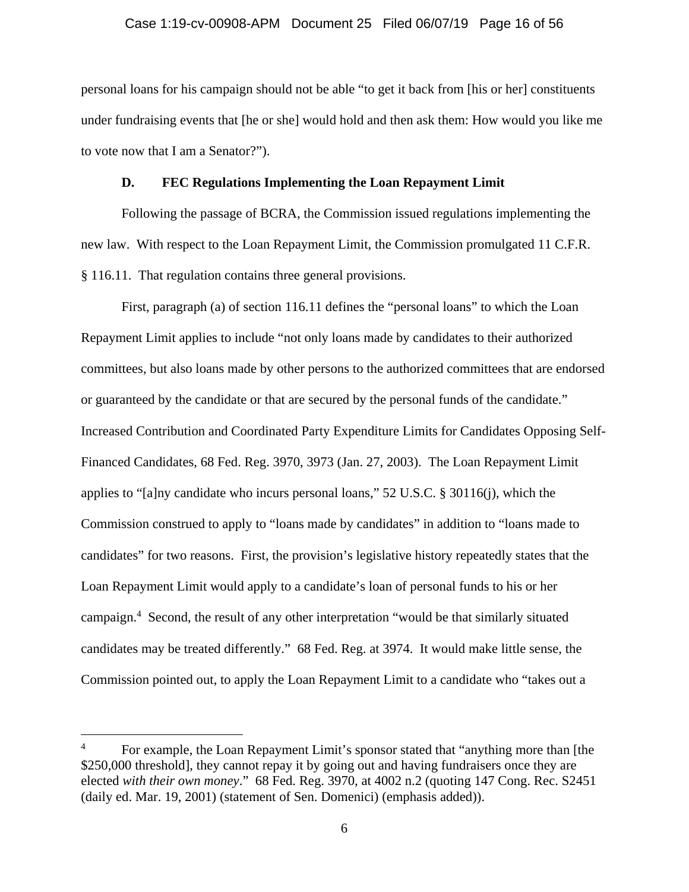personal loans for his campaign should not be able "to get it back from [his or her] constituents under fundraising events that [he or she] would hold and then ask them: How would you like me to vote now that I am a Senator?").

### D. FEC Regulations Implementing the Loan Repayment Limit

Following the passage of BCRA, the Commission issued regulations implementing the new law. With respect to the Loan Repayment Limit, the Commission promulgated 11 C.F.R. § 116.11. That regulation contains three general provisions.

First, paragraph (a) of section 116.11 defines the "personal loans" to which the Loan Repayment Limit applies to include "not only loans made by candidates to their authorized committees, but also loans made by other persons to the authorized committees that are endorsed or guaranteed by the candidate or that are secured by the personal funds of the candidate." Increased Contribution and Coordinated Party Expenditure Limits for Candidates Opposing Self-Financed Candidates, 68 Fed. Reg. 3970, 3973 (Jan. 27, 2003). The Loan Repayment Limit applies to "[a]ny candidate who incurs personal loans," 52 U.S.C. § 30116(j), which the Commission construed to apply to "loans made by candidates" in addition to "loans made to candidates" for two reasons. First, the provision's legislative history repeatedly states that the Loan Repayment Limit would apply to a candidate's loan of personal funds to his or her campaign.[4] Second, the result of any other interpretation "would be that similarly situated candidates may be treated differently." 68 Fed. Reg. at 3974. It would make little sense, the Commission pointed out, to apply the Loan Repayment Limit to a candidate who "takes out a

---

[4] For example, the Loan Repayment Limit's sponsor stated that "anything more than [the $250,000 threshold], they cannot repay it by going out and having fundraisers once they are elected *with their own money*." 68 Fed. Reg. 3970, at 4002 n.2 (quoting 147 Cong. Rec. S2451 (daily ed. Mar. 19, 2001) (statement of Sen. Domenici) (emphasis added)).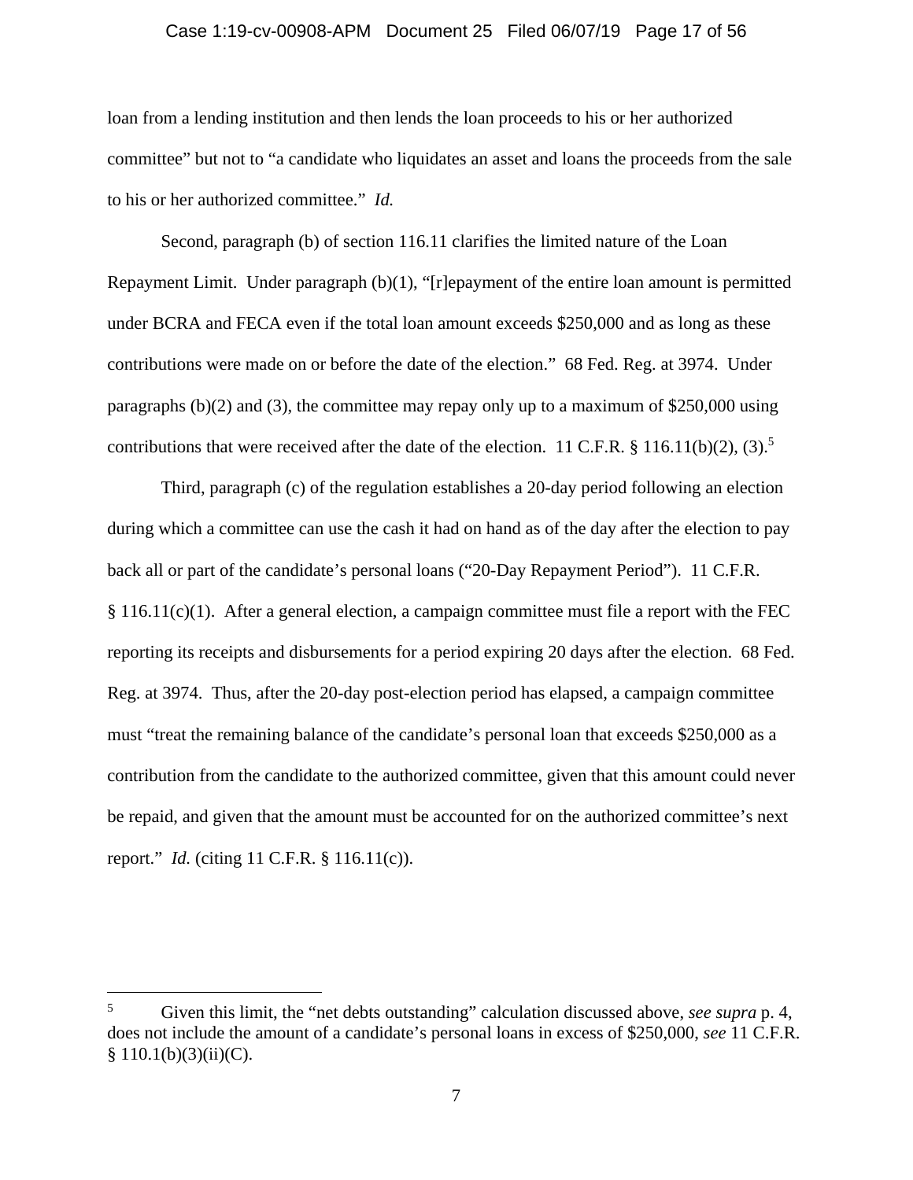loan from a lending institution and then lends the loan proceeds to his or her authorized committee" but not to "a candidate who liquidates an asset and loans the proceeds from the sale to his or her authorized committee." *Id.*

Second, paragraph (b) of section 116.11 clarifies the limited nature of the Loan Repayment Limit. Under paragraph (b)(1), "[r]epayment of the entire loan amount is permitted under BCRA and FECA even if the total loan amount exceeds $250,000 and as long as these contributions were made on or before the date of the election." 68 Fed. Reg. at 3974. Under paragraphs (b)(2) and (3), the committee may repay only up to a maximum of $250,000 using contributions that were received after the date of the election. 11 C.F.R. § 116.11(b)(2), (3).[5]

Third, paragraph (c) of the regulation establishes a 20-day period following an election during which a committee can use the cash it had on hand as of the day after the election to pay back all or part of the candidate's personal loans ("20-Day Repayment Period"). 11 C.F.R. § 116.11(c)(1). After a general election, a campaign committee must file a report with the FEC reporting its receipts and disbursements for a period expiring 20 days after the election. 68 Fed. Reg. at 3974. Thus, after the 20-day post-election period has elapsed, a campaign committee must "treat the remaining balance of the candidate's personal loan that exceeds $250,000 as a contribution from the candidate to the authorized committee, given that this amount could never be repaid, and given that the amount must be accounted for on the authorized committee's next report." *Id.* (citing 11 C.F.R. § 116.11(c)).

---

[5] Given this limit, the "net debts outstanding" calculation discussed above, *see supra* p. 4, does not include the amount of a candidate's personal loans in excess of $250,000, *see* 11 C.F.R. § 110.1(b)(3)(ii)(C).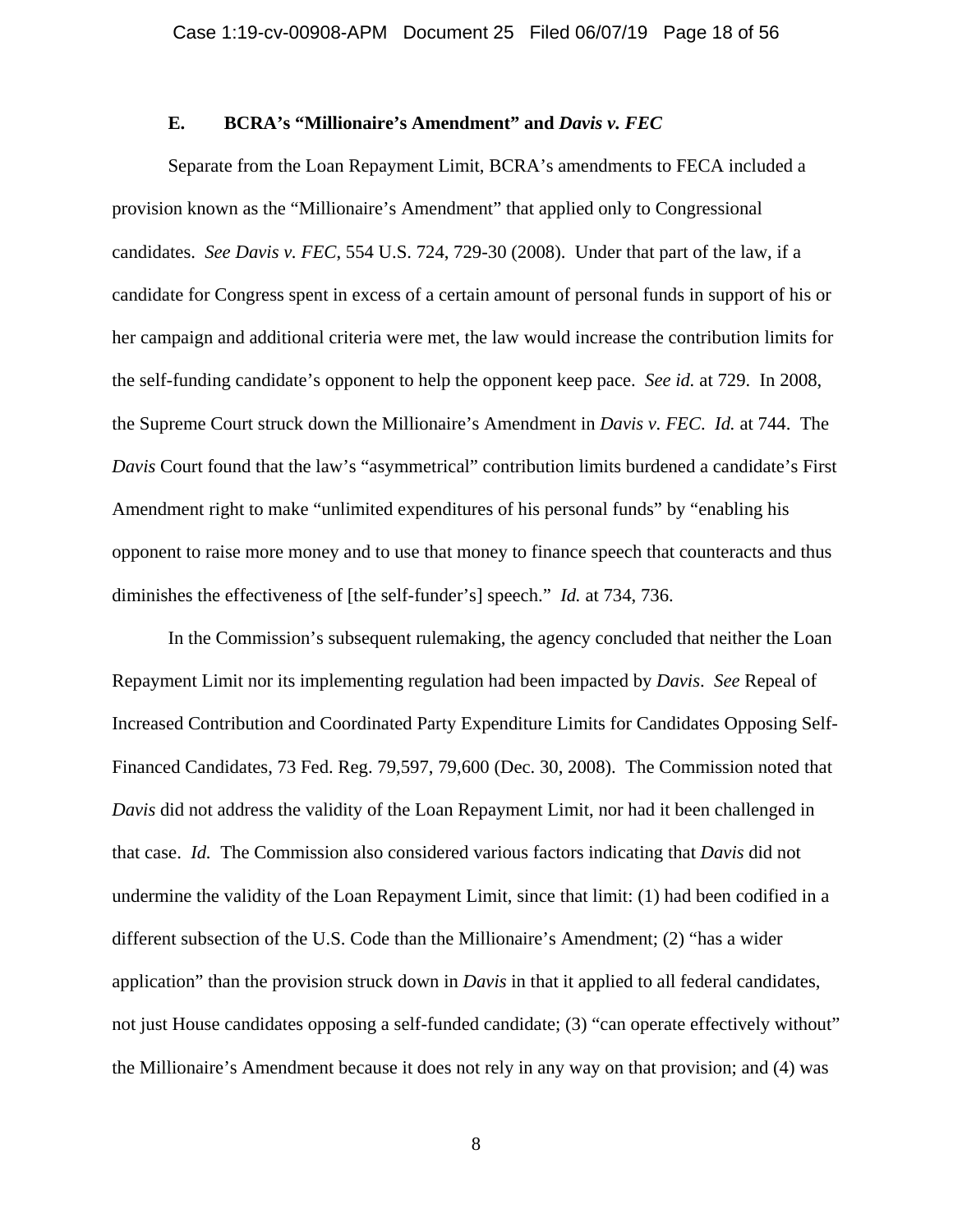### E. BCRA's "Millionaire's Amendment" and *Davis v. FEC*

Separate from the Loan Repayment Limit, BCRA's amendments to FECA included a provision known as the "Millionaire's Amendment" that applied only to Congressional candidates. *See Davis v. FEC*, 554 U.S. 724, 729-30 (2008). Under that part of the law, if a candidate for Congress spent in excess of a certain amount of personal funds in support of his or her campaign and additional criteria were met, the law would increase the contribution limits for the self-funding candidate's opponent to help the opponent keep pace. *See id.* at 729. In 2008, the Supreme Court struck down the Millionaire's Amendment in *Davis v. FEC*. *Id.* at 744. The *Davis* Court found that the law's "asymmetrical" contribution limits burdened a candidate's First Amendment right to make "unlimited expenditures of his personal funds" by "enabling his opponent to raise more money and to use that money to finance speech that counteracts and thus diminishes the effectiveness of [the self-funder's] speech." *Id.* at 734, 736.

In the Commission's subsequent rulemaking, the agency concluded that neither the Loan Repayment Limit nor its implementing regulation had been impacted by *Davis*. *See* Repeal of Increased Contribution and Coordinated Party Expenditure Limits for Candidates Opposing Self-Financed Candidates, 73 Fed. Reg. 79,597, 79,600 (Dec. 30, 2008). The Commission noted that *Davis* did not address the validity of the Loan Repayment Limit, nor had it been challenged in that case. *Id.* The Commission also considered various factors indicating that *Davis* did not undermine the validity of the Loan Repayment Limit, since that limit: (1) had been codified in a different subsection of the U.S. Code than the Millionaire's Amendment; (2) "has a wider application" than the provision struck down in *Davis* in that it applied to all federal candidates, not just House candidates opposing a self-funded candidate; (3) "can operate effectively without" the Millionaire's Amendment because it does not rely in any way on that provision; and (4) was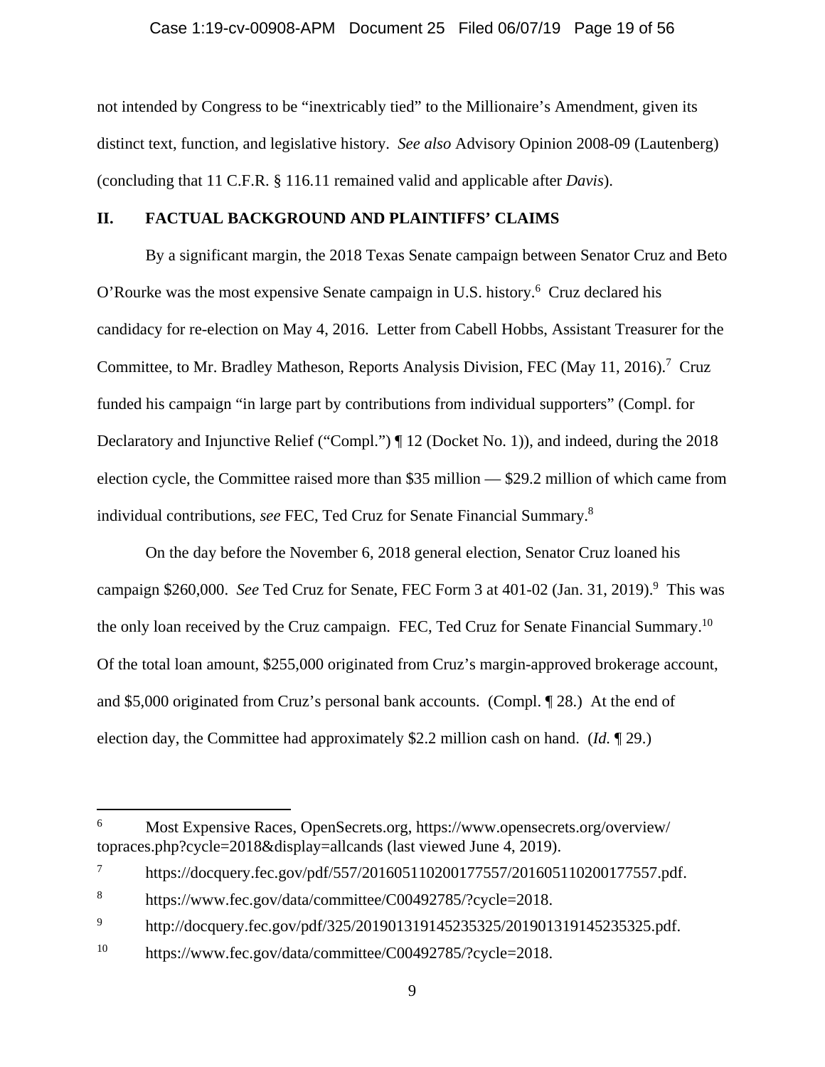not intended by Congress to be "inextricably tied" to the Millionaire's Amendment, given its distinct text, function, and legislative history. *See also* Advisory Opinion 2008-09 (Lautenberg) (concluding that 11 C.F.R. § 116.11 remained valid and applicable after *Davis*).

## II. FACTUAL BACKGROUND AND PLAINTIFFS' CLAIMS

By a significant margin, the 2018 Texas Senate campaign between Senator Cruz and Beto O'Rourke was the most expensive Senate campaign in U.S. history.[6] Cruz declared his candidacy for re-election on May 4, 2016. Letter from Cabell Hobbs, Assistant Treasurer for the Committee, to Mr. Bradley Matheson, Reports Analysis Division, FEC (May 11, 2016).[7] Cruz funded his campaign "in large part by contributions from individual supporters" (Compl. for Declaratory and Injunctive Relief ("Compl.") ¶ 12 (Docket No. 1)), and indeed, during the 2018 election cycle, the Committee raised more than $35 million — $29.2 million of which came from individual contributions, *see* FEC, Ted Cruz for Senate Financial Summary.[8]

On the day before the November 6, 2018 general election, Senator Cruz loaned his campaign $260,000. *See* Ted Cruz for Senate, FEC Form 3 at 401-02 (Jan. 31, 2019).[9] This was the only loan received by the Cruz campaign. FEC, Ted Cruz for Senate Financial Summary.[10] Of the total loan amount, $255,000 originated from Cruz's margin-approved brokerage account, and $5,000 originated from Cruz's personal bank accounts. (Compl. ¶ 28.) At the end of election day, the Committee had approximately $2.2 million cash on hand. (*Id.* ¶ 29.)

---

[6] Most Expensive Races, OpenSecrets.org, https://www.opensecrets.org/overview/topraces.php?cycle=2018&display=allcands (last viewed June 4, 2019).

[7] https://docquery.fec.gov/pdf/557/201605110200177557/201605110200177557.pdf.

[8] https://www.fec.gov/data/committee/C00492785/?cycle=2018.

[9] http://docquery.fec.gov/pdf/325/201901319145235325/201901319145235325.pdf.

[10] https://www.fec.gov/data/committee/C00492785/?cycle=2018.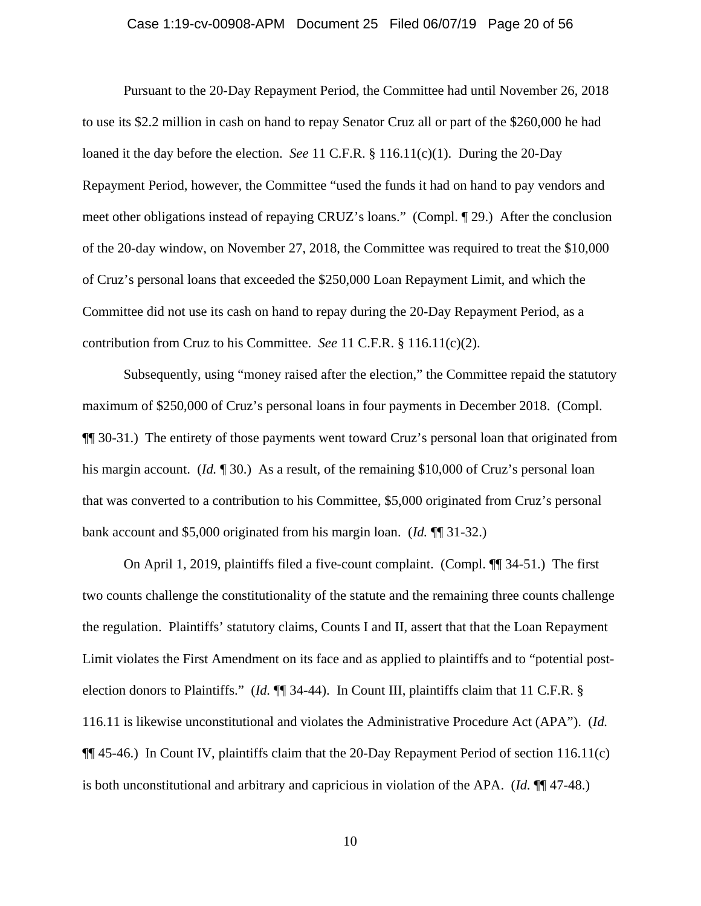Pursuant to the 20-Day Repayment Period, the Committee had until November 26, 2018 to use its $2.2 million in cash on hand to repay Senator Cruz all or part of the $260,000 he had loaned it the day before the election. *See* 11 C.F.R. § 116.11(c)(1). During the 20-Day Repayment Period, however, the Committee "used the funds it had on hand to pay vendors and meet other obligations instead of repaying CRUZ's loans." (Compl. ¶ 29.) After the conclusion of the 20-day window, on November 27, 2018, the Committee was required to treat the $10,000 of Cruz's personal loans that exceeded the $250,000 Loan Repayment Limit, and which the Committee did not use its cash on hand to repay during the 20-Day Repayment Period, as a contribution from Cruz to his Committee. *See* 11 C.F.R. § 116.11(c)(2).

Subsequently, using "money raised after the election," the Committee repaid the statutory maximum of $250,000 of Cruz's personal loans in four payments in December 2018. (Compl. ¶¶ 30-31.) The entirety of those payments went toward Cruz's personal loan that originated from his margin account. (*Id.* ¶ 30.) As a result, of the remaining $10,000 of Cruz's personal loan that was converted to a contribution to his Committee, $5,000 originated from Cruz's personal bank account and $5,000 originated from his margin loan. (*Id.* ¶¶ 31-32.)

On April 1, 2019, plaintiffs filed a five-count complaint. (Compl. ¶¶ 34-51.) The first two counts challenge the constitutionality of the statute and the remaining three counts challenge the regulation. Plaintiffs' statutory claims, Counts I and II, assert that that the Loan Repayment Limit violates the First Amendment on its face and as applied to plaintiffs and to "potential post-election donors to Plaintiffs." (*Id.* ¶¶ 34-44). In Count III, plaintiffs claim that 11 C.F.R. § 116.11 is likewise unconstitutional and violates the Administrative Procedure Act (APA"). (*Id.* ¶¶ 45-46.) In Count IV, plaintiffs claim that the 20-Day Repayment Period of section 116.11(c) is both unconstitutional and arbitrary and capricious in violation of the APA. (*Id.* ¶¶ 47-48.)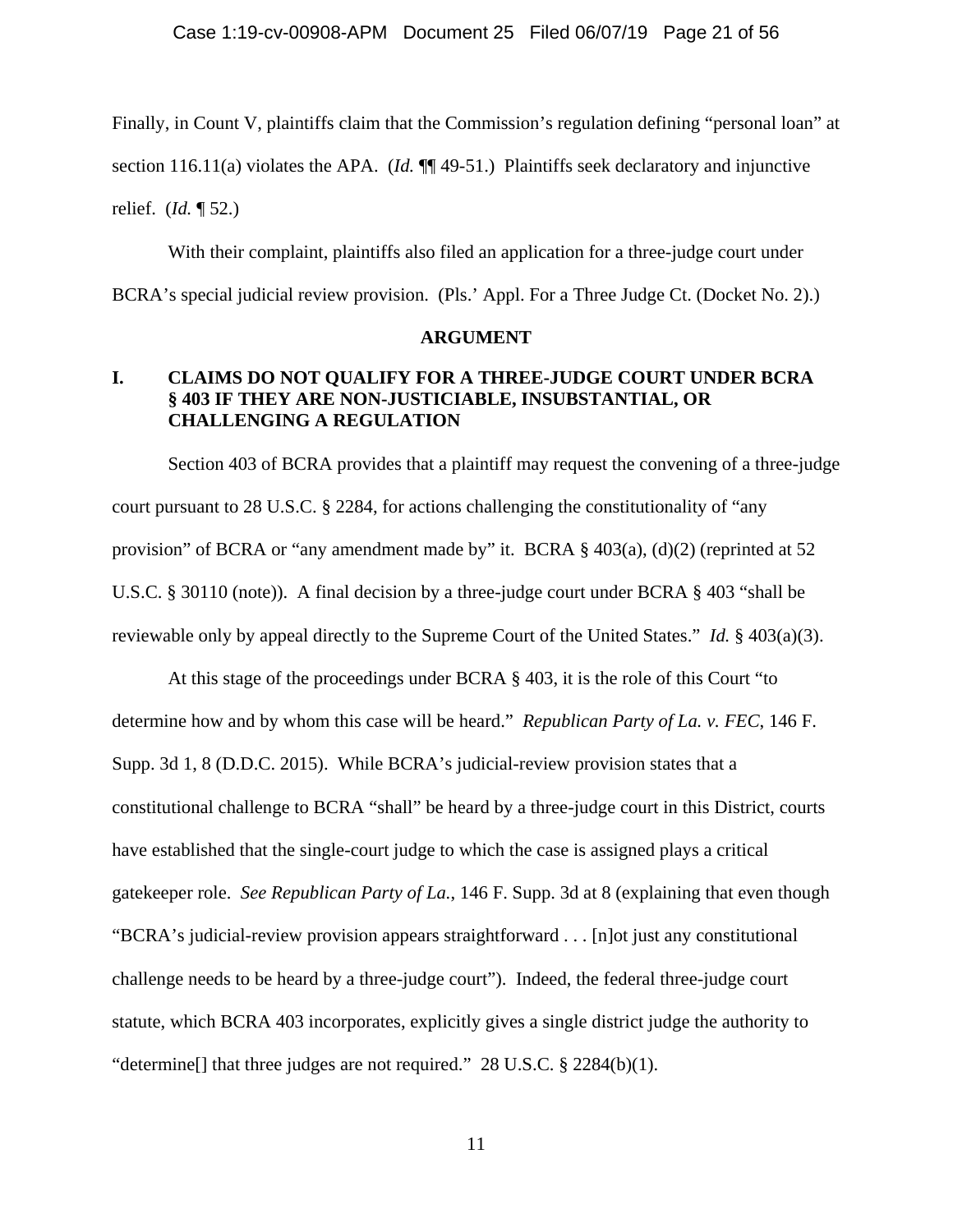Finally, in Count V, plaintiffs claim that the Commission's regulation defining "personal loan" at section 116.11(a) violates the APA. (*Id.* ¶¶ 49-51.) Plaintiffs seek declaratory and injunctive relief. (*Id.* ¶ 52.)

With their complaint, plaintiffs also filed an application for a three-judge court under BCRA's special judicial review provision. (Pls.' Appl. For a Three Judge Ct. (Docket No. 2).)

## ARGUMENT

### I. CLAIMS DO NOT QUALIFY FOR A THREE-JUDGE COURT UNDER BCRA § 403 IF THEY ARE NON-JUSTICIABLE, INSUBSTANTIAL, OR CHALLENGING A REGULATION

Section 403 of BCRA provides that a plaintiff may request the convening of a three-judge court pursuant to 28 U.S.C. § 2284, for actions challenging the constitutionality of "any provision" of BCRA or "any amendment made by" it. BCRA § 403(a), (d)(2) (reprinted at 52 U.S.C. § 30110 (note)). A final decision by a three-judge court under BCRA § 403 "shall be reviewable only by appeal directly to the Supreme Court of the United States." *Id.* § 403(a)(3).

At this stage of the proceedings under BCRA § 403, it is the role of this Court "to determine how and by whom this case will be heard." *Republican Party of La. v. FEC*, 146 F. Supp. 3d 1, 8 (D.D.C. 2015). While BCRA's judicial-review provision states that a constitutional challenge to BCRA "shall" be heard by a three-judge court in this District, courts have established that the single-court judge to which the case is assigned plays a critical gatekeeper role. *See Republican Party of La.*, 146 F. Supp. 3d at 8 (explaining that even though "BCRA's judicial-review provision appears straightforward . . . [n]ot just any constitutional challenge needs to be heard by a three-judge court"). Indeed, the federal three-judge court statute, which BCRA 403 incorporates, explicitly gives a single district judge the authority to "determine[] that three judges are not required." 28 U.S.C. § 2284(b)(1).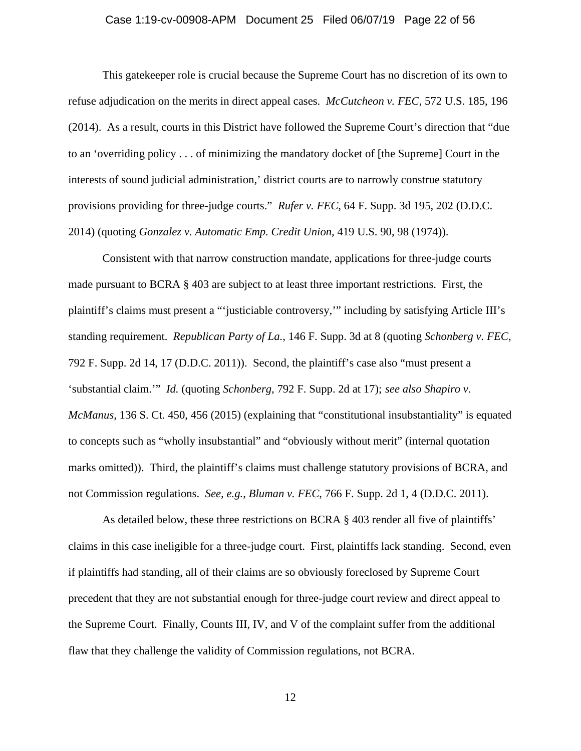This gatekeeper role is crucial because the Supreme Court has no discretion of its own to refuse adjudication on the merits in direct appeal cases. *McCutcheon v. FEC*, 572 U.S. 185, 196 (2014). As a result, courts in this District have followed the Supreme Court's direction that "due to an 'overriding policy . . . of minimizing the mandatory docket of [the Supreme] Court in the interests of sound judicial administration,' district courts are to narrowly construe statutory provisions providing for three-judge courts." *Rufer v. FEC*, 64 F. Supp. 3d 195, 202 (D.D.C. 2014) (quoting *Gonzalez v. Automatic Emp. Credit Union*, 419 U.S. 90, 98 (1974)).

Consistent with that narrow construction mandate, applications for three-judge courts made pursuant to BCRA § 403 are subject to at least three important restrictions. First, the plaintiff's claims must present a "'justiciable controversy,'" including by satisfying Article III's standing requirement. *Republican Party of La.*, 146 F. Supp. 3d at 8 (quoting *Schonberg v. FEC*, 792 F. Supp. 2d 14, 17 (D.D.C. 2011)). Second, the plaintiff's case also "must present a 'substantial claim.'" *Id.* (quoting *Schonberg*, 792 F. Supp. 2d at 17); *see also Shapiro v. McManus*, 136 S. Ct. 450, 456 (2015) (explaining that "constitutional insubstantiality" is equated to concepts such as "wholly insubstantial" and "obviously without merit" (internal quotation marks omitted)). Third, the plaintiff's claims must challenge statutory provisions of BCRA, and not Commission regulations. *See, e.g.*, *Bluman v. FEC*, 766 F. Supp. 2d 1, 4 (D.D.C. 2011).

As detailed below, these three restrictions on BCRA § 403 render all five of plaintiffs' claims in this case ineligible for a three-judge court. First, plaintiffs lack standing. Second, even if plaintiffs had standing, all of their claims are so obviously foreclosed by Supreme Court precedent that they are not substantial enough for three-judge court review and direct appeal to the Supreme Court. Finally, Counts III, IV, and V of the complaint suffer from the additional flaw that they challenge the validity of Commission regulations, not BCRA.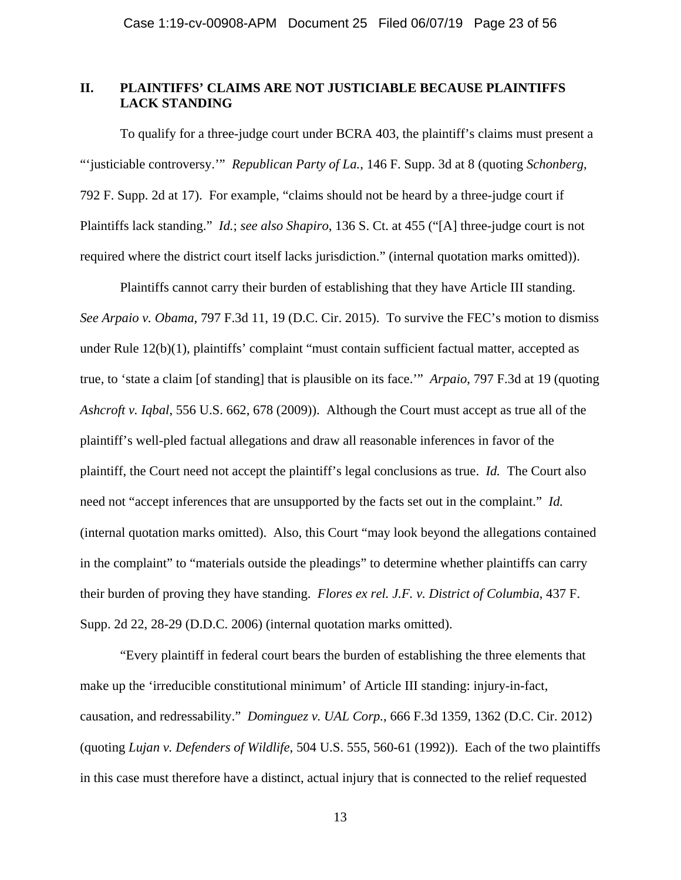## II. PLAINTIFFS' CLAIMS ARE NOT JUSTICIABLE BECAUSE PLAINTIFFS LACK STANDING

To qualify for a three-judge court under BCRA 403, the plaintiff's claims must present a "'justiciable controversy.'" *Republican Party of La.*, 146 F. Supp. 3d at 8 (quoting *Schonberg*, 792 F. Supp. 2d at 17). For example, "claims should not be heard by a three-judge court if Plaintiffs lack standing." *Id.*; *see also Shapiro*, 136 S. Ct. at 455 ("[A] three-judge court is not required where the district court itself lacks jurisdiction." (internal quotation marks omitted)).

Plaintiffs cannot carry their burden of establishing that they have Article III standing. *See Arpaio v. Obama*, 797 F.3d 11, 19 (D.C. Cir. 2015). To survive the FEC's motion to dismiss under Rule 12(b)(1), plaintiffs' complaint "must contain sufficient factual matter, accepted as true, to 'state a claim [of standing] that is plausible on its face.'" *Arpaio*, 797 F.3d at 19 (quoting *Ashcroft v. Iqbal*, 556 U.S. 662, 678 (2009)). Although the Court must accept as true all of the plaintiff's well-pled factual allegations and draw all reasonable inferences in favor of the plaintiff, the Court need not accept the plaintiff's legal conclusions as true. *Id.* The Court also need not "accept inferences that are unsupported by the facts set out in the complaint." *Id.* (internal quotation marks omitted). Also, this Court "may look beyond the allegations contained in the complaint" to "materials outside the pleadings" to determine whether plaintiffs can carry their burden of proving they have standing. *Flores ex rel. J.F. v. District of Columbia*, 437 F. Supp. 2d 22, 28-29 (D.D.C. 2006) (internal quotation marks omitted).

"Every plaintiff in federal court bears the burden of establishing the three elements that make up the 'irreducible constitutional minimum' of Article III standing: injury-in-fact, causation, and redressability." *Dominguez v. UAL Corp.*, 666 F.3d 1359, 1362 (D.C. Cir. 2012) (quoting *Lujan v. Defenders of Wildlife*, 504 U.S. 555, 560-61 (1992)). Each of the two plaintiffs in this case must therefore have a distinct, actual injury that is connected to the relief requested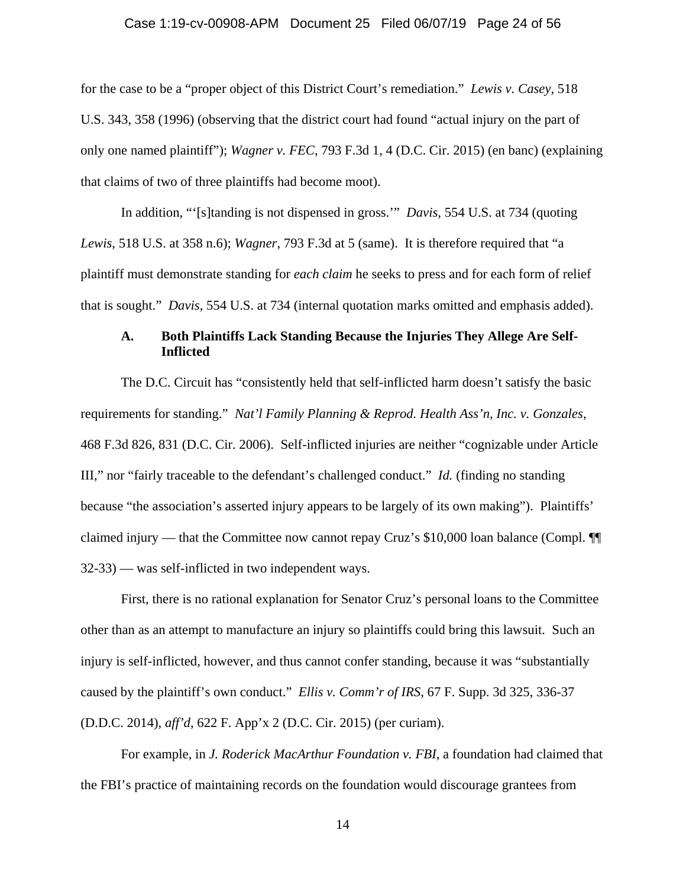for the case to be a "proper object of this District Court's remediation." *Lewis v. Casey*, 518 U.S. 343, 358 (1996) (observing that the district court had found "actual injury on the part of only one named plaintiff"); *Wagner v. FEC*, 793 F.3d 1, 4 (D.C. Cir. 2015) (en banc) (explaining that claims of two of three plaintiffs had become moot).

In addition, "'[s]tanding is not dispensed in gross.'" *Davis*, 554 U.S. at 734 (quoting *Lewis*, 518 U.S. at 358 n.6); *Wagner*, 793 F.3d at 5 (same). It is therefore required that "a plaintiff must demonstrate standing for *each claim* he seeks to press and for each form of relief that is sought." *Davis*, 554 U.S. at 734 (internal quotation marks omitted and emphasis added).

### A. Both Plaintiffs Lack Standing Because the Injuries They Allege Are Self-Inflicted

The D.C. Circuit has "consistently held that self-inflicted harm doesn't satisfy the basic requirements for standing." *Nat'l Family Planning & Reprod. Health Ass'n, Inc. v. Gonzales*, 468 F.3d 826, 831 (D.C. Cir. 2006). Self-inflicted injuries are neither "cognizable under Article III," nor "fairly traceable to the defendant's challenged conduct." *Id.* (finding no standing because "the association's asserted injury appears to be largely of its own making"). Plaintiffs' claimed injury — that the Committee now cannot repay Cruz's $10,000 loan balance (Compl. ¶¶ 32-33) — was self-inflicted in two independent ways.

First, there is no rational explanation for Senator Cruz's personal loans to the Committee other than as an attempt to manufacture an injury so plaintiffs could bring this lawsuit. Such an injury is self-inflicted, however, and thus cannot confer standing, because it was "substantially caused by the plaintiff's own conduct." *Ellis v. Comm'r of IRS*, 67 F. Supp. 3d 325, 336-37 (D.D.C. 2014), *aff'd*, 622 F. App'x 2 (D.C. Cir. 2015) (per curiam).

For example, in *J. Roderick MacArthur Foundation v. FBI*, a foundation had claimed that the FBI's practice of maintaining records on the foundation would discourage grantees from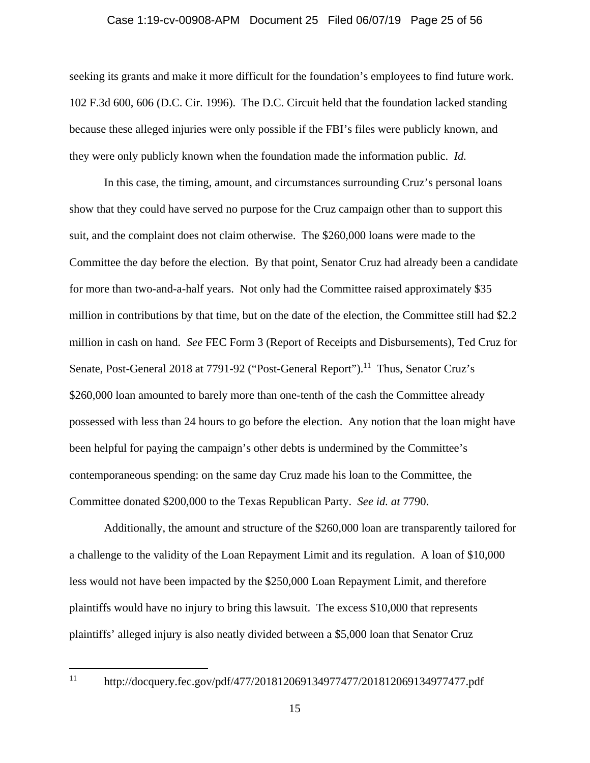seeking its grants and make it more difficult for the foundation's employees to find future work. 102 F.3d 600, 606 (D.C. Cir. 1996). The D.C. Circuit held that the foundation lacked standing because these alleged injuries were only possible if the FBI's files were publicly known, and they were only publicly known when the foundation made the information public. *Id.*

In this case, the timing, amount, and circumstances surrounding Cruz's personal loans show that they could have served no purpose for the Cruz campaign other than to support this suit, and the complaint does not claim otherwise. The $260,000 loans were made to the Committee the day before the election. By that point, Senator Cruz had already been a candidate for more than two-and-a-half years. Not only had the Committee raised approximately $35 million in contributions by that time, but on the date of the election, the Committee still had $2.2 million in cash on hand. *See* FEC Form 3 (Report of Receipts and Disbursements), Ted Cruz for Senate, Post-General 2018 at 7791-92 ("Post-General Report").[11] Thus, Senator Cruz's $260,000 loan amounted to barely more than one-tenth of the cash the Committee already possessed with less than 24 hours to go before the election. Any notion that the loan might have been helpful for paying the campaign's other debts is undermined by the Committee's contemporaneous spending: on the same day Cruz made his loan to the Committee, the Committee donated $200,000 to the Texas Republican Party. *See id. at* 7790.

Additionally, the amount and structure of the $260,000 loan are transparently tailored for a challenge to the validity of the Loan Repayment Limit and its regulation. A loan of $10,000 less would not have been impacted by the $250,000 Loan Repayment Limit, and therefore plaintiffs would have no injury to bring this lawsuit. The excess $10,000 that represents plaintiffs' alleged injury is also neatly divided between a $5,000 loan that Senator Cruz

---

[11] http://docquery.fec.gov/pdf/477/201812069134977477/201812069134977477.pdf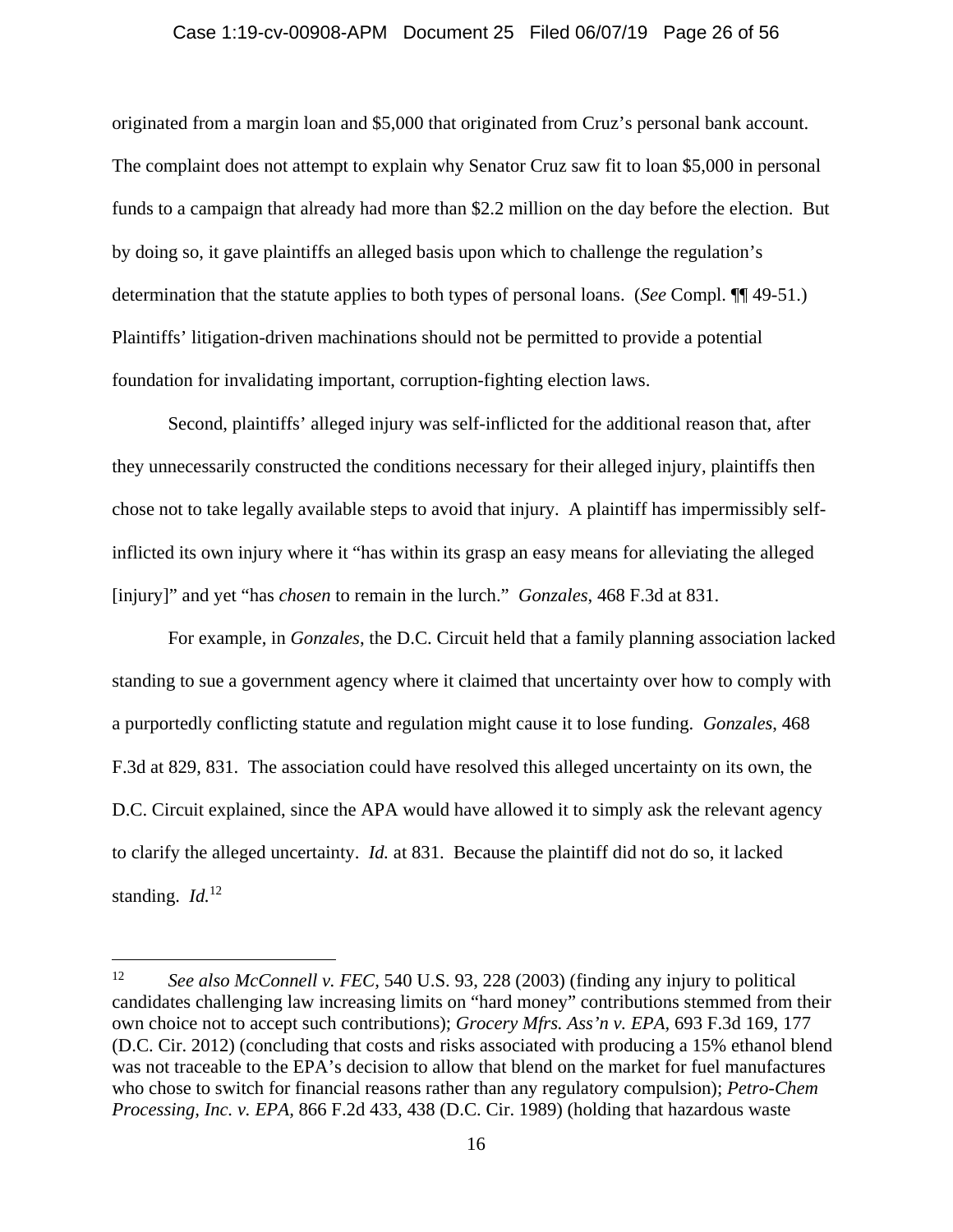originated from a margin loan and $5,000 that originated from Cruz's personal bank account. The complaint does not attempt to explain why Senator Cruz saw fit to loan $5,000 in personal funds to a campaign that already had more than $2.2 million on the day before the election. But by doing so, it gave plaintiffs an alleged basis upon which to challenge the regulation's determination that the statute applies to both types of personal loans. (*See* Compl. ¶¶ 49-51.) Plaintiffs' litigation-driven machinations should not be permitted to provide a potential foundation for invalidating important, corruption-fighting election laws.

Second, plaintiffs' alleged injury was self-inflicted for the additional reason that, after they unnecessarily constructed the conditions necessary for their alleged injury, plaintiffs then chose not to take legally available steps to avoid that injury. A plaintiff has impermissibly self-inflicted its own injury where it "has within its grasp an easy means for alleviating the alleged [injury]" and yet "has *chosen* to remain in the lurch." *Gonzales*, 468 F.3d at 831.

For example, in *Gonzales*, the D.C. Circuit held that a family planning association lacked standing to sue a government agency where it claimed that uncertainty over how to comply with a purportedly conflicting statute and regulation might cause it to lose funding. *Gonzales*, 468 F.3d at 829, 831. The association could have resolved this alleged uncertainty on its own, the D.C. Circuit explained, since the APA would have allowed it to simply ask the relevant agency to clarify the alleged uncertainty. *Id.* at 831. Because the plaintiff did not do so, it lacked standing. *Id.*[12]

---

[12] *See also McConnell v. FEC*, 540 U.S. 93, 228 (2003) (finding any injury to political candidates challenging law increasing limits on "hard money" contributions stemmed from their own choice not to accept such contributions); *Grocery Mfrs. Ass'n v. EPA*, 693 F.3d 169, 177 (D.C. Cir. 2012) (concluding that costs and risks associated with producing a 15% ethanol blend was not traceable to the EPA's decision to allow that blend on the market for fuel manufactures who chose to switch for financial reasons rather than any regulatory compulsion); *Petro-Chem Processing, Inc. v. EPA*, 866 F.2d 433, 438 (D.C. Cir. 1989) (holding that hazardous waste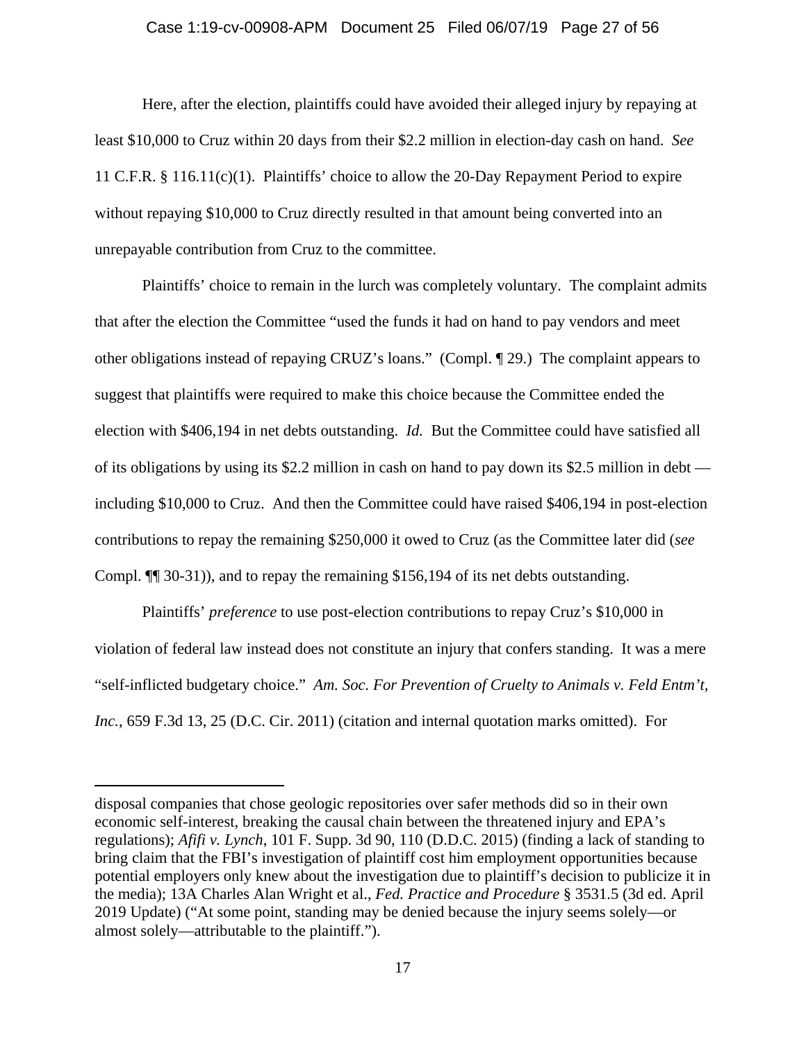Here, after the election, plaintiffs could have avoided their alleged injury by repaying at least $10,000 to Cruz within 20 days from their $2.2 million in election-day cash on hand. *See* 11 C.F.R. § 116.11(c)(1). Plaintiffs' choice to allow the 20-Day Repayment Period to expire without repaying $10,000 to Cruz directly resulted in that amount being converted into an unrepayable contribution from Cruz to the committee.

Plaintiffs' choice to remain in the lurch was completely voluntary. The complaint admits that after the election the Committee "used the funds it had on hand to pay vendors and meet other obligations instead of repaying CRUZ's loans." (Compl. ¶ 29.) The complaint appears to suggest that plaintiffs were required to make this choice because the Committee ended the election with $406,194 in net debts outstanding. *Id.* But the Committee could have satisfied all of its obligations by using its $2.2 million in cash on hand to pay down its $2.5 million in debt — including $10,000 to Cruz. And then the Committee could have raised $406,194 in post-election contributions to repay the remaining $250,000 it owed to Cruz (as the Committee later did (*see* Compl. ¶¶ 30-31)), and to repay the remaining $156,194 of its net debts outstanding.

Plaintiffs' *preference* to use post-election contributions to repay Cruz's $10,000 in violation of federal law instead does not constitute an injury that confers standing. It was a mere "self-inflicted budgetary choice." *Am. Soc. For Prevention of Cruelty to Animals v. Feld Entm't, Inc.*, 659 F.3d 13, 25 (D.C. Cir. 2011) (citation and internal quotation marks omitted). For

---

disposal companies that chose geologic repositories over safer methods did so in their own economic self-interest, breaking the causal chain between the threatened injury and EPA's regulations); *Afifi v. Lynch*, 101 F. Supp. 3d 90, 110 (D.D.C. 2015) (finding a lack of standing to bring claim that the FBI's investigation of plaintiff cost him employment opportunities because potential employers only knew about the investigation due to plaintiff's decision to publicize it in the media); 13A Charles Alan Wright et al., *Fed. Practice and Procedure* § 3531.5 (3d ed. April 2019 Update) ("At some point, standing may be denied because the injury seems solely—or almost solely—attributable to the plaintiff.").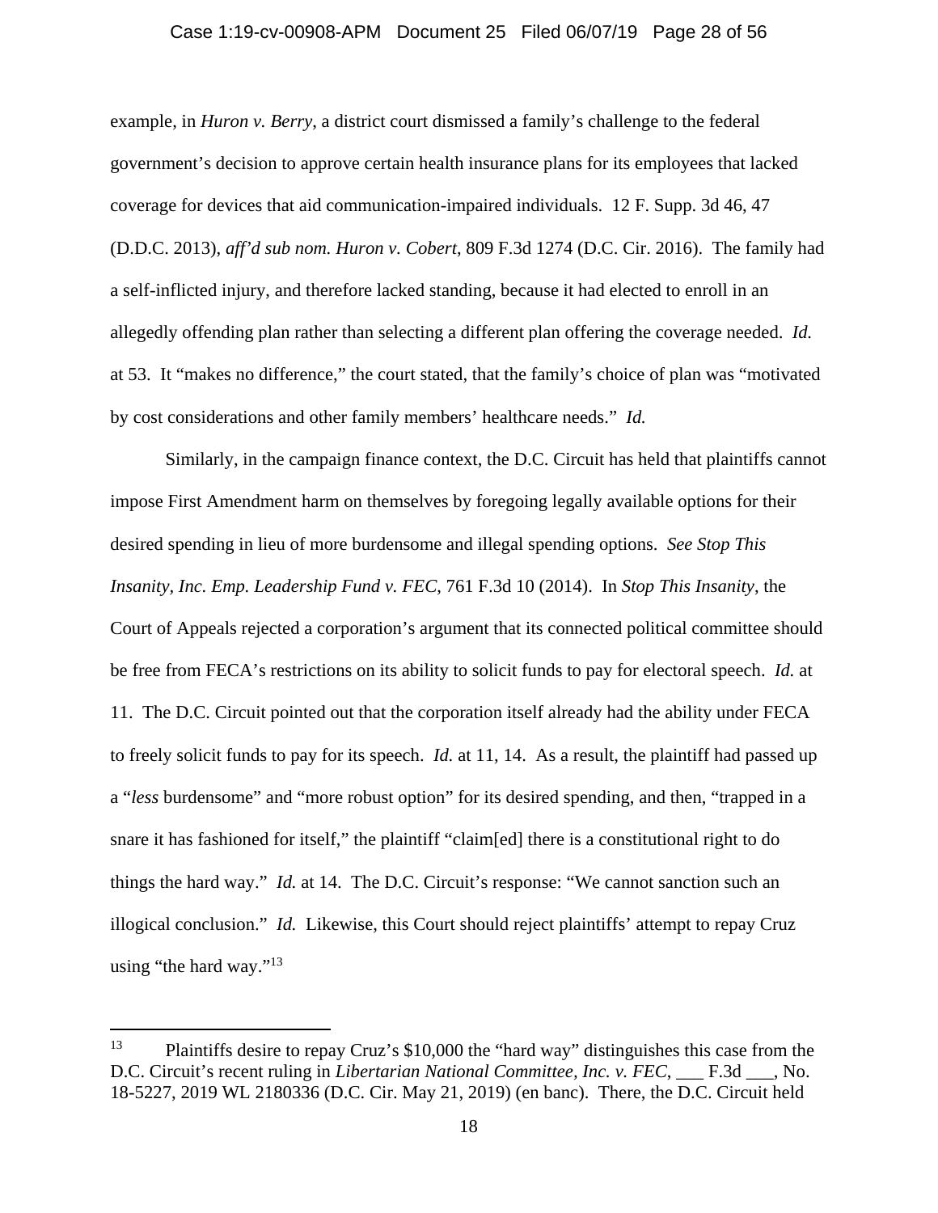example, in *Huron v. Berry*, a district court dismissed a family's challenge to the federal government's decision to approve certain health insurance plans for its employees that lacked coverage for devices that aid communication-impaired individuals. 12 F. Supp. 3d 46, 47 (D.D.C. 2013), *aff'd sub nom. Huron v. Cobert*, 809 F.3d 1274 (D.C. Cir. 2016). The family had a self-inflicted injury, and therefore lacked standing, because it had elected to enroll in an allegedly offending plan rather than selecting a different plan offering the coverage needed. *Id.* at 53. It "makes no difference," the court stated, that the family's choice of plan was "motivated by cost considerations and other family members' healthcare needs." *Id.*

Similarly, in the campaign finance context, the D.C. Circuit has held that plaintiffs cannot impose First Amendment harm on themselves by foregoing legally available options for their desired spending in lieu of more burdensome and illegal spending options. *See Stop This Insanity, Inc. Emp. Leadership Fund v. FEC*, 761 F.3d 10 (2014). In *Stop This Insanity*, the Court of Appeals rejected a corporation's argument that its connected political committee should be free from FECA's restrictions on its ability to solicit funds to pay for electoral speech. *Id.* at 11. The D.C. Circuit pointed out that the corporation itself already had the ability under FECA to freely solicit funds to pay for its speech. *Id.* at 11, 14. As a result, the plaintiff had passed up a "*less* burdensome" and "more robust option" for its desired spending, and then, "trapped in a snare it has fashioned for itself," the plaintiff "claim[ed] there is a constitutional right to do things the hard way." *Id.* at 14. The D.C. Circuit's response: "We cannot sanction such an illogical conclusion." *Id.* Likewise, this Court should reject plaintiffs' attempt to repay Cruz using "the hard way."[13]

---

[13] Plaintiffs desire to repay Cruz's $10,000 the "hard way" distinguishes this case from the D.C. Circuit's recent ruling in *Libertarian National Committee, Inc. v. FEC*, ___ F.3d ___, No. 18-5227, 2019 WL 2180336 (D.C. Cir. May 21, 2019) (en banc). There, the D.C. Circuit held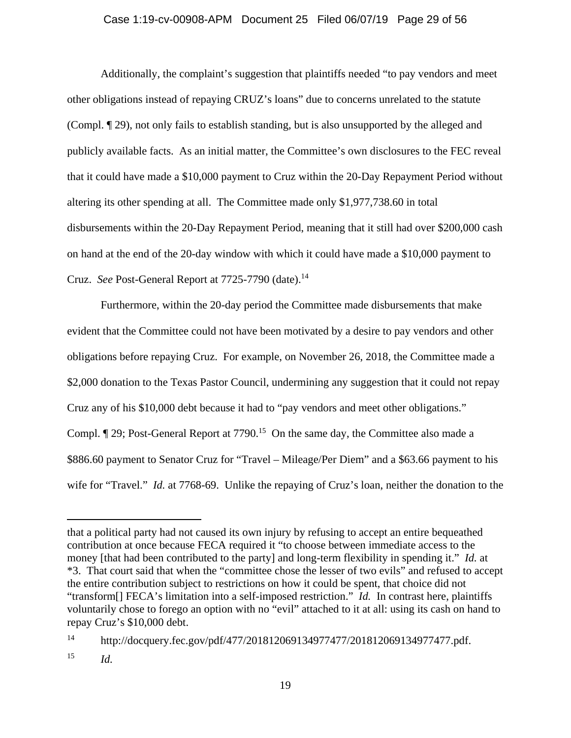Additionally, the complaint's suggestion that plaintiffs needed "to pay vendors and meet other obligations instead of repaying CRUZ's loans" due to concerns unrelated to the statute (Compl. ¶ 29), not only fails to establish standing, but is also unsupported by the alleged and publicly available facts. As an initial matter, the Committee's own disclosures to the FEC reveal that it could have made a $10,000 payment to Cruz within the 20-Day Repayment Period without altering its other spending at all. The Committee made only $1,977,738.60 in total disbursements within the 20-Day Repayment Period, meaning that it still had over $200,000 cash on hand at the end of the 20-day window with which it could have made a $10,000 payment to Cruz. *See* Post-General Report at 7725-7790 (date).[14]

Furthermore, within the 20-day period the Committee made disbursements that make evident that the Committee could not have been motivated by a desire to pay vendors and other obligations before repaying Cruz. For example, on November 26, 2018, the Committee made a $2,000 donation to the Texas Pastor Council, undermining any suggestion that it could not repay Cruz any of his $10,000 debt because it had to "pay vendors and meet other obligations." Compl. ¶ 29; Post-General Report at 7790.[15] On the same day, the Committee also made a $886.60 payment to Senator Cruz for "Travel – Mileage/Per Diem" and a $63.66 payment to his wife for "Travel." *Id.* at 7768-69. Unlike the repaying of Cruz's loan, neither the donation to the

---

that a political party had not caused its own injury by refusing to accept an entire bequeathed contribution at once because FECA required it "to choose between immediate access to the money [that had been contributed to the party] and long-term flexibility in spending it." *Id.* at *3. That court said that when the "committee chose the lesser of two evils" and refused to accept the entire contribution subject to restrictions on how it could be spent, that choice did not "transform[] FECA's limitation into a self-imposed restriction." *Id.* In contrast here, plaintiffs voluntarily chose to forego an option with no "evil" attached to it at all: using its cash on hand to repay Cruz's $10,000 debt.

[14] http://docquery.fec.gov/pdf/477/201812069134977477/201812069134977477.pdf.

[15] *Id.*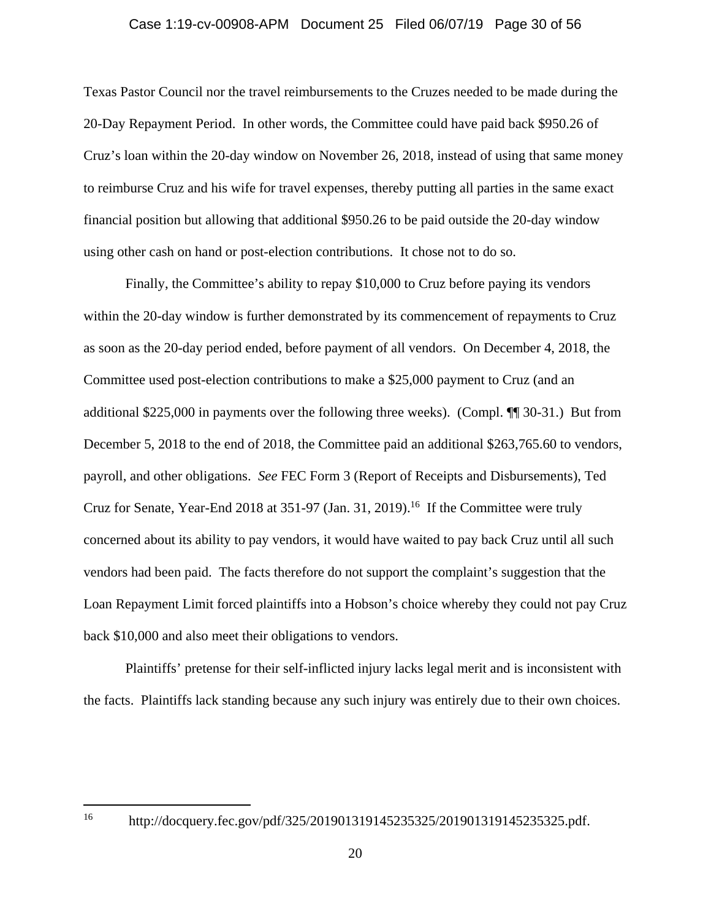Texas Pastor Council nor the travel reimbursements to the Cruzes needed to be made during the 20-Day Repayment Period. In other words, the Committee could have paid back $950.26 of Cruz's loan within the 20-day window on November 26, 2018, instead of using that same money to reimburse Cruz and his wife for travel expenses, thereby putting all parties in the same exact financial position but allowing that additional $950.26 to be paid outside the 20-day window using other cash on hand or post-election contributions. It chose not to do so.

Finally, the Committee's ability to repay $10,000 to Cruz before paying its vendors within the 20-day window is further demonstrated by its commencement of repayments to Cruz as soon as the 20-day period ended, before payment of all vendors. On December 4, 2018, the Committee used post-election contributions to make a $25,000 payment to Cruz (and an additional $225,000 in payments over the following three weeks). (Compl. ¶¶ 30-31.) But from December 5, 2018 to the end of 2018, the Committee paid an additional $263,765.60 to vendors, payroll, and other obligations. *See* FEC Form 3 (Report of Receipts and Disbursements), Ted Cruz for Senate, Year-End 2018 at 351-97 (Jan. 31, 2019).[16] If the Committee were truly concerned about its ability to pay vendors, it would have waited to pay back Cruz until all such vendors had been paid. The facts therefore do not support the complaint's suggestion that the Loan Repayment Limit forced plaintiffs into a Hobson's choice whereby they could not pay Cruz back $10,000 and also meet their obligations to vendors.

Plaintiffs' pretense for their self-inflicted injury lacks legal merit and is inconsistent with the facts. Plaintiffs lack standing because any such injury was entirely due to their own choices.

---

[16] http://docquery.fec.gov/pdf/325/201901319145235325/201901319145235325.pdf.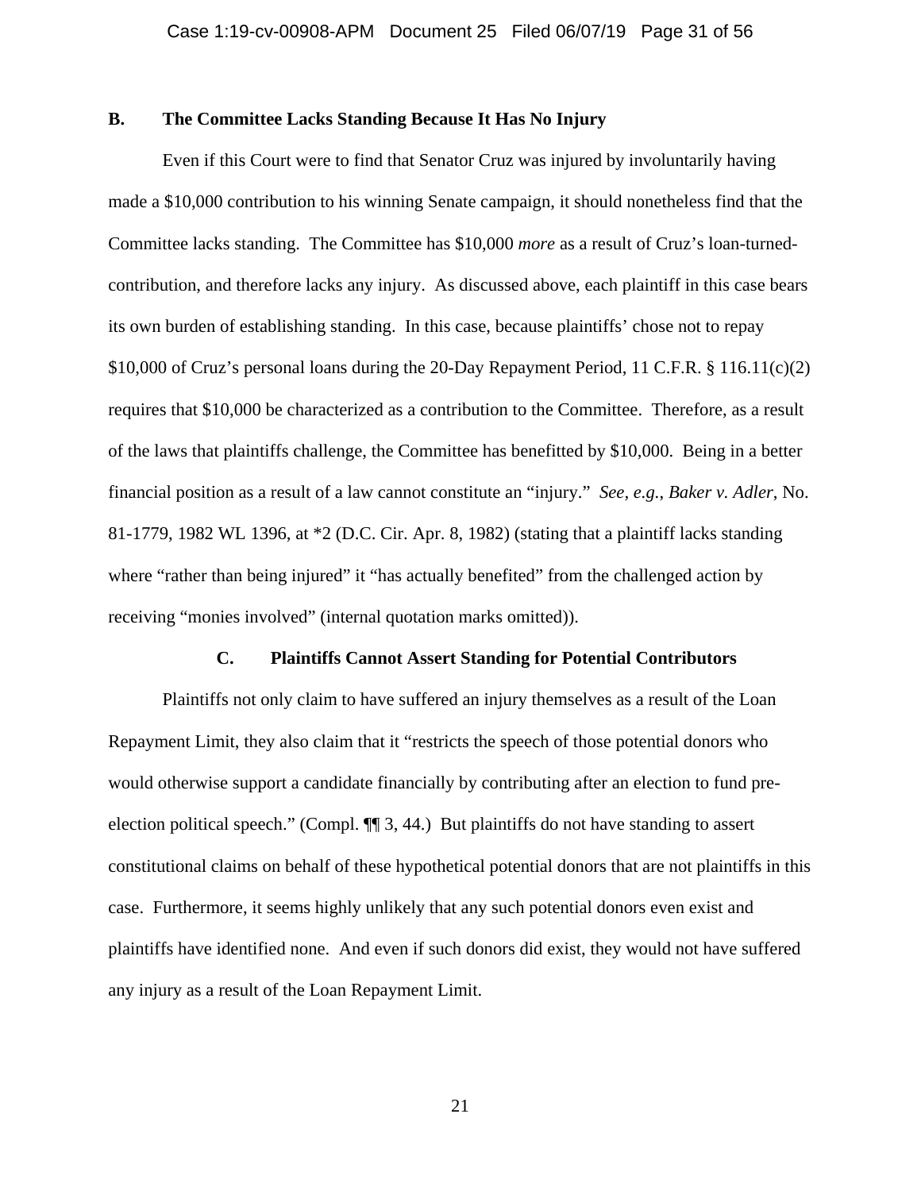### B. The Committee Lacks Standing Because It Has No Injury

Even if this Court were to find that Senator Cruz was injured by involuntarily having made a $10,000 contribution to his winning Senate campaign, it should nonetheless find that the Committee lacks standing. The Committee has $10,000 *more* as a result of Cruz's loan-turned-contribution, and therefore lacks any injury. As discussed above, each plaintiff in this case bears its own burden of establishing standing. In this case, because plaintiffs' chose not to repay $10,000 of Cruz's personal loans during the 20-Day Repayment Period, 11 C.F.R. § 116.11(c)(2) requires that $10,000 be characterized as a contribution to the Committee. Therefore, as a result of the laws that plaintiffs challenge, the Committee has benefitted by $10,000. Being in a better financial position as a result of a law cannot constitute an "injury." *See, e.g.*, *Baker v. Adler*, No. 81-1779, 1982 WL 1396, at *2 (D.C. Cir. Apr. 8, 1982) (stating that a plaintiff lacks standing where "rather than being injured" it "has actually benefited" from the challenged action by receiving "monies involved" (internal quotation marks omitted)).

### C. Plaintiffs Cannot Assert Standing for Potential Contributors

Plaintiffs not only claim to have suffered an injury themselves as a result of the Loan Repayment Limit, they also claim that it "restricts the speech of those potential donors who would otherwise support a candidate financially by contributing after an election to fund pre-election political speech." (Compl. ¶¶ 3, 44.) But plaintiffs do not have standing to assert constitutional claims on behalf of these hypothetical potential donors that are not plaintiffs in this case. Furthermore, it seems highly unlikely that any such potential donors even exist and plaintiffs have identified none. And even if such donors did exist, they would not have suffered any injury as a result of the Loan Repayment Limit.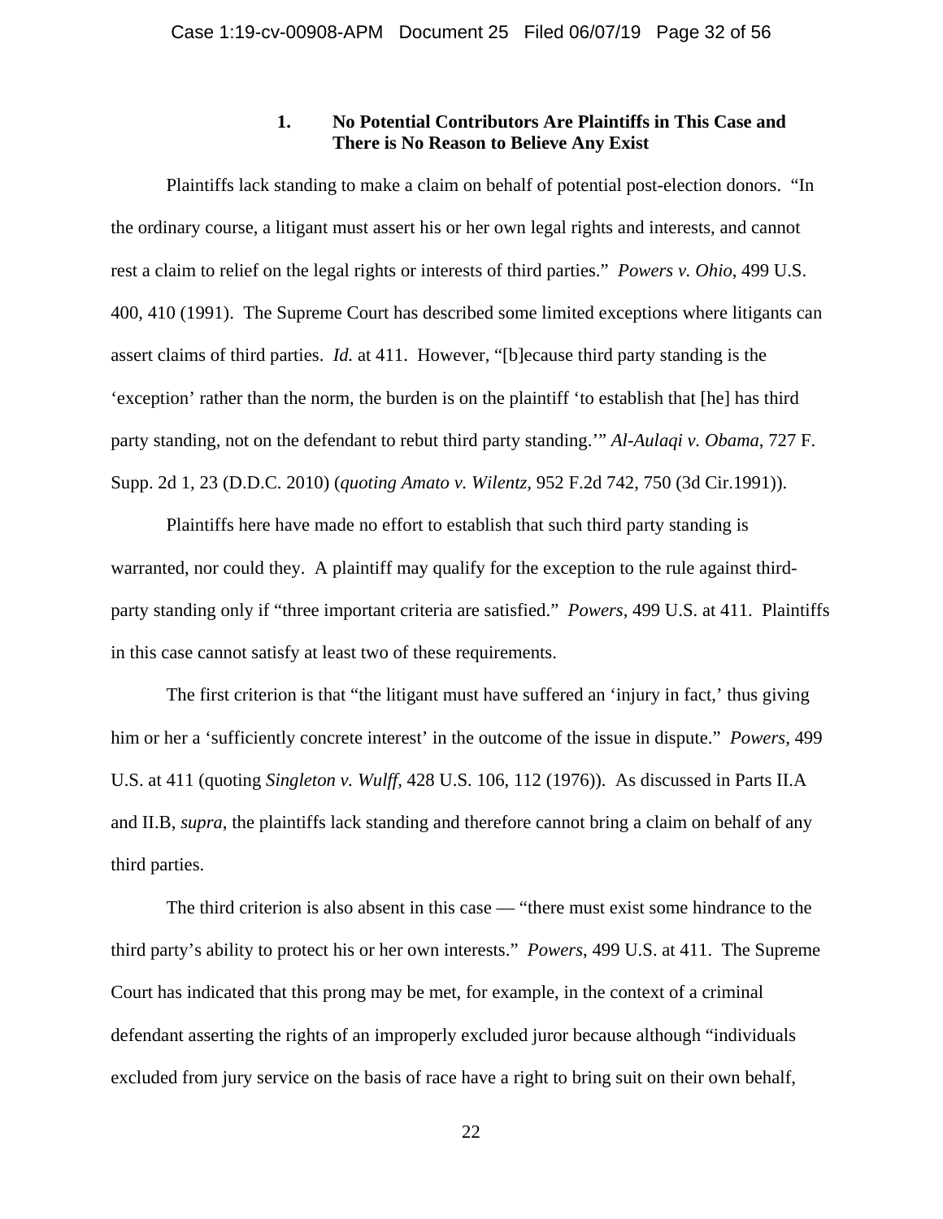### 1. No Potential Contributors Are Plaintiffs in This Case and There is No Reason to Believe Any Exist

Plaintiffs lack standing to make a claim on behalf of potential post-election donors. "In the ordinary course, a litigant must assert his or her own legal rights and interests, and cannot rest a claim to relief on the legal rights or interests of third parties." *Powers v. Ohio*, 499 U.S. 400, 410 (1991). The Supreme Court has described some limited exceptions where litigants can assert claims of third parties. *Id.* at 411. However, "[b]ecause third party standing is the 'exception' rather than the norm, the burden is on the plaintiff 'to establish that [he] has third party standing, not on the defendant to rebut third party standing.'" *Al-Aulaqi v. Obama*, 727 F. Supp. 2d 1, 23 (D.D.C. 2010) (*quoting Amato v. Wilentz,* 952 F.2d 742, 750 (3d Cir.1991)).

Plaintiffs here have made no effort to establish that such third party standing is warranted, nor could they. A plaintiff may qualify for the exception to the rule against third-party standing only if "three important criteria are satisfied." *Powers*, 499 U.S. at 411. Plaintiffs in this case cannot satisfy at least two of these requirements.

The first criterion is that "the litigant must have suffered an 'injury in fact,' thus giving him or her a 'sufficiently concrete interest' in the outcome of the issue in dispute." *Powers*, 499 U.S. at 411 (quoting *Singleton v. Wulff,* 428 U.S. 106, 112 (1976)). As discussed in Parts II.A and II.B, *supra*, the plaintiffs lack standing and therefore cannot bring a claim on behalf of any third parties.

The third criterion is also absent in this case — "there must exist some hindrance to the third party's ability to protect his or her own interests." *Powers*, 499 U.S. at 411. The Supreme Court has indicated that this prong may be met, for example, in the context of a criminal defendant asserting the rights of an improperly excluded juror because although "individuals excluded from jury service on the basis of race have a right to bring suit on their own behalf,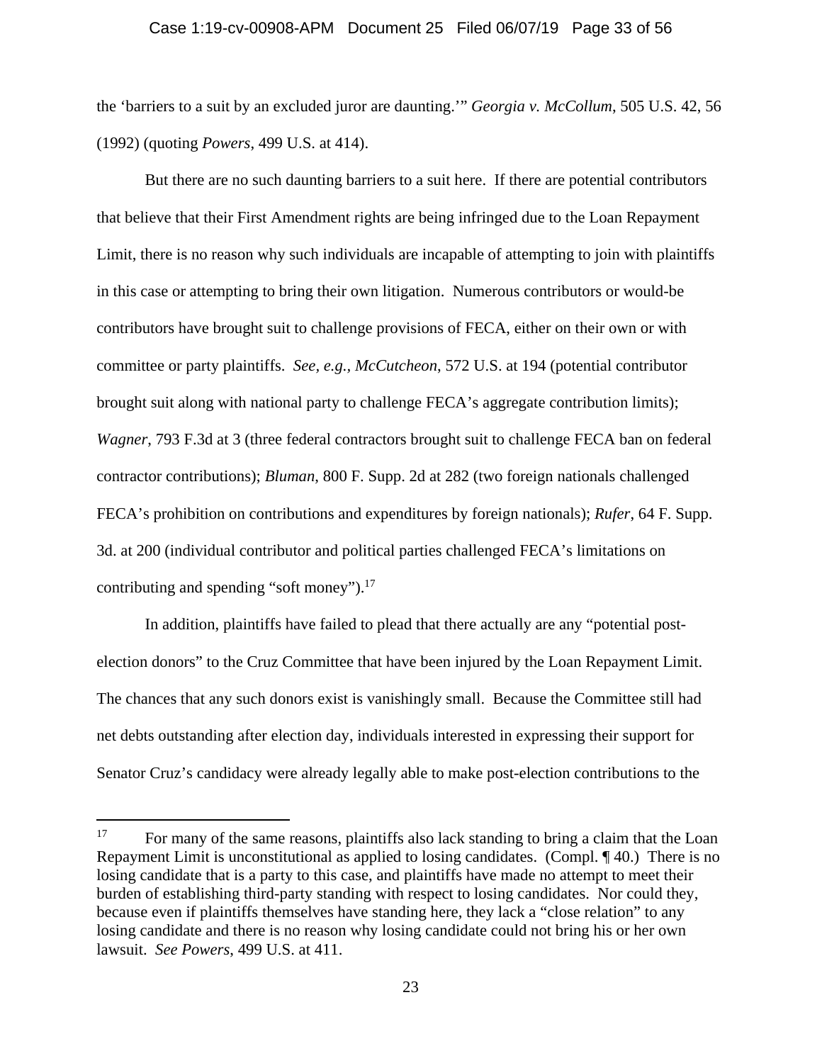the 'barriers to a suit by an excluded juror are daunting.'" *Georgia v. McCollum*, 505 U.S. 42, 56 (1992) (quoting *Powers*, 499 U.S. at 414).

But there are no such daunting barriers to a suit here. If there are potential contributors that believe that their First Amendment rights are being infringed due to the Loan Repayment Limit, there is no reason why such individuals are incapable of attempting to join with plaintiffs in this case or attempting to bring their own litigation. Numerous contributors or would-be contributors have brought suit to challenge provisions of FECA, either on their own or with committee or party plaintiffs. *See, e.g., McCutcheon*, 572 U.S. at 194 (potential contributor brought suit along with national party to challenge FECA's aggregate contribution limits); *Wagner*, 793 F.3d at 3 (three federal contractors brought suit to challenge FECA ban on federal contractor contributions); *Bluman*, 800 F. Supp. 2d at 282 (two foreign nationals challenged FECA's prohibition on contributions and expenditures by foreign nationals); *Rufer*, 64 F. Supp. 3d. at 200 (individual contributor and political parties challenged FECA's limitations on contributing and spending "soft money").[17]

In addition, plaintiffs have failed to plead that there actually are any "potential post-election donors" to the Cruz Committee that have been injured by the Loan Repayment Limit. The chances that any such donors exist is vanishingly small. Because the Committee still had net debts outstanding after election day, individuals interested in expressing their support for Senator Cruz's candidacy were already legally able to make post-election contributions to the

---

[17] For many of the same reasons, plaintiffs also lack standing to bring a claim that the Loan Repayment Limit is unconstitutional as applied to losing candidates. (Compl. ¶ 40.) There is no losing candidate that is a party to this case, and plaintiffs have made no attempt to meet their burden of establishing third-party standing with respect to losing candidates. Nor could they, because even if plaintiffs themselves have standing here, they lack a "close relation" to any losing candidate and there is no reason why losing candidate could not bring his or her own lawsuit. *See Powers*, 499 U.S. at 411.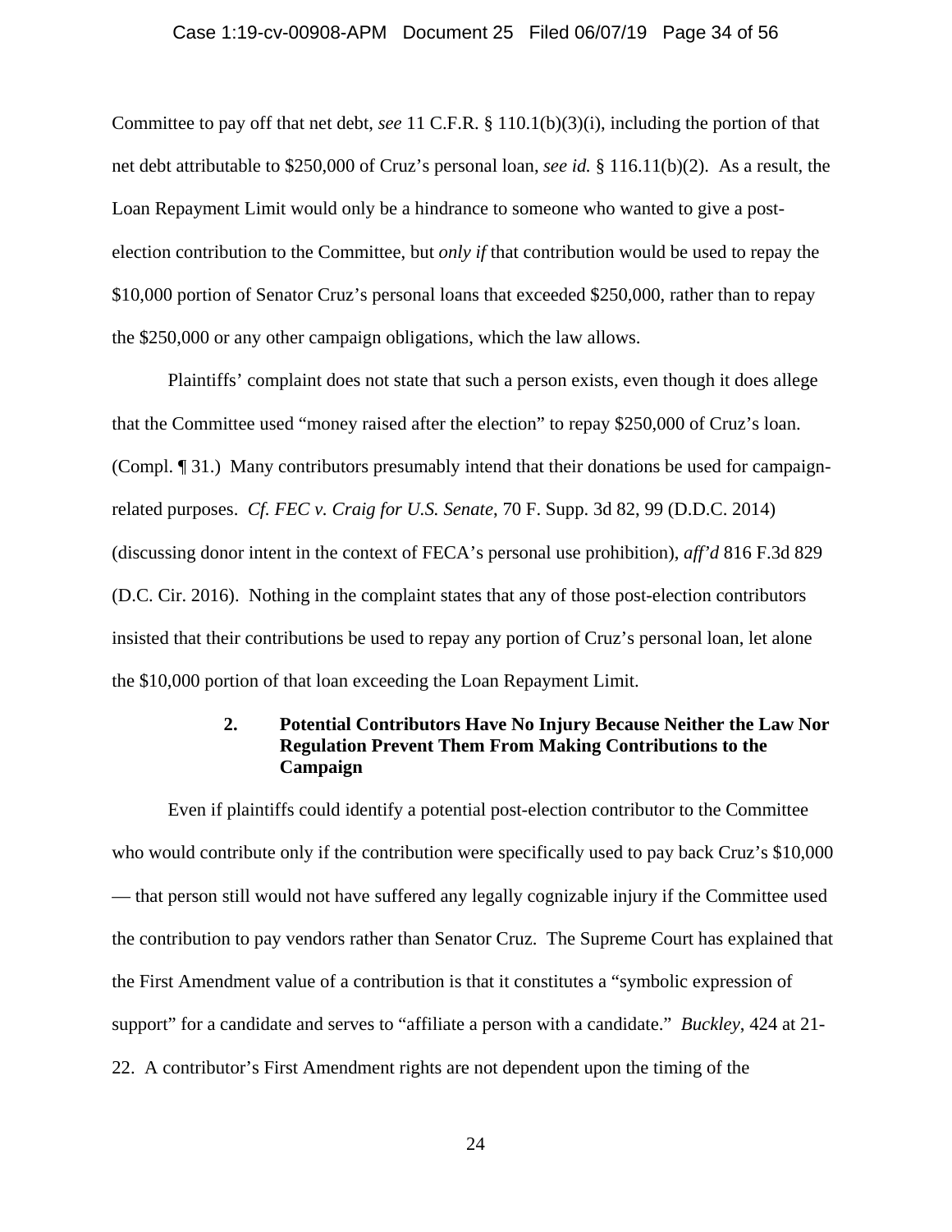Committee to pay off that net debt, *see* 11 C.F.R. § 110.1(b)(3)(i), including the portion of that net debt attributable to $250,000 of Cruz's personal loan, *see id.* § 116.11(b)(2). As a result, the Loan Repayment Limit would only be a hindrance to someone who wanted to give a post-election contribution to the Committee, but *only if* that contribution would be used to repay the $10,000 portion of Senator Cruz's personal loans that exceeded $250,000, rather than to repay the $250,000 or any other campaign obligations, which the law allows.

Plaintiffs' complaint does not state that such a person exists, even though it does allege that the Committee used "money raised after the election" to repay $250,000 of Cruz's loan. (Compl. ¶ 31.) Many contributors presumably intend that their donations be used for campaign-related purposes. *Cf. FEC v. Craig for U.S. Senate*, 70 F. Supp. 3d 82, 99 (D.D.C. 2014) (discussing donor intent in the context of FECA's personal use prohibition), *aff'd* 816 F.3d 829 (D.C. Cir. 2016). Nothing in the complaint states that any of those post-election contributors insisted that their contributions be used to repay any portion of Cruz's personal loan, let alone the $10,000 portion of that loan exceeding the Loan Repayment Limit.

### 2. Potential Contributors Have No Injury Because Neither the Law Nor Regulation Prevent Them From Making Contributions to the Campaign

Even if plaintiffs could identify a potential post-election contributor to the Committee who would contribute only if the contribution were specifically used to pay back Cruz's $10,000 — that person still would not have suffered any legally cognizable injury if the Committee used the contribution to pay vendors rather than Senator Cruz. The Supreme Court has explained that the First Amendment value of a contribution is that it constitutes a "symbolic expression of support" for a candidate and serves to "affiliate a person with a candidate." *Buckley*, 424 at 21-22. A contributor's First Amendment rights are not dependent upon the timing of the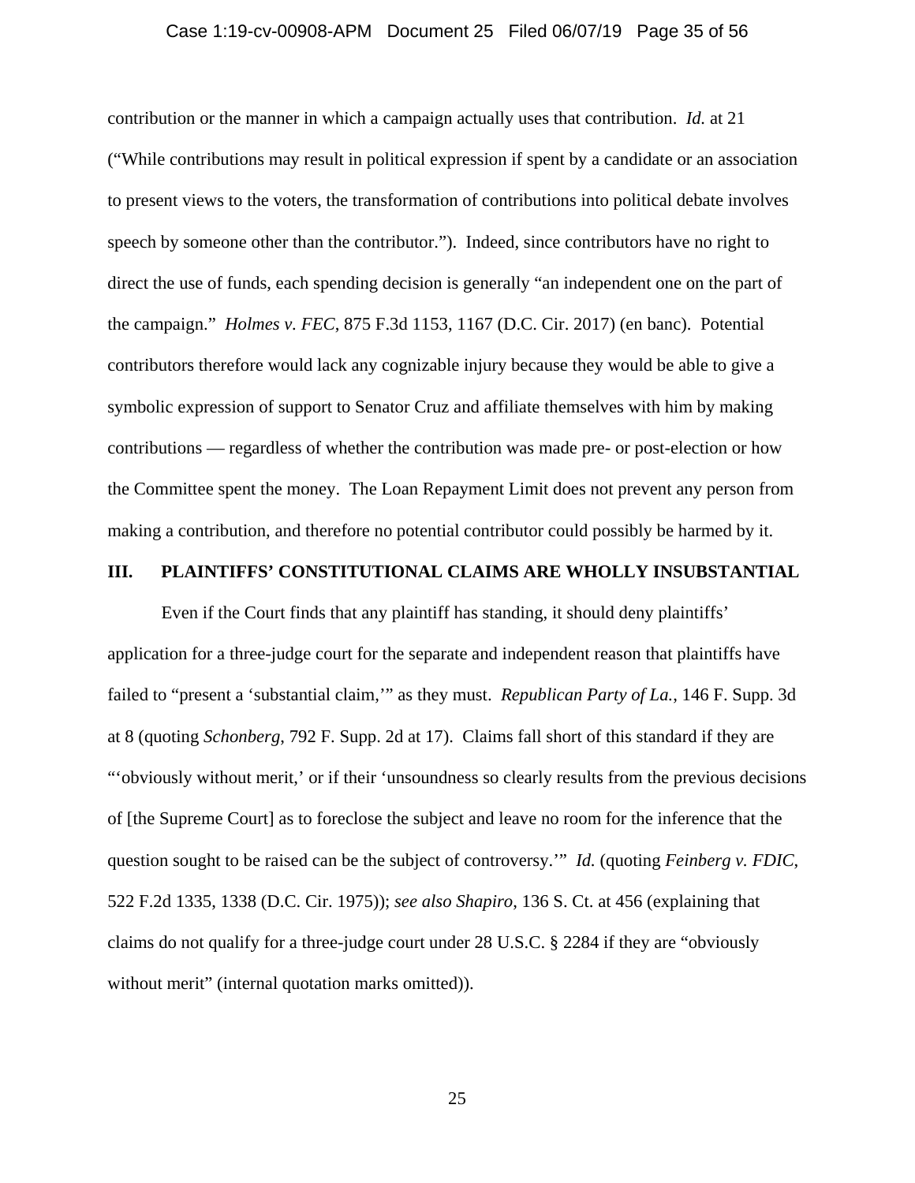contribution or the manner in which a campaign actually uses that contribution. *Id.* at 21 ("While contributions may result in political expression if spent by a candidate or an association to present views to the voters, the transformation of contributions into political debate involves speech by someone other than the contributor."). Indeed, since contributors have no right to direct the use of funds, each spending decision is generally "an independent one on the part of the campaign." *Holmes v. FEC*, 875 F.3d 1153, 1167 (D.C. Cir. 2017) (en banc). Potential contributors therefore would lack any cognizable injury because they would be able to give a symbolic expression of support to Senator Cruz and affiliate themselves with him by making contributions — regardless of whether the contribution was made pre- or post-election or how the Committee spent the money. The Loan Repayment Limit does not prevent any person from making a contribution, and therefore no potential contributor could possibly be harmed by it.

## III. PLAINTIFFS' CONSTITUTIONAL CLAIMS ARE WHOLLY INSUBSTANTIAL

Even if the Court finds that any plaintiff has standing, it should deny plaintiffs' application for a three-judge court for the separate and independent reason that plaintiffs have failed to "present a 'substantial claim,'" as they must. *Republican Party of La.*, 146 F. Supp. 3d at 8 (quoting *Schonberg*, 792 F. Supp. 2d at 17). Claims fall short of this standard if they are "'obviously without merit,' or if their 'unsoundness so clearly results from the previous decisions of [the Supreme Court] as to foreclose the subject and leave no room for the inference that the question sought to be raised can be the subject of controversy.'" *Id.* (quoting *Feinberg v. FDIC*, 522 F.2d 1335, 1338 (D.C. Cir. 1975)); *see also Shapiro*, 136 S. Ct. at 456 (explaining that claims do not qualify for a three-judge court under 28 U.S.C. § 2284 if they are "obviously without merit" (internal quotation marks omitted)).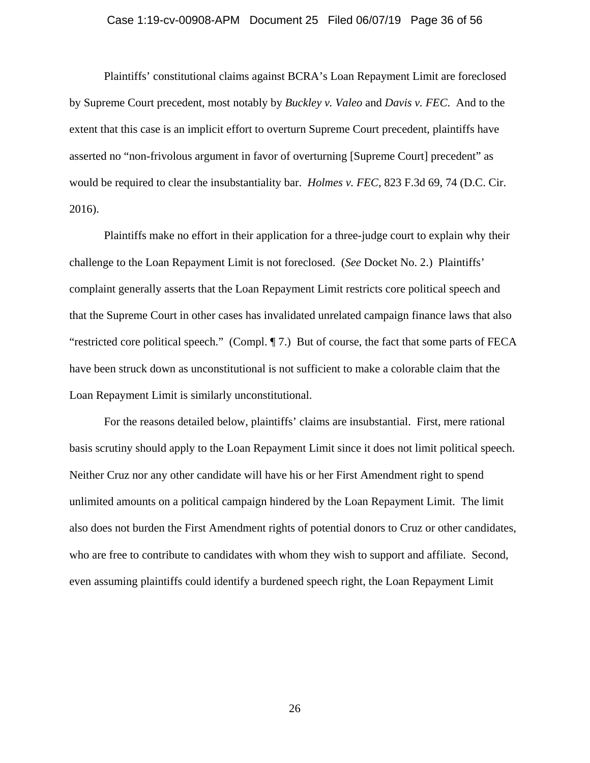Plaintiffs' constitutional claims against BCRA's Loan Repayment Limit are foreclosed by Supreme Court precedent, most notably by *Buckley v. Valeo* and *Davis v. FEC*. And to the extent that this case is an implicit effort to overturn Supreme Court precedent, plaintiffs have asserted no "non-frivolous argument in favor of overturning [Supreme Court] precedent" as would be required to clear the insubstantiality bar. *Holmes v. FEC*, 823 F.3d 69, 74 (D.C. Cir. 2016).

Plaintiffs make no effort in their application for a three-judge court to explain why their challenge to the Loan Repayment Limit is not foreclosed. (*See* Docket No. 2.) Plaintiffs' complaint generally asserts that the Loan Repayment Limit restricts core political speech and that the Supreme Court in other cases has invalidated unrelated campaign finance laws that also "restricted core political speech." (Compl. ¶ 7.) But of course, the fact that some parts of FECA have been struck down as unconstitutional is not sufficient to make a colorable claim that the Loan Repayment Limit is similarly unconstitutional.

For the reasons detailed below, plaintiffs' claims are insubstantial. First, mere rational basis scrutiny should apply to the Loan Repayment Limit since it does not limit political speech. Neither Cruz nor any other candidate will have his or her First Amendment right to spend unlimited amounts on a political campaign hindered by the Loan Repayment Limit. The limit also does not burden the First Amendment rights of potential donors to Cruz or other candidates, who are free to contribute to candidates with whom they wish to support and affiliate. Second, even assuming plaintiffs could identify a burdened speech right, the Loan Repayment Limit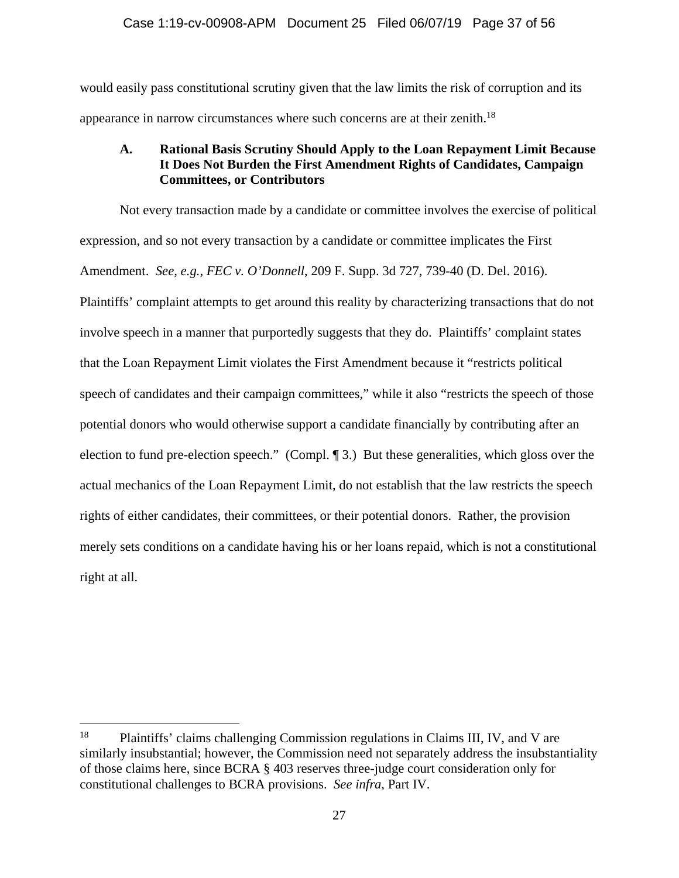would easily pass constitutional scrutiny given that the law limits the risk of corruption and its appearance in narrow circumstances where such concerns are at their zenith.[18]

### A. Rational Basis Scrutiny Should Apply to the Loan Repayment Limit Because It Does Not Burden the First Amendment Rights of Candidates, Campaign Committees, or Contributors

Not every transaction made by a candidate or committee involves the exercise of political expression, and so not every transaction by a candidate or committee implicates the First Amendment. *See, e.g.*, *FEC v. O'Donnell*, 209 F. Supp. 3d 727, 739-40 (D. Del. 2016). Plaintiffs' complaint attempts to get around this reality by characterizing transactions that do not involve speech in a manner that purportedly suggests that they do. Plaintiffs' complaint states that the Loan Repayment Limit violates the First Amendment because it "restricts political speech of candidates and their campaign committees," while it also "restricts the speech of those potential donors who would otherwise support a candidate financially by contributing after an election to fund pre-election speech." (Compl. ¶ 3.) But these generalities, which gloss over the actual mechanics of the Loan Repayment Limit, do not establish that the law restricts the speech rights of either candidates, their committees, or their potential donors. Rather, the provision merely sets conditions on a candidate having his or her loans repaid, which is not a constitutional right at all.

---

[18] Plaintiffs' claims challenging Commission regulations in Claims III, IV, and V are similarly insubstantial; however, the Commission need not separately address the insubstantiality of those claims here, since BCRA § 403 reserves three-judge court consideration only for constitutional challenges to BCRA provisions. *See infra*, Part IV.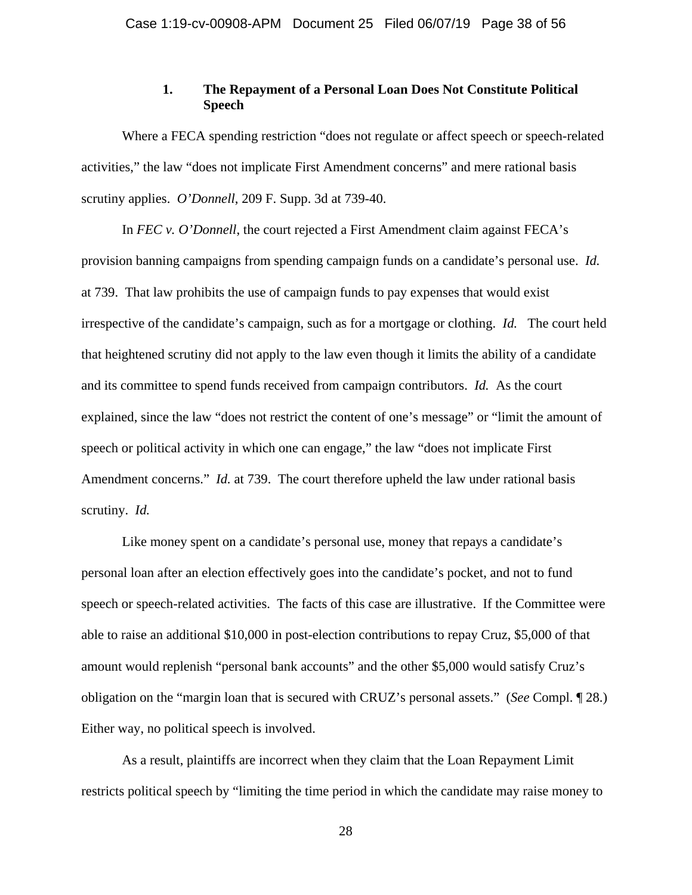### 1. The Repayment of a Personal Loan Does Not Constitute Political Speech

Where a FECA spending restriction "does not regulate or affect speech or speech-related activities," the law "does not implicate First Amendment concerns" and mere rational basis scrutiny applies. *O'Donnell*, 209 F. Supp. 3d at 739-40.

In *FEC v. O'Donnell*, the court rejected a First Amendment claim against FECA's provision banning campaigns from spending campaign funds on a candidate's personal use. *Id.* at 739. That law prohibits the use of campaign funds to pay expenses that would exist irrespective of the candidate's campaign, such as for a mortgage or clothing. *Id.* The court held that heightened scrutiny did not apply to the law even though it limits the ability of a candidate and its committee to spend funds received from campaign contributors. *Id.* As the court explained, since the law "does not restrict the content of one's message" or "limit the amount of speech or political activity in which one can engage," the law "does not implicate First Amendment concerns." *Id.* at 739. The court therefore upheld the law under rational basis scrutiny. *Id.*

Like money spent on a candidate's personal use, money that repays a candidate's personal loan after an election effectively goes into the candidate's pocket, and not to fund speech or speech-related activities. The facts of this case are illustrative. If the Committee were able to raise an additional $10,000 in post-election contributions to repay Cruz, $5,000 of that amount would replenish "personal bank accounts" and the other $5,000 would satisfy Cruz's obligation on the "margin loan that is secured with CRUZ's personal assets." (*See* Compl. ¶ 28.) Either way, no political speech is involved.

As a result, plaintiffs are incorrect when they claim that the Loan Repayment Limit restricts political speech by "limiting the time period in which the candidate may raise money to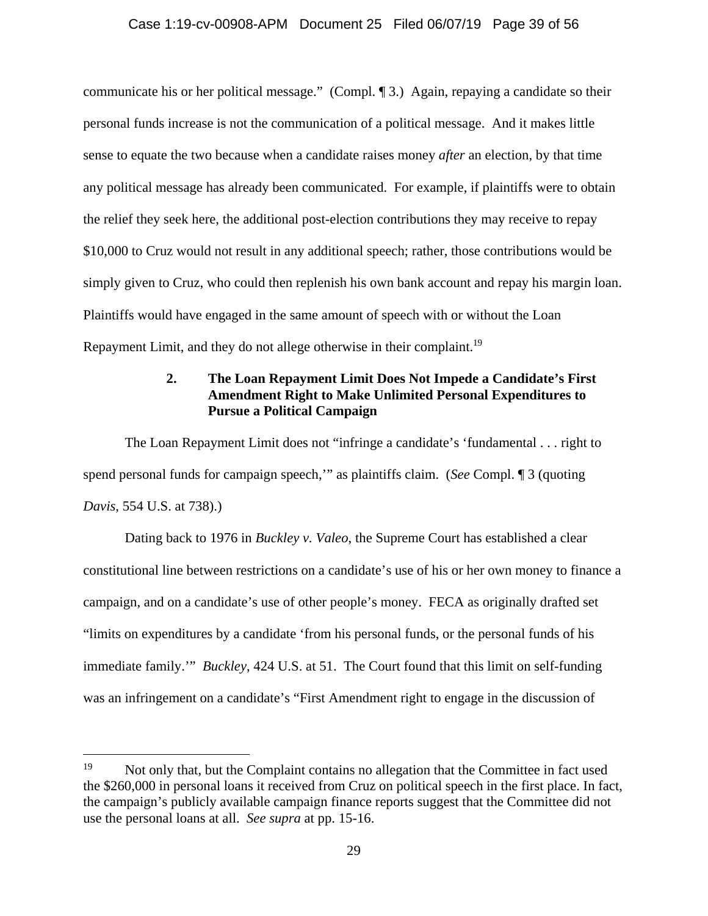communicate his or her political message." (Compl. ¶ 3.) Again, repaying a candidate so their personal funds increase is not the communication of a political message. And it makes little sense to equate the two because when a candidate raises money *after* an election, by that time any political message has already been communicated. For example, if plaintiffs were to obtain the relief they seek here, the additional post-election contributions they may receive to repay $10,000 to Cruz would not result in any additional speech; rather, those contributions would be simply given to Cruz, who could then replenish his own bank account and repay his margin loan. Plaintiffs would have engaged in the same amount of speech with or without the Loan Repayment Limit, and they do not allege otherwise in their complaint.[19]

### 2. The Loan Repayment Limit Does Not Impede a Candidate's First Amendment Right to Make Unlimited Personal Expenditures to Pursue a Political Campaign

The Loan Repayment Limit does not "infringe a candidate's 'fundamental . . . right to spend personal funds for campaign speech,'" as plaintiffs claim. (*See* Compl. ¶ 3 (quoting *Davis*, 554 U.S. at 738).)

Dating back to 1976 in *Buckley v. Valeo*, the Supreme Court has established a clear constitutional line between restrictions on a candidate's use of his or her own money to finance a campaign, and on a candidate's use of other people's money. FECA as originally drafted set "limits on expenditures by a candidate 'from his personal funds, or the personal funds of his immediate family.'" *Buckley*, 424 U.S. at 51. The Court found that this limit on self-funding was an infringement on a candidate's "First Amendment right to engage in the discussion of

---

[19] Not only that, but the Complaint contains no allegation that the Committee in fact used the $260,000 in personal loans it received from Cruz on political speech in the first place. In fact, the campaign's publicly available campaign finance reports suggest that the Committee did not use the personal loans at all. *See supra* at pp. 15-16.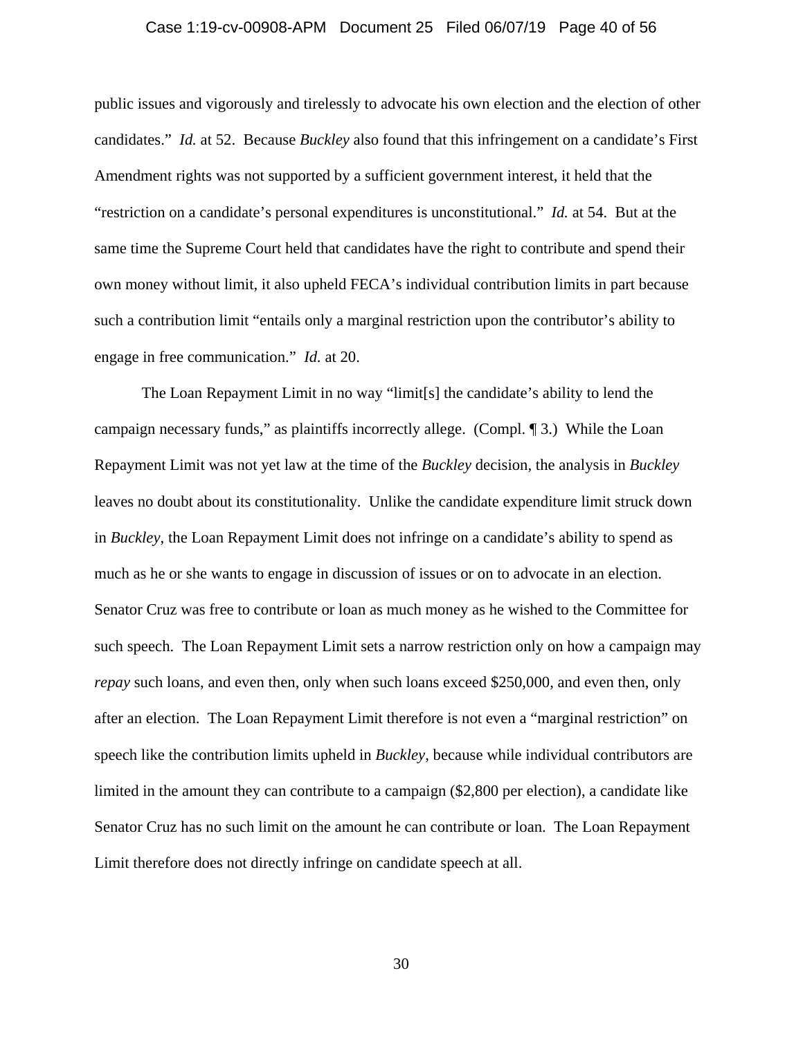public issues and vigorously and tirelessly to advocate his own election and the election of other candidates." *Id.* at 52. Because *Buckley* also found that this infringement on a candidate's First Amendment rights was not supported by a sufficient government interest, it held that the "restriction on a candidate's personal expenditures is unconstitutional." *Id.* at 54. But at the same time the Supreme Court held that candidates have the right to contribute and spend their own money without limit, it also upheld FECA's individual contribution limits in part because such a contribution limit "entails only a marginal restriction upon the contributor's ability to engage in free communication." *Id.* at 20.

The Loan Repayment Limit in no way "limit[s] the candidate's ability to lend the campaign necessary funds," as plaintiffs incorrectly allege. (Compl. ¶ 3.) While the Loan Repayment Limit was not yet law at the time of the *Buckley* decision, the analysis in *Buckley* leaves no doubt about its constitutionality. Unlike the candidate expenditure limit struck down in *Buckley*, the Loan Repayment Limit does not infringe on a candidate's ability to spend as much as he or she wants to engage in discussion of issues or on to advocate in an election. Senator Cruz was free to contribute or loan as much money as he wished to the Committee for such speech. The Loan Repayment Limit sets a narrow restriction only on how a campaign may *repay* such loans, and even then, only when such loans exceed $250,000, and even then, only after an election. The Loan Repayment Limit therefore is not even a "marginal restriction" on speech like the contribution limits upheld in *Buckley*, because while individual contributors are limited in the amount they can contribute to a campaign ($2,800 per election), a candidate like Senator Cruz has no such limit on the amount he can contribute or loan. The Loan Repayment Limit therefore does not directly infringe on candidate speech at all.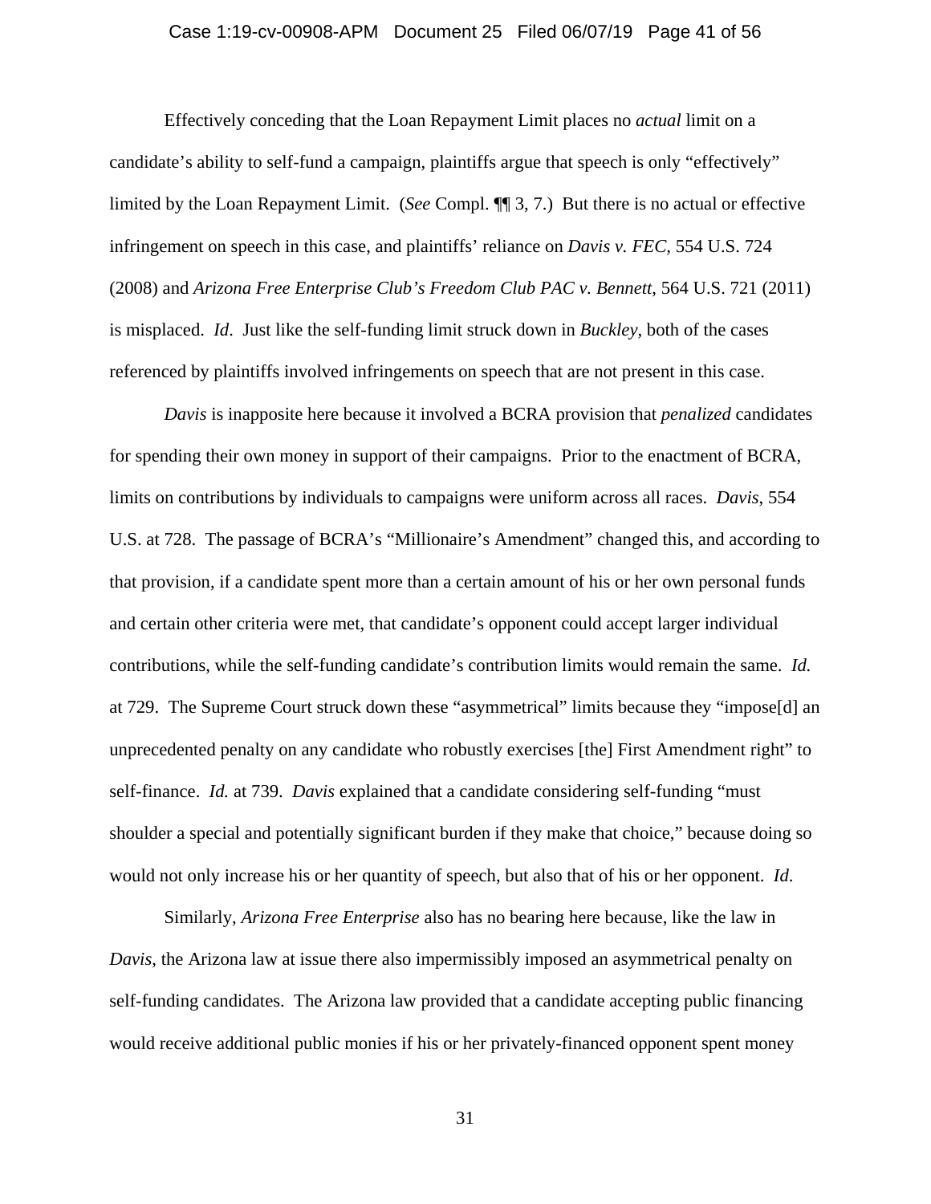Effectively conceding that the Loan Repayment Limit places no *actual* limit on a candidate's ability to self-fund a campaign, plaintiffs argue that speech is only "effectively" limited by the Loan Repayment Limit. (*See* Compl. ¶¶ 3, 7.) But there is no actual or effective infringement on speech in this case, and plaintiffs' reliance on *Davis v. FEC,* 554 U.S. 724 (2008) and *Arizona Free Enterprise Club's Freedom Club PAC v. Bennett*, 564 U.S. 721 (2011) is misplaced. *Id*. Just like the self-funding limit struck down in *Buckley*, both of the cases referenced by plaintiffs involved infringements on speech that are not present in this case.

*Davis* is inapposite here because it involved a BCRA provision that *penalized* candidates for spending their own money in support of their campaigns. Prior to the enactment of BCRA, limits on contributions by individuals to campaigns were uniform across all races. *Davis*, 554 U.S. at 728. The passage of BCRA's "Millionaire's Amendment" changed this, and according to that provision, if a candidate spent more than a certain amount of his or her own personal funds and certain other criteria were met, that candidate's opponent could accept larger individual contributions, while the self-funding candidate's contribution limits would remain the same. *Id.* at 729. The Supreme Court struck down these "asymmetrical" limits because they "impose[d] an unprecedented penalty on any candidate who robustly exercises [the] First Amendment right" to self-finance. *Id.* at 739. *Davis* explained that a candidate considering self-funding "must shoulder a special and potentially significant burden if they make that choice," because doing so would not only increase his or her quantity of speech, but also that of his or her opponent. *Id*.

Similarly, *Arizona Free Enterprise* also has no bearing here because, like the law in *Davis*, the Arizona law at issue there also impermissibly imposed an asymmetrical penalty on self-funding candidates. The Arizona law provided that a candidate accepting public financing would receive additional public monies if his or her privately-financed opponent spent money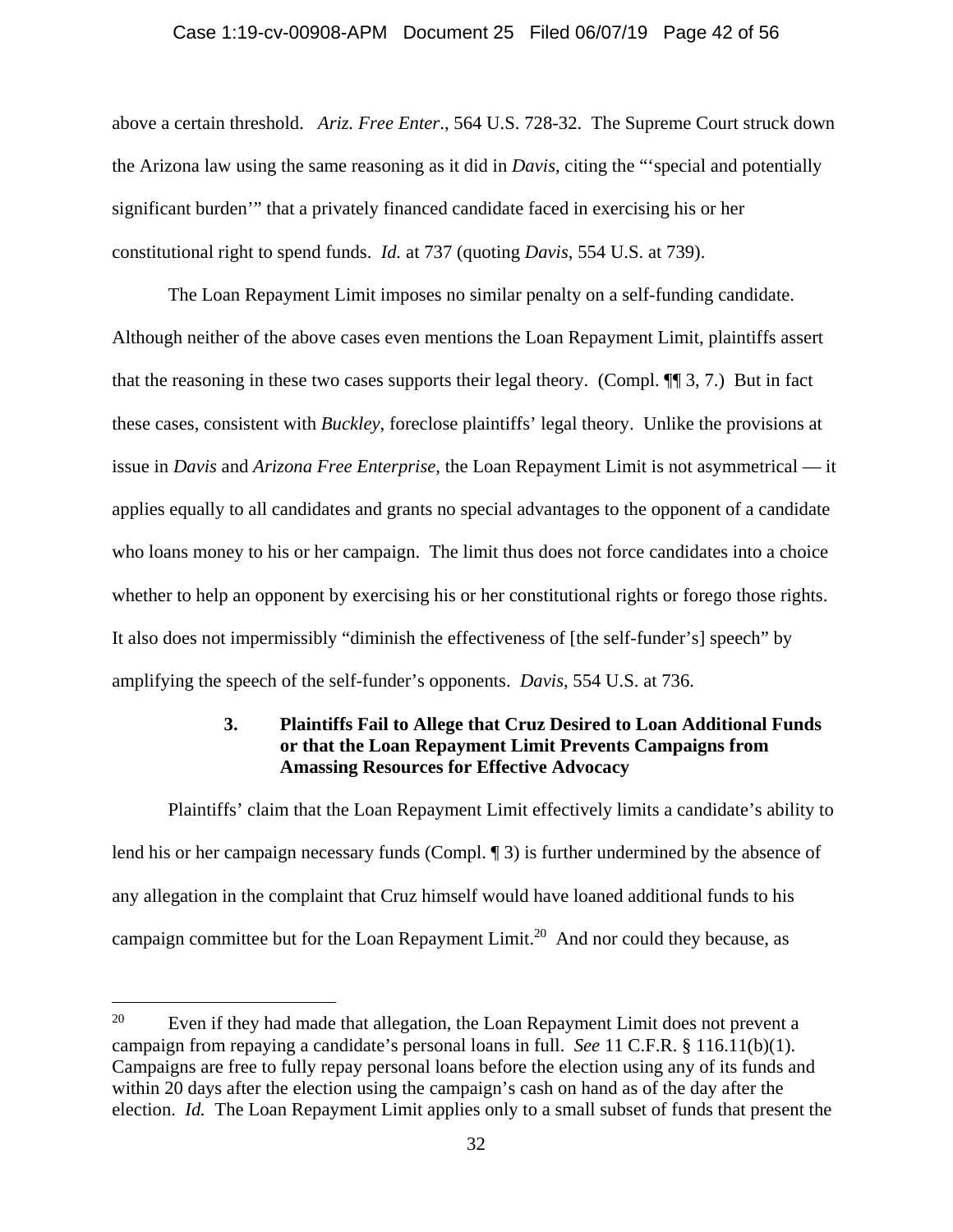above a certain threshold. *Ariz. Free Enter*., 564 U.S. 728-32. The Supreme Court struck down the Arizona law using the same reasoning as it did in *Davis*, citing the "'special and potentially significant burden'" that a privately financed candidate faced in exercising his or her constitutional right to spend funds. *Id.* at 737 (quoting *Davis*, 554 U.S. at 739).

The Loan Repayment Limit imposes no similar penalty on a self-funding candidate. Although neither of the above cases even mentions the Loan Repayment Limit, plaintiffs assert that the reasoning in these two cases supports their legal theory. (Compl. ¶¶ 3, 7.) But in fact these cases, consistent with *Buckley*, foreclose plaintiffs' legal theory. Unlike the provisions at issue in *Davis* and *Arizona Free Enterprise*, the Loan Repayment Limit is not asymmetrical — it applies equally to all candidates and grants no special advantages to the opponent of a candidate who loans money to his or her campaign. The limit thus does not force candidates into a choice whether to help an opponent by exercising his or her constitutional rights or forego those rights. It also does not impermissibly "diminish the effectiveness of [the self-funder's] speech" by amplifying the speech of the self-funder's opponents. *Davis*, 554 U.S. at 736.

#### 3. Plaintiffs Fail to Allege that Cruz Desired to Loan Additional Funds or that the Loan Repayment Limit Prevents Campaigns from Amassing Resources for Effective Advocacy

Plaintiffs' claim that the Loan Repayment Limit effectively limits a candidate's ability to lend his or her campaign necessary funds (Compl. ¶ 3) is further undermined by the absence of any allegation in the complaint that Cruz himself would have loaned additional funds to his campaign committee but for the Loan Repayment Limit.[20] And nor could they because, as

---

[20] Even if they had made that allegation, the Loan Repayment Limit does not prevent a campaign from repaying a candidate's personal loans in full. *See* 11 C.F.R. § 116.11(b)(1). Campaigns are free to fully repay personal loans before the election using any of its funds and within 20 days after the election using the campaign's cash on hand as of the day after the election. *Id.* The Loan Repayment Limit applies only to a small subset of funds that present the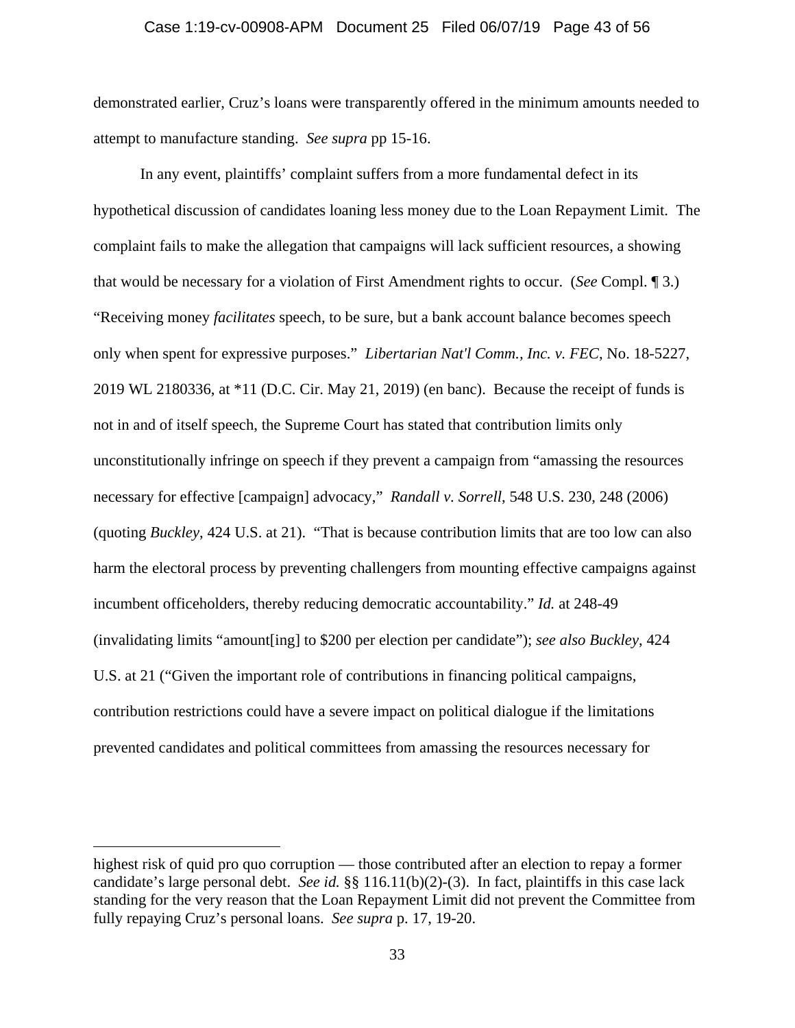demonstrated earlier, Cruz's loans were transparently offered in the minimum amounts needed to attempt to manufacture standing. *See supra* pp 15-16.

In any event, plaintiffs' complaint suffers from a more fundamental defect in its hypothetical discussion of candidates loaning less money due to the Loan Repayment Limit. The complaint fails to make the allegation that campaigns will lack sufficient resources, a showing that would be necessary for a violation of First Amendment rights to occur. (*See* Compl. ¶ 3.) "Receiving money *facilitates* speech, to be sure, but a bank account balance becomes speech only when spent for expressive purposes." *Libertarian Nat'l Comm., Inc. v. FEC*, No. 18-5227, 2019 WL 2180336, at *11 (D.C. Cir. May 21, 2019) (en banc). Because the receipt of funds is not in and of itself speech, the Supreme Court has stated that contribution limits only unconstitutionally infringe on speech if they prevent a campaign from "amassing the resources necessary for effective [campaign] advocacy," *Randall v. Sorrell*, 548 U.S. 230, 248 (2006) (quoting *Buckley*, 424 U.S. at 21). "That is because contribution limits that are too low can also harm the electoral process by preventing challengers from mounting effective campaigns against incumbent officeholders, thereby reducing democratic accountability." *Id.* at 248-49 (invalidating limits "amount[ing] to $200 per election per candidate"); *see also Buckley*, 424 U.S. at 21 ("Given the important role of contributions in financing political campaigns, contribution restrictions could have a severe impact on political dialogue if the limitations prevented candidates and political committees from amassing the resources necessary for

---

highest risk of quid pro quo corruption — those contributed after an election to repay a former candidate's large personal debt. *See id.* §§ 116.11(b)(2)-(3). In fact, plaintiffs in this case lack standing for the very reason that the Loan Repayment Limit did not prevent the Committee from fully repaying Cruz's personal loans. *See supra* p. 17, 19-20.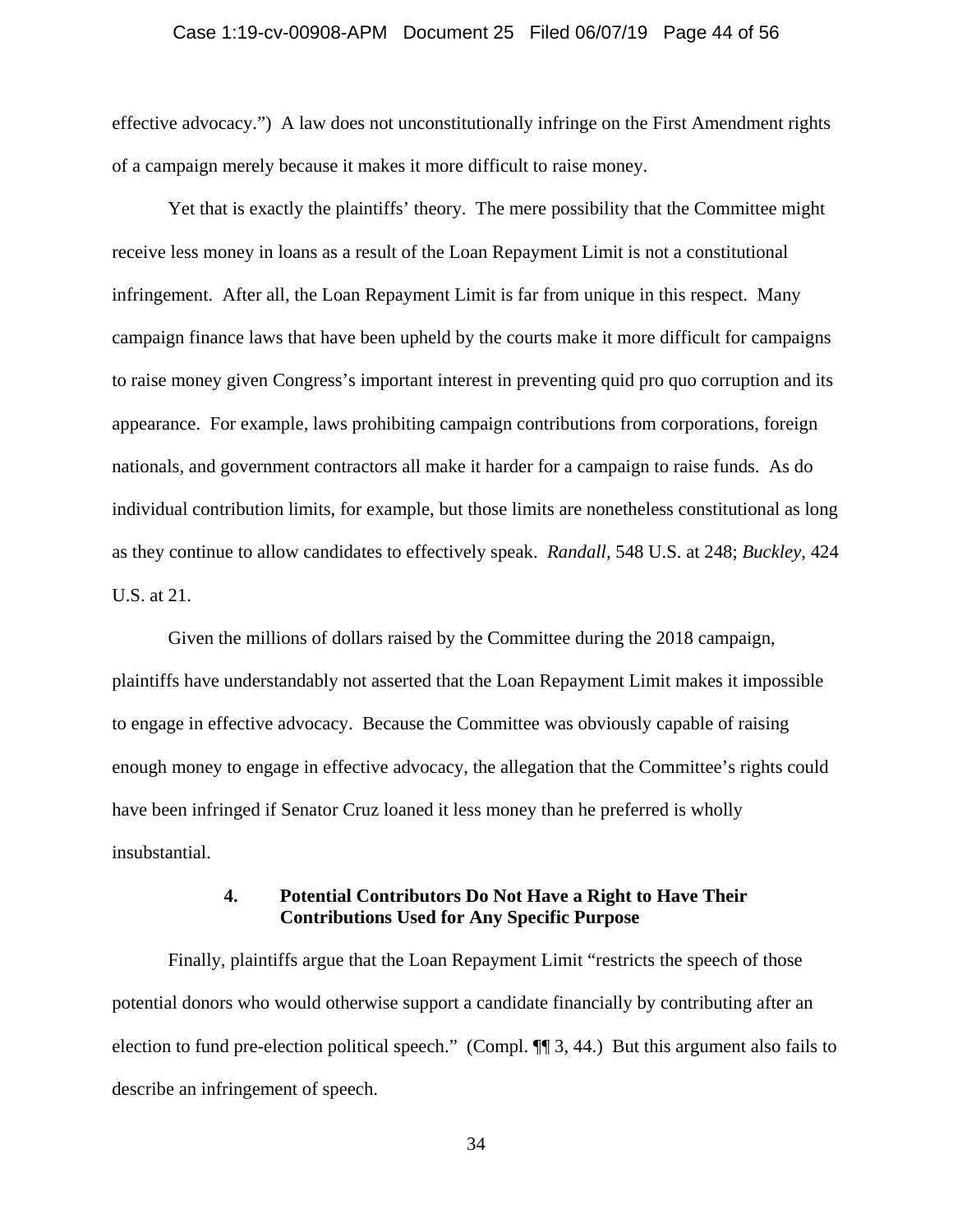effective advocacy.") A law does not unconstitutionally infringe on the First Amendment rights of a campaign merely because it makes it more difficult to raise money.

Yet that is exactly the plaintiffs' theory. The mere possibility that the Committee might receive less money in loans as a result of the Loan Repayment Limit is not a constitutional infringement. After all, the Loan Repayment Limit is far from unique in this respect. Many campaign finance laws that have been upheld by the courts make it more difficult for campaigns to raise money given Congress's important interest in preventing quid pro quo corruption and its appearance. For example, laws prohibiting campaign contributions from corporations, foreign nationals, and government contractors all make it harder for a campaign to raise funds. As do individual contribution limits, for example, but those limits are nonetheless constitutional as long as they continue to allow candidates to effectively speak. *Randall*, 548 U.S. at 248; *Buckley*, 424 U.S. at 21.

Given the millions of dollars raised by the Committee during the 2018 campaign, plaintiffs have understandably not asserted that the Loan Repayment Limit makes it impossible to engage in effective advocacy. Because the Committee was obviously capable of raising enough money to engage in effective advocacy, the allegation that the Committee's rights could have been infringed if Senator Cruz loaned it less money than he preferred is wholly insubstantial.

#### 4. Potential Contributors Do Not Have a Right to Have Their Contributions Used for Any Specific Purpose

Finally, plaintiffs argue that the Loan Repayment Limit "restricts the speech of those potential donors who would otherwise support a candidate financially by contributing after an election to fund pre-election political speech." (Compl. ¶¶ 3, 44.) But this argument also fails to describe an infringement of speech.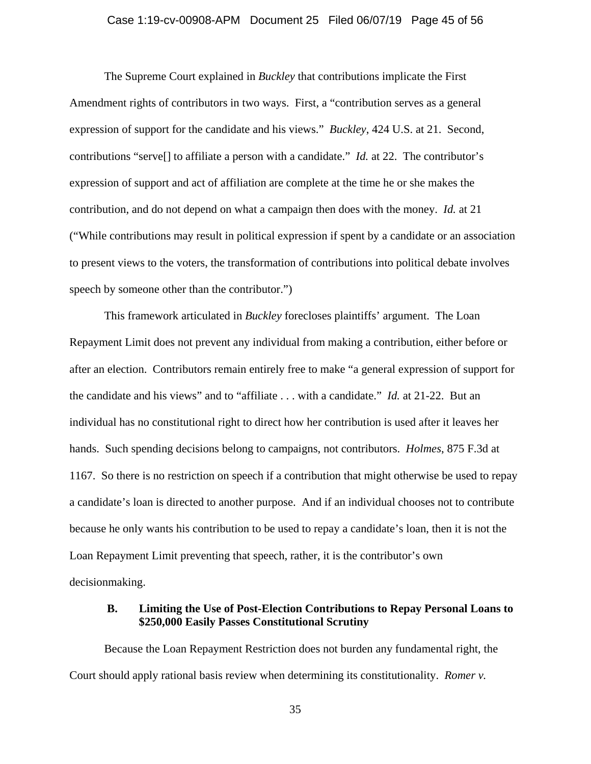The Supreme Court explained in *Buckley* that contributions implicate the First Amendment rights of contributors in two ways. First, a "contribution serves as a general expression of support for the candidate and his views." *Buckley*, 424 U.S. at 21. Second, contributions "serve[] to affiliate a person with a candidate." *Id.* at 22. The contributor's expression of support and act of affiliation are complete at the time he or she makes the contribution, and do not depend on what a campaign then does with the money. *Id.* at 21 ("While contributions may result in political expression if spent by a candidate or an association to present views to the voters, the transformation of contributions into political debate involves speech by someone other than the contributor.")

This framework articulated in *Buckley* forecloses plaintiffs' argument. The Loan Repayment Limit does not prevent any individual from making a contribution, either before or after an election. Contributors remain entirely free to make "a general expression of support for the candidate and his views" and to "affiliate . . . with a candidate." *Id.* at 21-22. But an individual has no constitutional right to direct how her contribution is used after it leaves her hands. Such spending decisions belong to campaigns, not contributors. *Holmes*, 875 F.3d at 1167. So there is no restriction on speech if a contribution that might otherwise be used to repay a candidate's loan is directed to another purpose. And if an individual chooses not to contribute because he only wants his contribution to be used to repay a candidate's loan, then it is not the Loan Repayment Limit preventing that speech, rather, it is the contributor's own decisionmaking.

### B. Limiting the Use of Post-Election Contributions to Repay Personal Loans to $250,000 Easily Passes Constitutional Scrutiny

Because the Loan Repayment Restriction does not burden any fundamental right, the Court should apply rational basis review when determining its constitutionality. *Romer v.*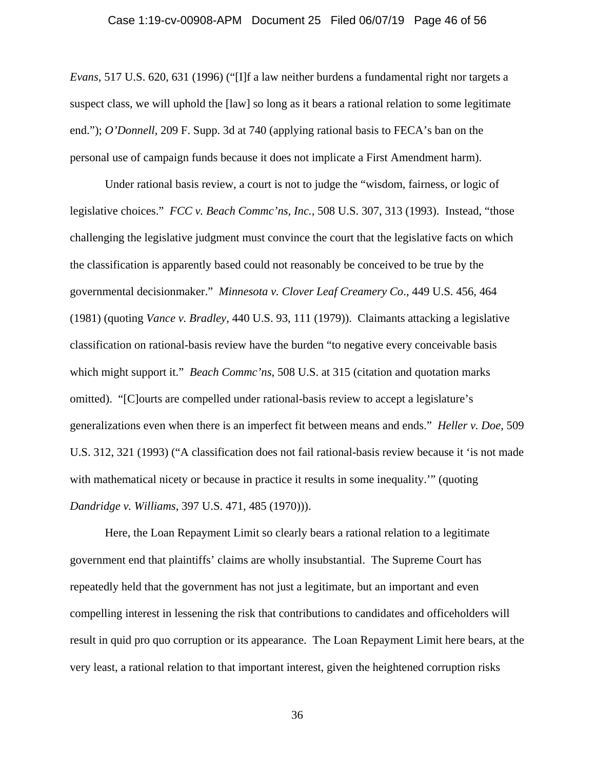*Evans*, 517 U.S. 620, 631 (1996) ("[I]f a law neither burdens a fundamental right nor targets a suspect class, we will uphold the [law] so long as it bears a rational relation to some legitimate end."); *O'Donnell*, 209 F. Supp. 3d at 740 (applying rational basis to FECA's ban on the personal use of campaign funds because it does not implicate a First Amendment harm).

Under rational basis review, a court is not to judge the "wisdom, fairness, or logic of legislative choices." *FCC v. Beach Commc'ns, Inc.*, 508 U.S. 307, 313 (1993). Instead, "those challenging the legislative judgment must convince the court that the legislative facts on which the classification is apparently based could not reasonably be conceived to be true by the governmental decisionmaker." *Minnesota v. Clover Leaf Creamery Co*., 449 U.S. 456, 464 (1981) (quoting *Vance v. Bradley*, 440 U.S. 93, 111 (1979)). Claimants attacking a legislative classification on rational-basis review have the burden "to negative every conceivable basis which might support it." *Beach Commc'ns*, 508 U.S. at 315 (citation and quotation marks omitted). "[C]ourts are compelled under rational-basis review to accept a legislature's generalizations even when there is an imperfect fit between means and ends." *Heller v. Doe*, 509 U.S. 312, 321 (1993) ("A classification does not fail rational-basis review because it 'is not made with mathematical nicety or because in practice it results in some inequality.'" (quoting *Dandridge v. Williams*, 397 U.S. 471, 485 (1970))).

Here, the Loan Repayment Limit so clearly bears a rational relation to a legitimate government end that plaintiffs' claims are wholly insubstantial. The Supreme Court has repeatedly held that the government has not just a legitimate, but an important and even compelling interest in lessening the risk that contributions to candidates and officeholders will result in quid pro quo corruption or its appearance. The Loan Repayment Limit here bears, at the very least, a rational relation to that important interest, given the heightened corruption risks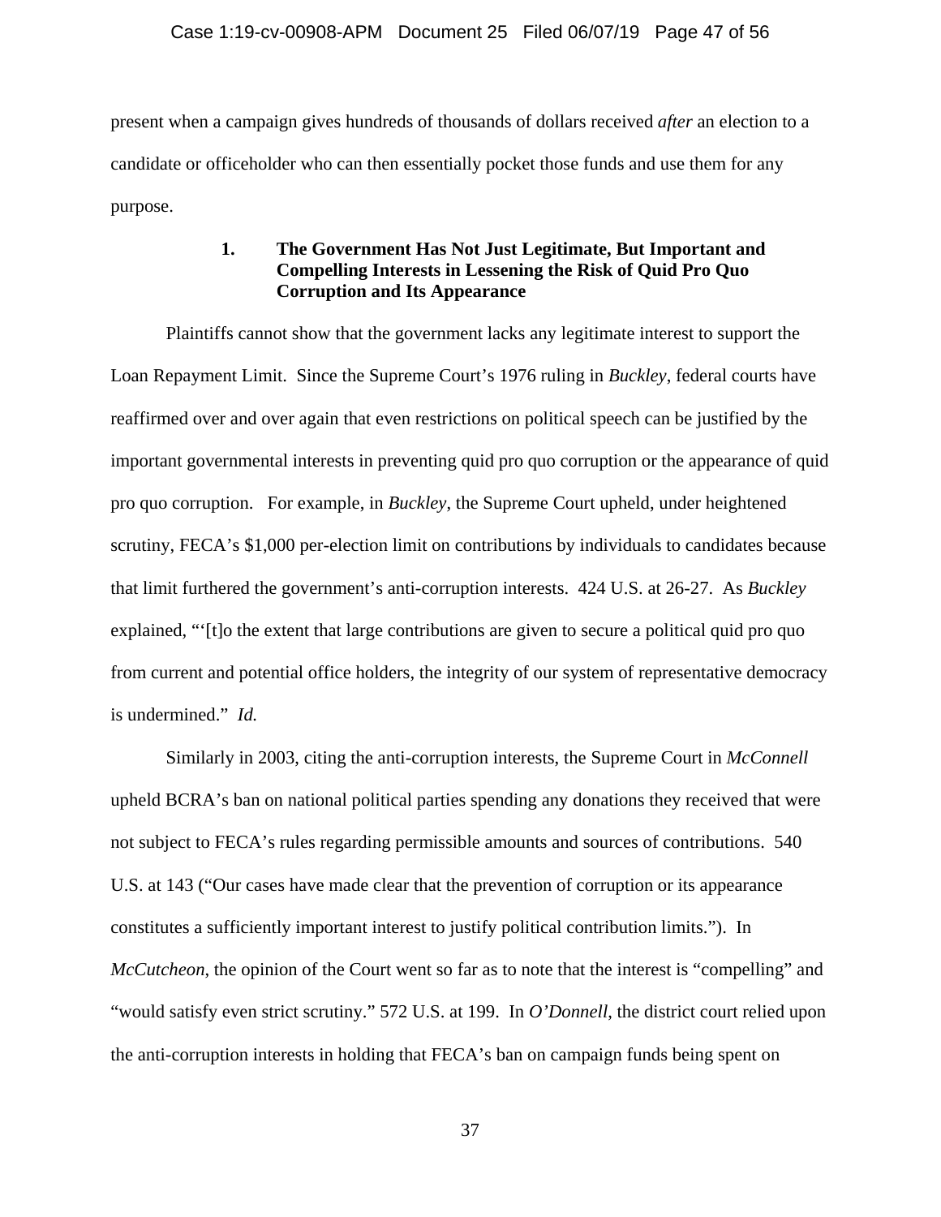present when a campaign gives hundreds of thousands of dollars received *after* an election to a candidate or officeholder who can then essentially pocket those funds and use them for any purpose.

**1. The Government Has Not Just Legitimate, But Important and Compelling Interests in Lessening the Risk of Quid Pro Quo Corruption and Its Appearance**

Plaintiffs cannot show that the government lacks any legitimate interest to support the Loan Repayment Limit. Since the Supreme Court's 1976 ruling in *Buckley*, federal courts have reaffirmed over and over again that even restrictions on political speech can be justified by the important governmental interests in preventing quid pro quo corruption or the appearance of quid pro quo corruption. For example, in *Buckley*, the Supreme Court upheld, under heightened scrutiny, FECA's $1,000 per-election limit on contributions by individuals to candidates because that limit furthered the government's anti-corruption interests. 424 U.S. at 26-27. As *Buckley* explained, "'[t]o the extent that large contributions are given to secure a political quid pro quo from current and potential office holders, the integrity of our system of representative democracy is undermined." *Id.*

Similarly in 2003, citing the anti-corruption interests, the Supreme Court in *McConnell* upheld BCRA's ban on national political parties spending any donations they received that were not subject to FECA's rules regarding permissible amounts and sources of contributions. 540 U.S. at 143 ("Our cases have made clear that the prevention of corruption or its appearance constitutes a sufficiently important interest to justify political contribution limits."). In *McCutcheon*, the opinion of the Court went so far as to note that the interest is "compelling" and "would satisfy even strict scrutiny." 572 U.S. at 199. In *O'Donnell*, the district court relied upon the anti-corruption interests in holding that FECA's ban on campaign funds being spent on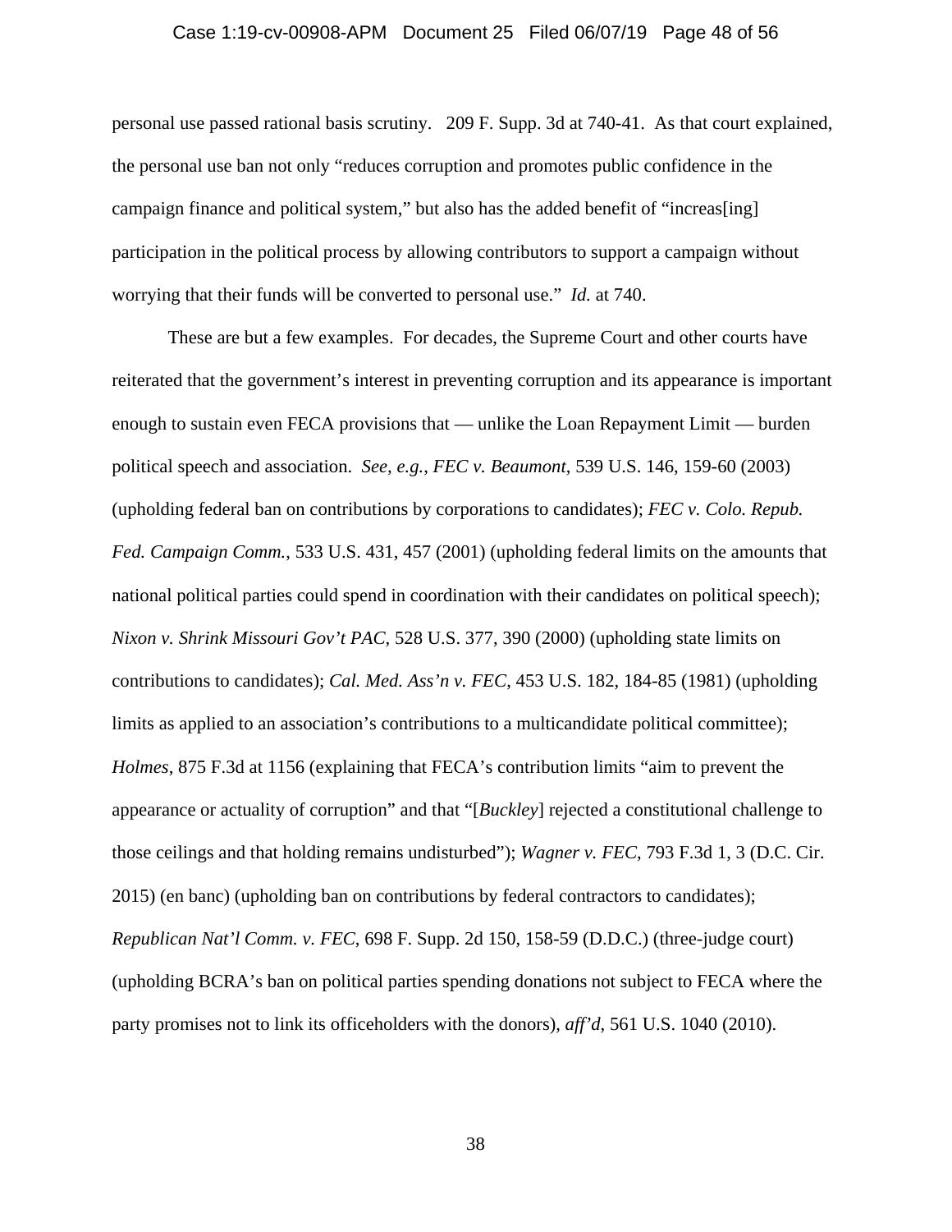personal use passed rational basis scrutiny. 209 F. Supp. 3d at 740-41. As that court explained, the personal use ban not only "reduces corruption and promotes public confidence in the campaign finance and political system," but also has the added benefit of "increas[ing] participation in the political process by allowing contributors to support a campaign without worrying that their funds will be converted to personal use." *Id.* at 740.

These are but a few examples. For decades, the Supreme Court and other courts have reiterated that the government's interest in preventing corruption and its appearance is important enough to sustain even FECA provisions that — unlike the Loan Repayment Limit — burden political speech and association. *See, e.g.*, *FEC v. Beaumont*, 539 U.S. 146, 159-60 (2003) (upholding federal ban on contributions by corporations to candidates); *FEC v. Colo. Repub. Fed. Campaign Comm.*, 533 U.S. 431, 457 (2001) (upholding federal limits on the amounts that national political parties could spend in coordination with their candidates on political speech); *Nixon v. Shrink Missouri Gov't PAC*, 528 U.S. 377, 390 (2000) (upholding state limits on contributions to candidates); *Cal. Med. Ass'n v. FEC*, 453 U.S. 182, 184-85 (1981) (upholding limits as applied to an association's contributions to a multicandidate political committee); *Holmes*, 875 F.3d at 1156 (explaining that FECA's contribution limits "aim to prevent the appearance or actuality of corruption" and that "[*Buckley*] rejected a constitutional challenge to those ceilings and that holding remains undisturbed"); *Wagner v. FEC*, 793 F.3d 1, 3 (D.C. Cir. 2015) (en banc) (upholding ban on contributions by federal contractors to candidates); *Republican Nat'l Comm. v. FEC*, 698 F. Supp. 2d 150, 158-59 (D.D.C.) (three-judge court) (upholding BCRA's ban on political parties spending donations not subject to FECA where the party promises not to link its officeholders with the donors), *aff'd*, 561 U.S. 1040 (2010).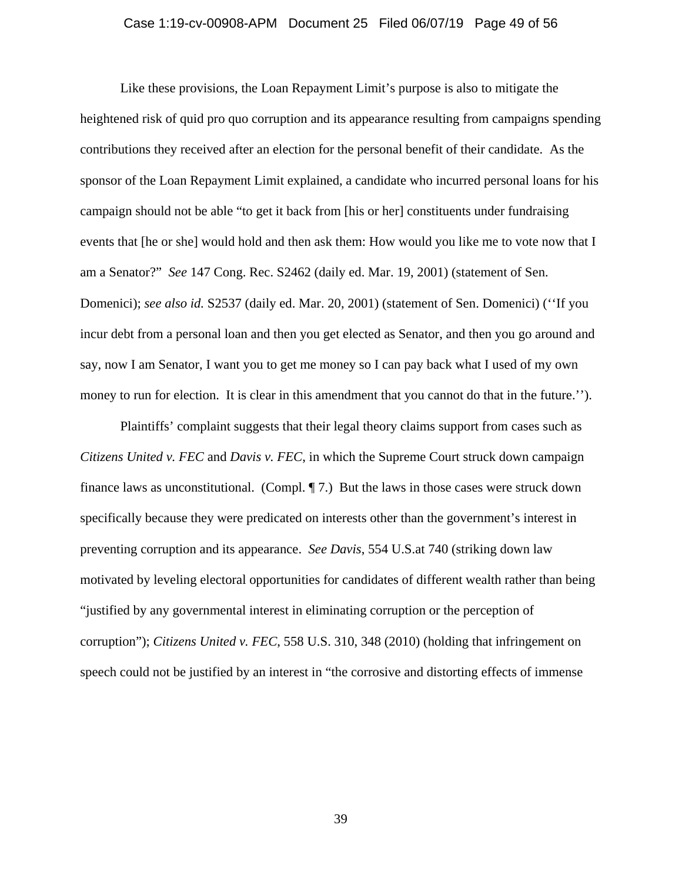Like these provisions, the Loan Repayment Limit's purpose is also to mitigate the heightened risk of quid pro quo corruption and its appearance resulting from campaigns spending contributions they received after an election for the personal benefit of their candidate. As the sponsor of the Loan Repayment Limit explained, a candidate who incurred personal loans for his campaign should not be able "to get it back from [his or her] constituents under fundraising events that [he or she] would hold and then ask them: How would you like me to vote now that I am a Senator?" *See* 147 Cong. Rec. S2462 (daily ed. Mar. 19, 2001) (statement of Sen. Domenici); *see also id.* S2537 (daily ed. Mar. 20, 2001) (statement of Sen. Domenici) (''If you incur debt from a personal loan and then you get elected as Senator, and then you go around and say, now I am Senator, I want you to get me money so I can pay back what I used of my own money to run for election. It is clear in this amendment that you cannot do that in the future.'').

Plaintiffs' complaint suggests that their legal theory claims support from cases such as *Citizens United v. FEC* and *Davis v. FEC*, in which the Supreme Court struck down campaign finance laws as unconstitutional. (Compl. ¶ 7.) But the laws in those cases were struck down specifically because they were predicated on interests other than the government's interest in preventing corruption and its appearance. *See Davis*, 554 U.S.at 740 (striking down law motivated by leveling electoral opportunities for candidates of different wealth rather than being "justified by any governmental interest in eliminating corruption or the perception of corruption"); *Citizens United v. FEC*, 558 U.S. 310, 348 (2010) (holding that infringement on speech could not be justified by an interest in "the corrosive and distorting effects of immense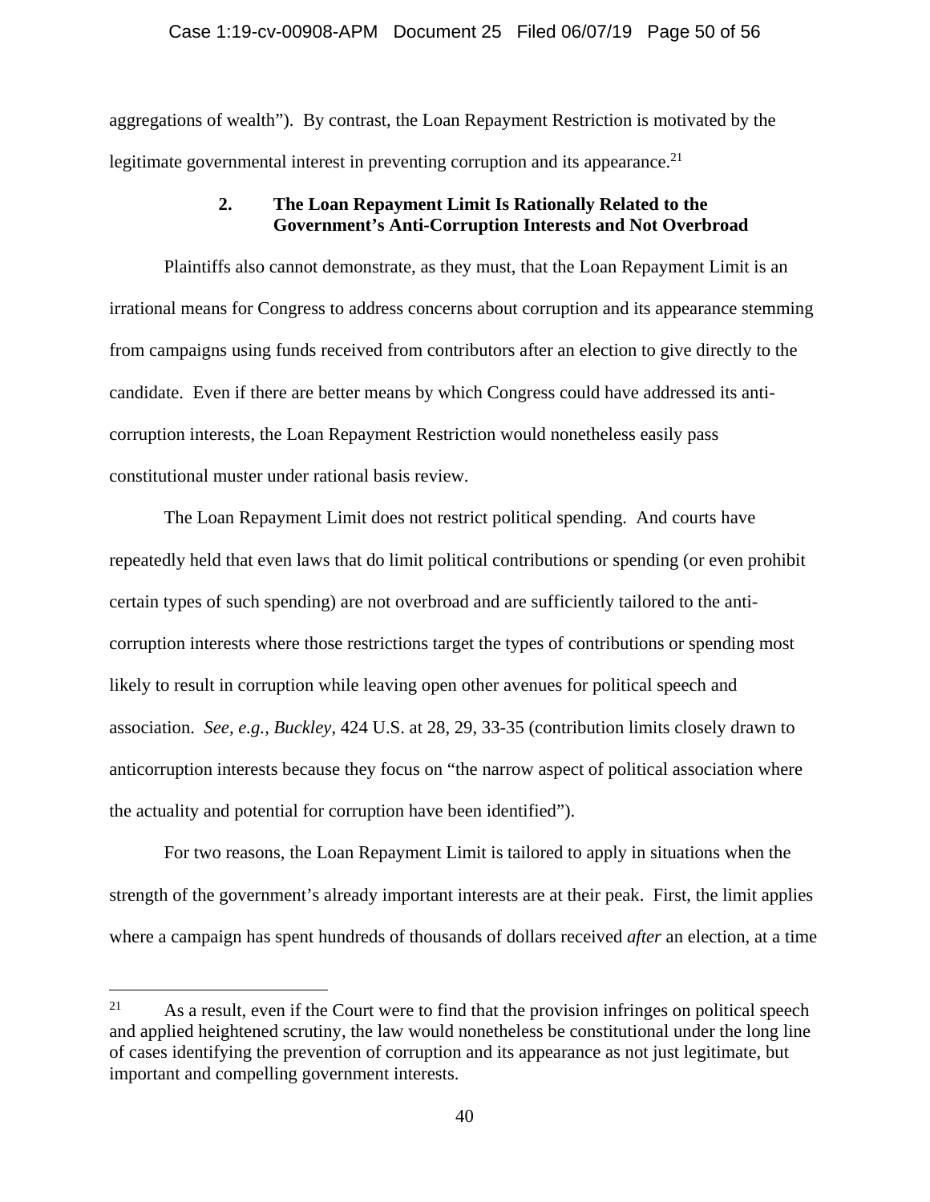aggregations of wealth"). By contrast, the Loan Repayment Restriction is motivated by the legitimate governmental interest in preventing corruption and its appearance.[21]

### 2. The Loan Repayment Limit Is Rationally Related to the Government's Anti-Corruption Interests and Not Overbroad

Plaintiffs also cannot demonstrate, as they must, that the Loan Repayment Limit is an irrational means for Congress to address concerns about corruption and its appearance stemming from campaigns using funds received from contributors after an election to give directly to the candidate. Even if there are better means by which Congress could have addressed its anti-corruption interests, the Loan Repayment Restriction would nonetheless easily pass constitutional muster under rational basis review.

The Loan Repayment Limit does not restrict political spending. And courts have repeatedly held that even laws that do limit political contributions or spending (or even prohibit certain types of such spending) are not overbroad and are sufficiently tailored to the anti-corruption interests where those restrictions target the types of contributions or spending most likely to result in corruption while leaving open other avenues for political speech and association. *See, e.g., Buckley*, 424 U.S. at 28, 29, 33-35 (contribution limits closely drawn to anticorruption interests because they focus on "the narrow aspect of political association where the actuality and potential for corruption have been identified").

For two reasons, the Loan Repayment Limit is tailored to apply in situations when the strength of the government's already important interests are at their peak. First, the limit applies where a campaign has spent hundreds of thousands of dollars received *after* an election, at a time

---

[21] As a result, even if the Court were to find that the provision infringes on political speech and applied heightened scrutiny, the law would nonetheless be constitutional under the long line of cases identifying the prevention of corruption and its appearance as not just legitimate, but important and compelling government interests.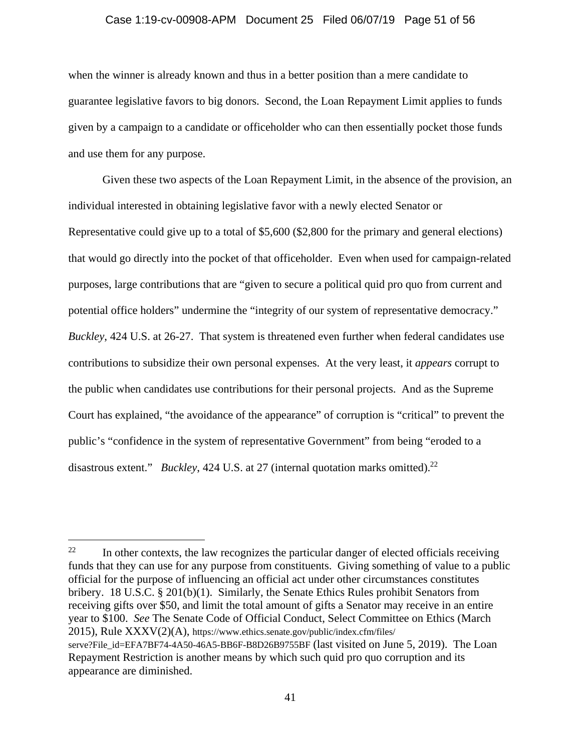when the winner is already known and thus in a better position than a mere candidate to guarantee legislative favors to big donors. Second, the Loan Repayment Limit applies to funds given by a campaign to a candidate or officeholder who can then essentially pocket those funds and use them for any purpose.

Given these two aspects of the Loan Repayment Limit, in the absence of the provision, an individual interested in obtaining legislative favor with a newly elected Senator or Representative could give up to a total of $5,600 ($2,800 for the primary and general elections) that would go directly into the pocket of that officeholder. Even when used for campaign-related purposes, large contributions that are "given to secure a political quid pro quo from current and potential office holders" undermine the "integrity of our system of representative democracy." *Buckley*, 424 U.S. at 26-27. That system is threatened even further when federal candidates use contributions to subsidize their own personal expenses. At the very least, it *appears* corrupt to the public when candidates use contributions for their personal projects. And as the Supreme Court has explained, "the avoidance of the appearance" of corruption is "critical" to prevent the public's "confidence in the system of representative Government" from being "eroded to a disastrous extent." *Buckley*, 424 U.S. at 27 (internal quotation marks omitted).[22]

---

[22] In other contexts, the law recognizes the particular danger of elected officials receiving funds that they can use for any purpose from constituents. Giving something of value to a public official for the purpose of influencing an official act under other circumstances constitutes bribery. 18 U.S.C. § 201(b)(1). Similarly, the Senate Ethics Rules prohibit Senators from receiving gifts over $50, and limit the total amount of gifts a Senator may receive in an entire year to $100. *See* The Senate Code of Official Conduct, Select Committee on Ethics (March 2015), Rule XXXV(2)(A), https://www.ethics.senate.gov/public/index.cfm/files/serve?File_id=EFA7BF74-4A50-46A5-BB6F-B8D26B9755BF (last visited on June 5, 2019). The Loan Repayment Restriction is another means by which such quid pro quo corruption and its appearance are diminished.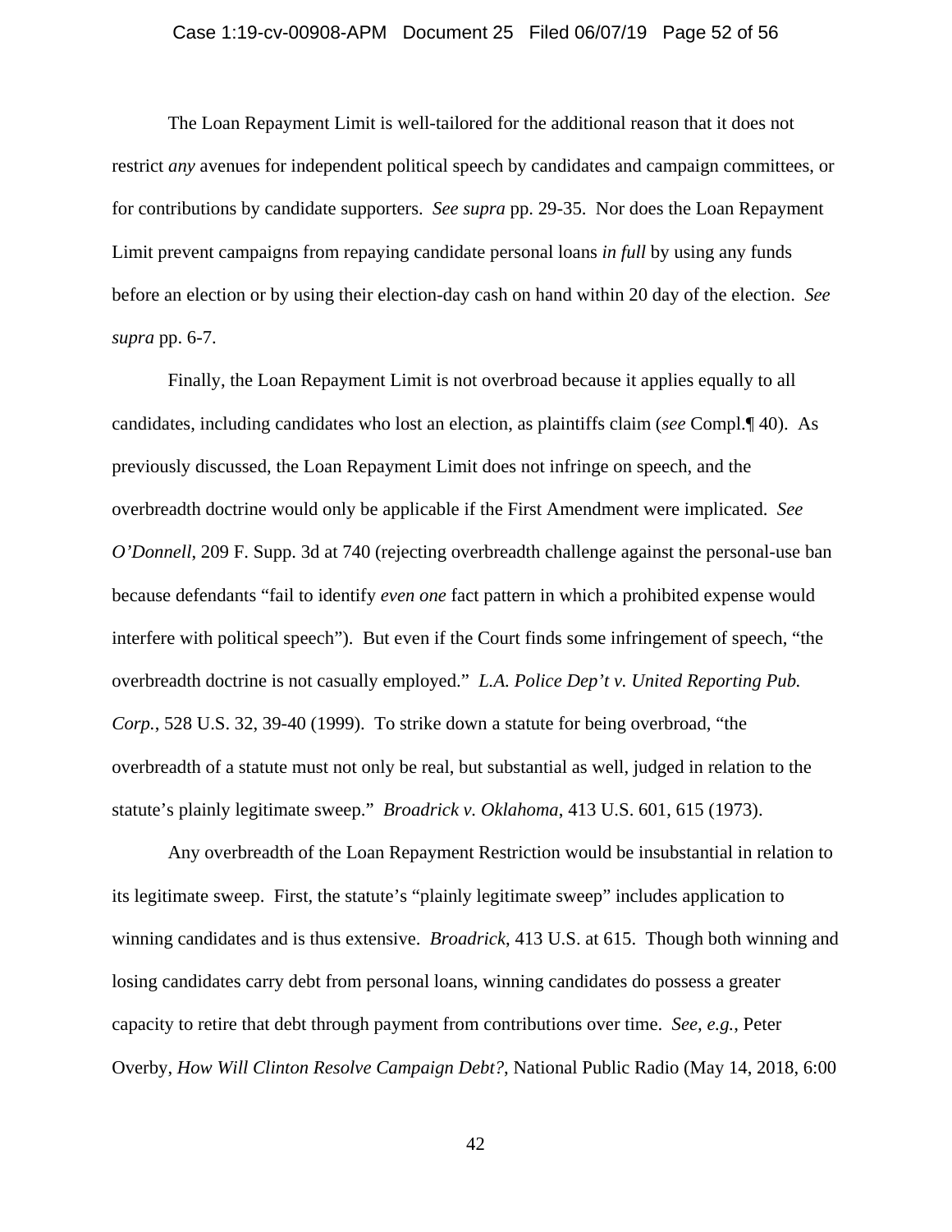The Loan Repayment Limit is well-tailored for the additional reason that it does not restrict *any* avenues for independent political speech by candidates and campaign committees, or for contributions by candidate supporters. *See supra* pp. 29-35. Nor does the Loan Repayment Limit prevent campaigns from repaying candidate personal loans *in full* by using any funds before an election or by using their election-day cash on hand within 20 day of the election. *See supra* pp. 6-7.

Finally, the Loan Repayment Limit is not overbroad because it applies equally to all candidates, including candidates who lost an election, as plaintiffs claim (*see* Compl.¶ 40). As previously discussed, the Loan Repayment Limit does not infringe on speech, and the overbreadth doctrine would only be applicable if the First Amendment were implicated. *See O'Donnell*, 209 F. Supp. 3d at 740 (rejecting overbreadth challenge against the personal-use ban because defendants "fail to identify *even one* fact pattern in which a prohibited expense would interfere with political speech"). But even if the Court finds some infringement of speech, "the overbreadth doctrine is not casually employed." *L.A. Police Dep't v. United Reporting Pub. Corp.*, 528 U.S. 32, 39-40 (1999). To strike down a statute for being overbroad, "the overbreadth of a statute must not only be real, but substantial as well, judged in relation to the statute's plainly legitimate sweep." *Broadrick v. Oklahoma*, 413 U.S. 601, 615 (1973).

Any overbreadth of the Loan Repayment Restriction would be insubstantial in relation to its legitimate sweep. First, the statute's "plainly legitimate sweep" includes application to winning candidates and is thus extensive. *Broadrick*, 413 U.S. at 615. Though both winning and losing candidates carry debt from personal loans, winning candidates do possess a greater capacity to retire that debt through payment from contributions over time. *See, e.g.*, Peter Overby, *How Will Clinton Resolve Campaign Debt?*, National Public Radio (May 14, 2018, 6:00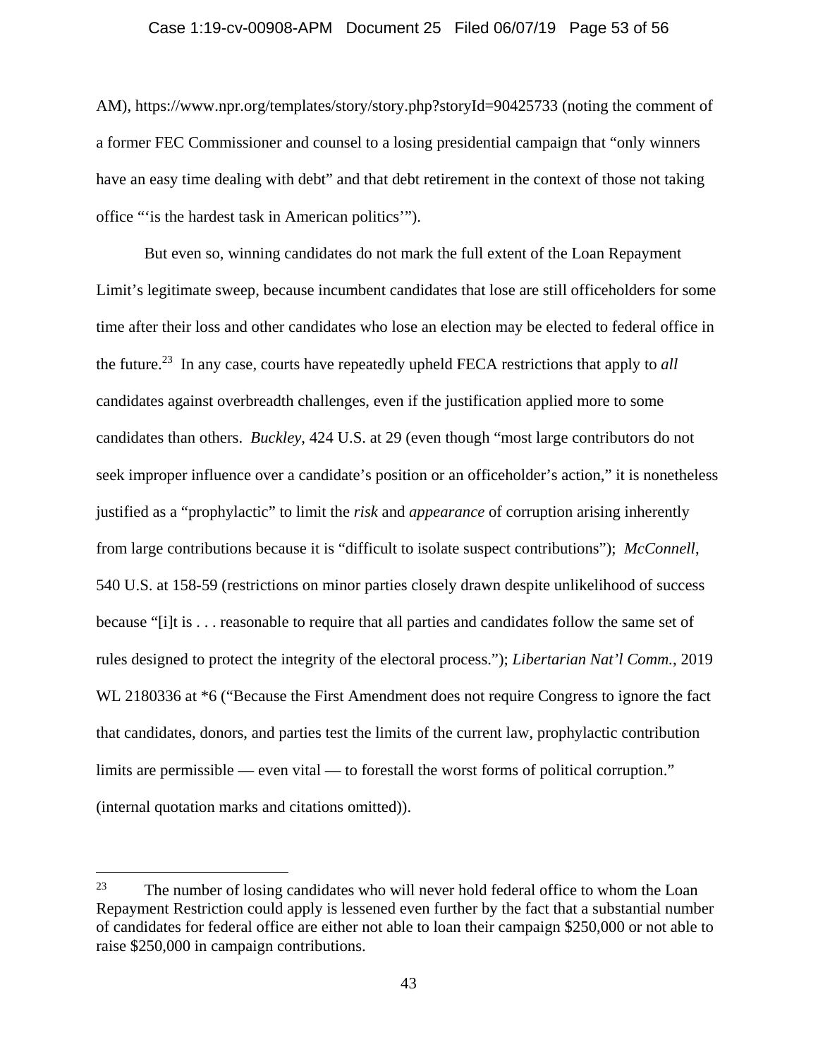AM), https://www.npr.org/templates/story/story.php?storyId=90425733 (noting the comment of a former FEC Commissioner and counsel to a losing presidential campaign that "only winners have an easy time dealing with debt" and that debt retirement in the context of those not taking office "'is the hardest task in American politics'").

But even so, winning candidates do not mark the full extent of the Loan Repayment Limit's legitimate sweep, because incumbent candidates that lose are still officeholders for some time after their loss and other candidates who lose an election may be elected to federal office in the future.[23] In any case, courts have repeatedly upheld FECA restrictions that apply to *all* candidates against overbreadth challenges, even if the justification applied more to some candidates than others. *Buckley*, 424 U.S. at 29 (even though "most large contributors do not seek improper influence over a candidate's position or an officeholder's action," it is nonetheless justified as a "prophylactic" to limit the *risk* and *appearance* of corruption arising inherently from large contributions because it is "difficult to isolate suspect contributions"); *McConnell*, 540 U.S. at 158-59 (restrictions on minor parties closely drawn despite unlikelihood of success because "[i]t is . . . reasonable to require that all parties and candidates follow the same set of rules designed to protect the integrity of the electoral process."); *Libertarian Nat'l Comm.*, 2019 WL 2180336 at *6 ("Because the First Amendment does not require Congress to ignore the fact that candidates, donors, and parties test the limits of the current law, prophylactic contribution limits are permissible — even vital — to forestall the worst forms of political corruption." (internal quotation marks and citations omitted)).

---

[23] The number of losing candidates who will never hold federal office to whom the Loan Repayment Restriction could apply is lessened even further by the fact that a substantial number of candidates for federal office are either not able to loan their campaign $250,000 or not able to raise $250,000 in campaign contributions.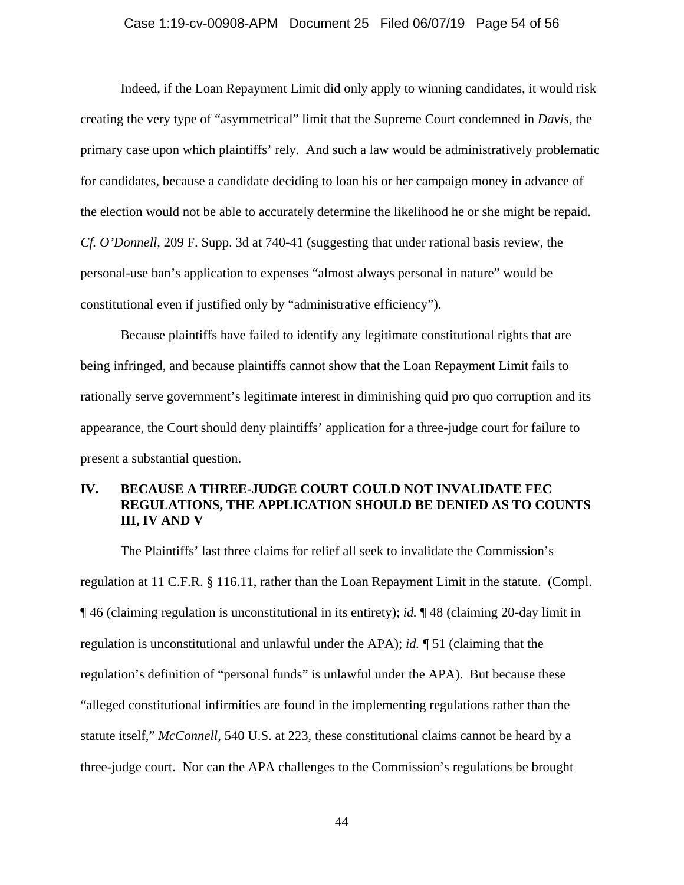Indeed, if the Loan Repayment Limit did only apply to winning candidates, it would risk creating the very type of "asymmetrical" limit that the Supreme Court condemned in *Davis*, the primary case upon which plaintiffs' rely. And such a law would be administratively problematic for candidates, because a candidate deciding to loan his or her campaign money in advance of the election would not be able to accurately determine the likelihood he or she might be repaid. *Cf. O'Donnell*, 209 F. Supp. 3d at 740-41 (suggesting that under rational basis review, the personal-use ban's application to expenses "almost always personal in nature" would be constitutional even if justified only by "administrative efficiency").

Because plaintiffs have failed to identify any legitimate constitutional rights that are being infringed, and because plaintiffs cannot show that the Loan Repayment Limit fails to rationally serve government's legitimate interest in diminishing quid pro quo corruption and its appearance, the Court should deny plaintiffs' application for a three-judge court for failure to present a substantial question.

## IV. BECAUSE A THREE-JUDGE COURT COULD NOT INVALIDATE FEC REGULATIONS, THE APPLICATION SHOULD BE DENIED AS TO COUNTS III, IV AND V

The Plaintiffs' last three claims for relief all seek to invalidate the Commission's regulation at 11 C.F.R. § 116.11, rather than the Loan Repayment Limit in the statute. (Compl. ¶ 46 (claiming regulation is unconstitutional in its entirety); *id.* ¶ 48 (claiming 20-day limit in regulation is unconstitutional and unlawful under the APA); *id.* ¶ 51 (claiming that the regulation's definition of "personal funds" is unlawful under the APA). But because these "alleged constitutional infirmities are found in the implementing regulations rather than the statute itself," *McConnell*, 540 U.S. at 223, these constitutional claims cannot be heard by a three-judge court. Nor can the APA challenges to the Commission's regulations be brought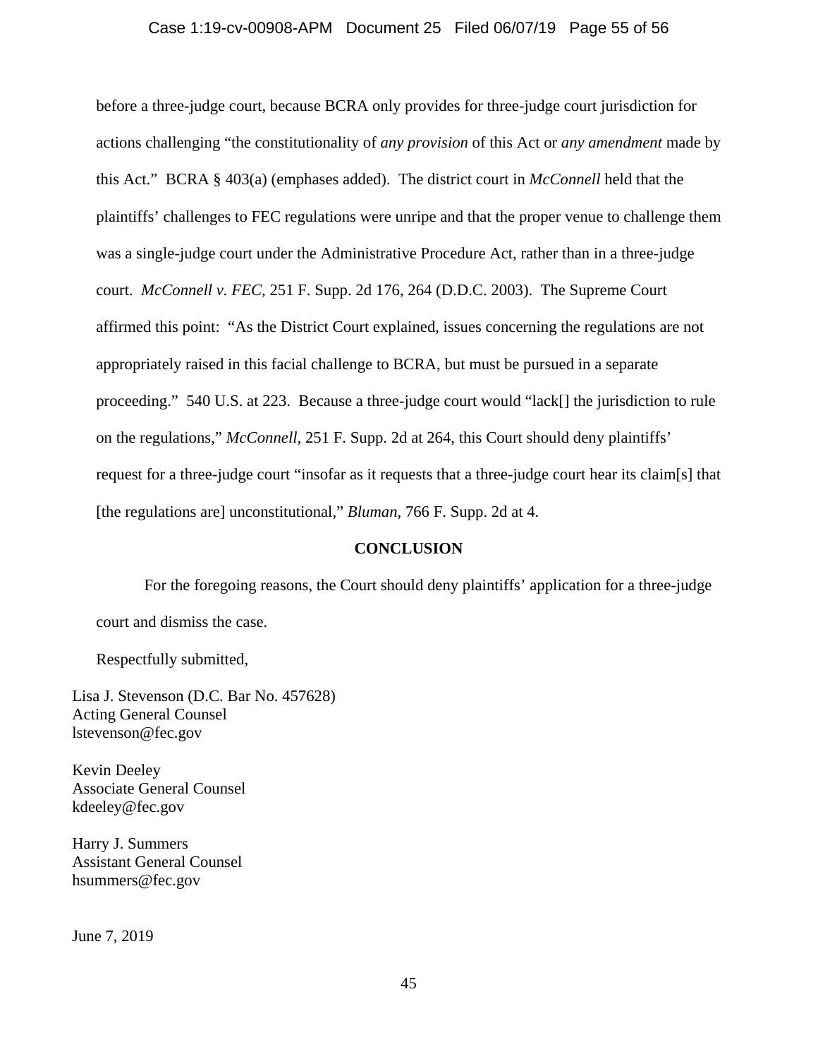before a three-judge court, because BCRA only provides for three-judge court jurisdiction for actions challenging "the constitutionality of *any provision* of this Act or *any amendment* made by this Act." BCRA § 403(a) (emphases added). The district court in *McConnell* held that the plaintiffs' challenges to FEC regulations were unripe and that the proper venue to challenge them was a single-judge court under the Administrative Procedure Act, rather than in a three-judge court. *McConnell v. FEC*, 251 F. Supp. 2d 176, 264 (D.D.C. 2003). The Supreme Court affirmed this point: "As the District Court explained, issues concerning the regulations are not appropriately raised in this facial challenge to BCRA, but must be pursued in a separate proceeding." 540 U.S. at 223. Because a three-judge court would "lack[] the jurisdiction to rule on the regulations," *McConnell*, 251 F. Supp. 2d at 264, this Court should deny plaintiffs' request for a three-judge court "insofar as it requests that a three-judge court hear its claim[s] that [the regulations are] unconstitutional," *Bluman*, 766 F. Supp. 2d at 4.

**CONCLUSION**

For the foregoing reasons, the Court should deny plaintiffs' application for a three-judge court and dismiss the case.

Respectfully submitted,

Lisa J. Stevenson (D.C. Bar No. 457628)
Acting General Counsel
lstevenson@fec.gov

Kevin Deeley
Associate General Counsel
kdeeley@fec.gov

Harry J. Summers
Assistant General Counsel
hsummers@fec.gov

June 7, 2019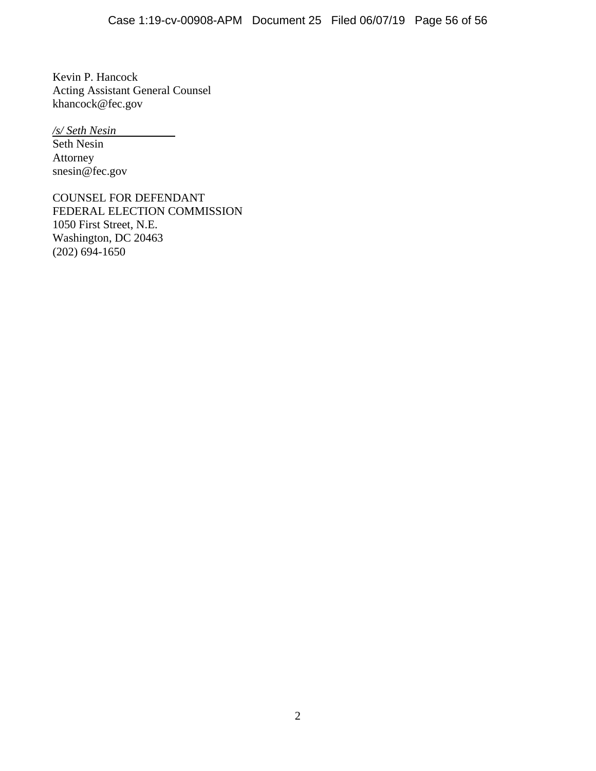Kevin P. Hancock
Acting Assistant General Counsel
khancock@fec.gov

*/s/ Seth Nesin*
Seth Nesin
Attorney
snesin@fec.gov

COUNSEL FOR DEFENDANT
FEDERAL ELECTION COMMISSION
1050 First Street, N.E.
Washington, DC 20463
(202) 694-1650